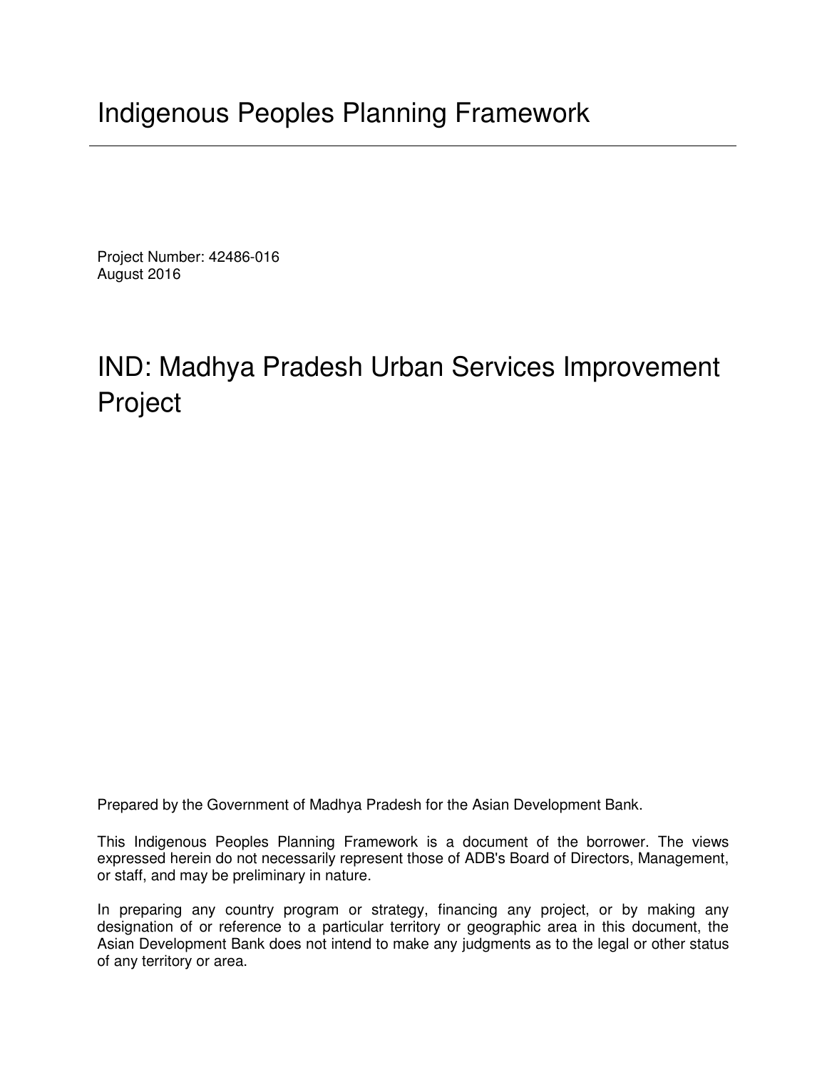# Indigenous Peoples Planning Framework

Project Number: 42486-016
August 2016

# IND: Madhya Pradesh Urban Services Improvement Project

Prepared by the Government of Madhya Pradesh for the Asian Development Bank.

This Indigenous Peoples Planning Framework is a document of the borrower. The views expressed herein do not necessarily represent those of ADB's Board of Directors, Management, or staff, and may be preliminary in nature.

In preparing any country program or strategy, financing any project, or by making any designation of or reference to a particular territory or geographic area in this document, the Asian Development Bank does not intend to make any judgments as to the legal or other status of any territory or area.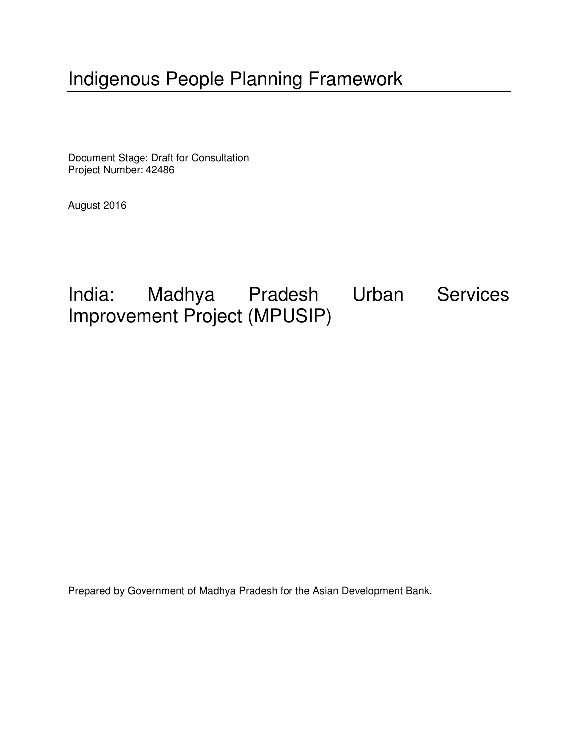# Indigenous People Planning Framework

Document Stage: Draft for Consultation
Project Number: 42486

August 2016

## India: Madhya Pradesh Urban Services Improvement Project (MPUSIP)

Prepared by Government of Madhya Pradesh for the Asian Development Bank.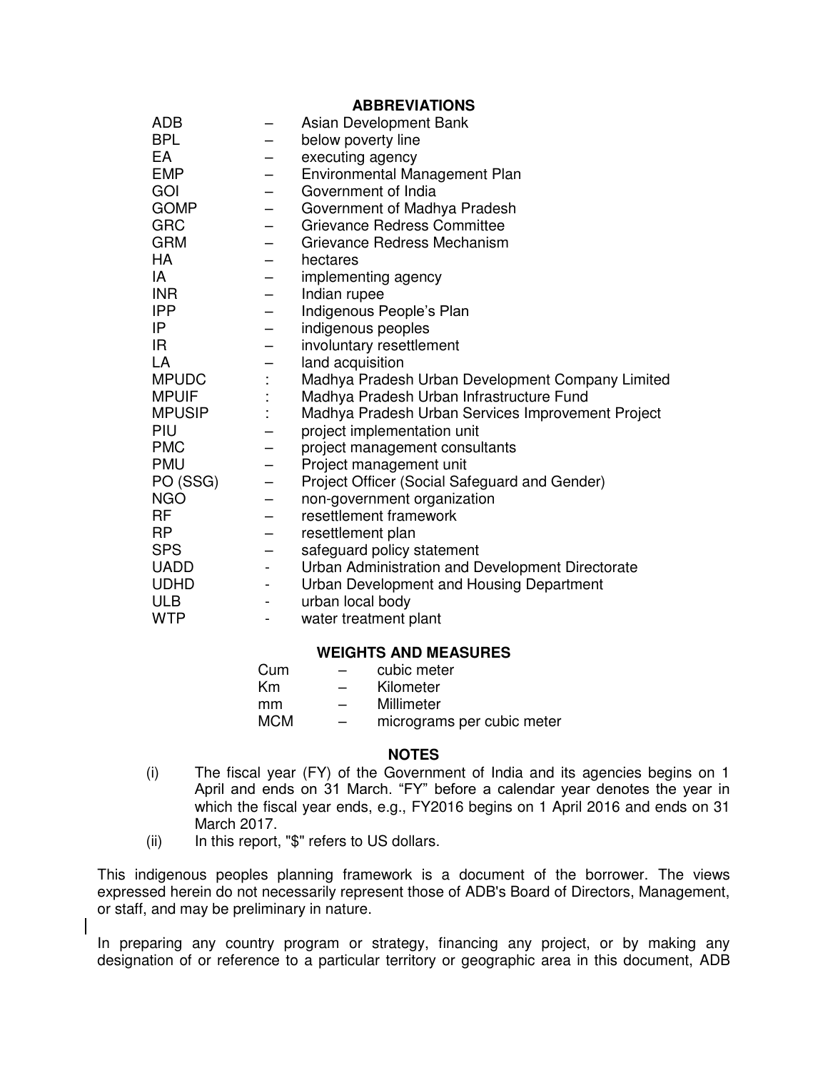## ABBREVIATIONS

| | | |
|---|---|---|
| ADB | – | Asian Development Bank |
| BPL | – | below poverty line |
| EA | – | executing agency |
| EMP | – | Environmental Management Plan |
| GOI | – | Government of India |
| GOMP | – | Government of Madhya Pradesh |
| GRC | – | Grievance Redress Committee |
| GRM | – | Grievance Redress Mechanism |
| HA | – | hectares |
| IA | – | implementing agency |
| INR | – | Indian rupee |
| IPP | – | Indigenous People's Plan |
| IP | – | indigenous peoples |
| IR | – | involuntary resettlement |
| LA | – | land acquisition |
| MPUDC | : | Madhya Pradesh Urban Development Company Limited |
| MPUIF | : | Madhya Pradesh Urban Infrastructure Fund |
| MPUSIP | : | Madhya Pradesh Urban Services Improvement Project |
| PIU | – | project implementation unit |
| PMC | – | project management consultants |
| PMU | – | Project management unit |
| PO (SSG) | – | Project Officer (Social Safeguard and Gender) |
| NGO | – | non-government organization |
| RF | – | resettlement framework |
| RP | – | resettlement plan |
| SPS | – | safeguard policy statement |
| UADD | - | Urban Administration and Development Directorate |
| UDHD | - | Urban Development and Housing Department |
| ULB | - | urban local body |
| WTP | - | water treatment plant |

## WEIGHTS AND MEASURES

| | | |
|---|---|---|
| Cum | – | cubic meter |
| Km | – | Kilometer |
| mm | – | Millimeter |
| MCM | – | micrograms per cubic meter |

## NOTES

(i) The fiscal year (FY) of the Government of India and its agencies begins on 1 April and ends on 31 March. "FY" before a calendar year denotes the year in which the fiscal year ends, e.g., FY2016 begins on 1 April 2016 and ends on 31 March 2017.

(ii) In this report, "$" refers to US dollars.

This indigenous peoples planning framework is a document of the borrower. The views expressed herein do not necessarily represent those of ADB's Board of Directors, Management, or staff, and may be preliminary in nature.

In preparing any country program or strategy, financing any project, or by making any designation of or reference to a particular territory or geographic area in this document, ADB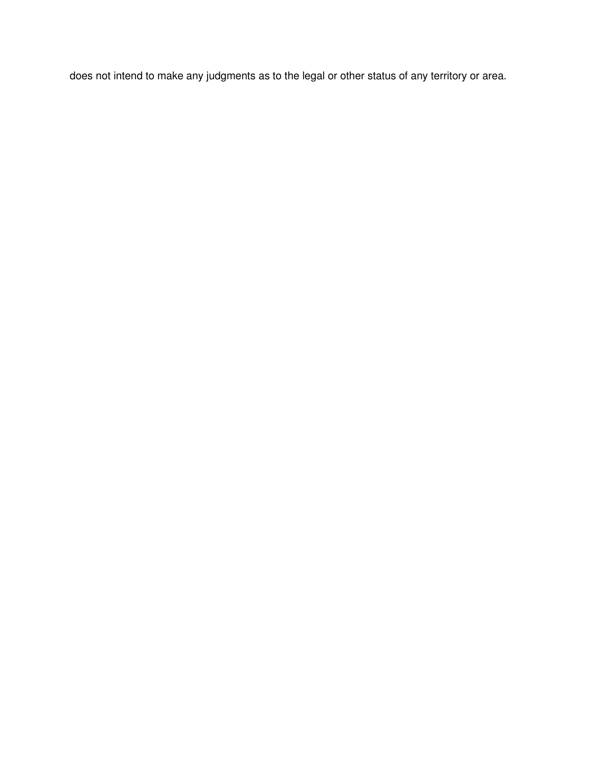does not intend to make any judgments as to the legal or other status of any territory or area.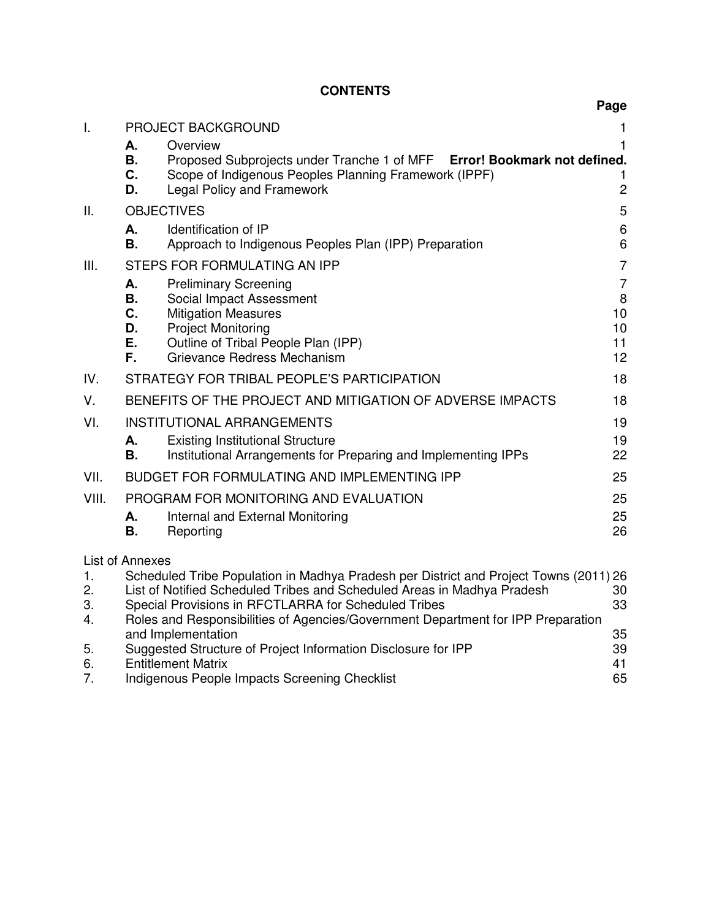# CONTENTS

| | | | Page |
|---|---|---|---|
| I. | PROJECT BACKGROUND | | 1 |
| | **A.** | Overview | 1 |
| | **B.** | Proposed Subprojects under Tranche 1 of MFF **Error! Bookmark not defined.** | |
| | **C.** | Scope of Indigenous Peoples Planning Framework (IPPF) | 1 |
| | **D.** | Legal Policy and Framework | 2 |
| II. | OBJECTIVES | | 5 |
| | **A.** | Identification of IP | 6 |
| | **B.** | Approach to Indigenous Peoples Plan (IPP) Preparation | 6 |
| III. | STEPS FOR FORMULATING AN IPP | | 7 |
| | **A.** | Preliminary Screening | 7 |
| | **B.** | Social Impact Assessment | 8 |
| | **C.** | Mitigation Measures | 10 |
| | **D.** | Project Monitoring | 10 |
| | **E.** | Outline of Tribal People Plan (IPP) | 11 |
| | **F.** | Grievance Redress Mechanism | 12 |
| IV. | STRATEGY FOR TRIBAL PEOPLE'S PARTICIPATION | | 18 |
| V. | BENEFITS OF THE PROJECT AND MITIGATION OF ADVERSE IMPACTS | | 18 |
| VI. | INSTITUTIONAL ARRANGEMENTS | | 19 |
| | **A.** | Existing Institutional Structure | 19 |
| | **B.** | Institutional Arrangements for Preparing and Implementing IPPs | 22 |
| VII. | BUDGET FOR FORMULATING AND IMPLEMENTING IPP | | 25 |
| VIII. | PROGRAM FOR MONITORING AND EVALUATION | | 25 |
| | **A.** | Internal and External Monitoring | 25 |
| | **B.** | Reporting | 26 |

List of Annexes

| | | |
|---|---|---|
| 1. | Scheduled Tribe Population in Madhya Pradesh per District and Project Towns (2011) | 26 |
| 2. | List of Notified Scheduled Tribes and Scheduled Areas in Madhya Pradesh | 30 |
| 3. | Special Provisions in RFCTLARRA for Scheduled Tribes | 33 |
| 4. | Roles and Responsibilities of Agencies/Government Department for IPP Preparation and Implementation | 35 |
| 5. | Suggested Structure of Project Information Disclosure for IPP | 39 |
| 6. | Entitlement Matrix | 41 |
| 7. | Indigenous People Impacts Screening Checklist | 65 |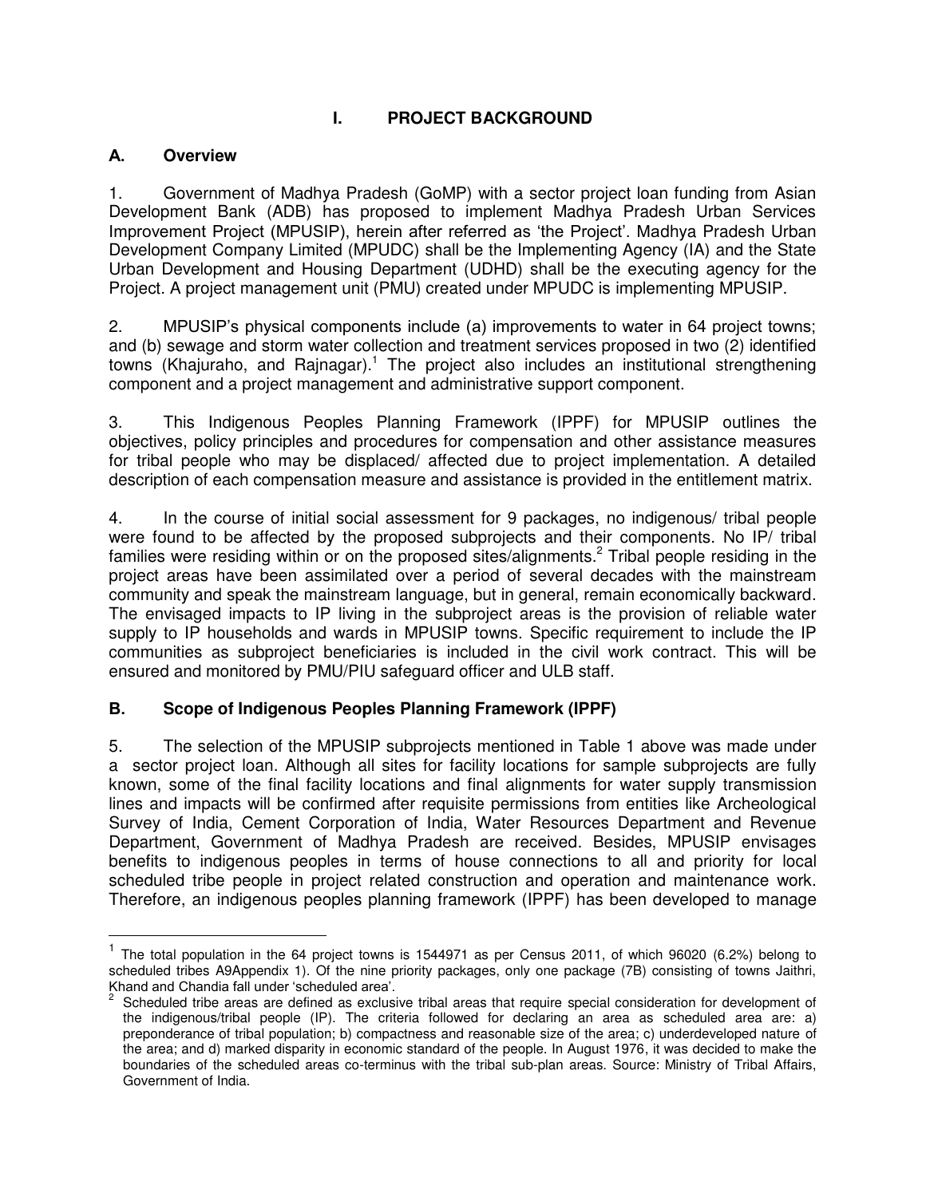# I. PROJECT BACKGROUND

## A. Overview

1. Government of Madhya Pradesh (GoMP) with a sector project loan funding from Asian Development Bank (ADB) has proposed to implement Madhya Pradesh Urban Services Improvement Project (MPUSIP), herein after referred as 'the Project'. Madhya Pradesh Urban Development Company Limited (MPUDC) shall be the Implementing Agency (IA) and the State Urban Development and Housing Department (UDHD) shall be the executing agency for the Project. A project management unit (PMU) created under MPUDC is implementing MPUSIP.

2. MPUSIP's physical components include (a) improvements to water in 64 project towns; and (b) sewage and storm water collection and treatment services proposed in two (2) identified towns (Khajuraho, and Rajnagar).[1] The project also includes an institutional strengthening component and a project management and administrative support component.

3. This Indigenous Peoples Planning Framework (IPPF) for MPUSIP outlines the objectives, policy principles and procedures for compensation and other assistance measures for tribal people who may be displaced/ affected due to project implementation. A detailed description of each compensation measure and assistance is provided in the entitlement matrix.

4. In the course of initial social assessment for 9 packages, no indigenous/ tribal people were found to be affected by the proposed subprojects and their components. No IP/ tribal families were residing within or on the proposed sites/alignments.[2] Tribal people residing in the project areas have been assimilated over a period of several decades with the mainstream community and speak the mainstream language, but in general, remain economically backward. The envisaged impacts to IP living in the subproject areas is the provision of reliable water supply to IP households and wards in MPUSIP towns. Specific requirement to include the IP communities as subproject beneficiaries is included in the civil work contract. This will be ensured and monitored by PMU/PIU safeguard officer and ULB staff.

## B. Scope of Indigenous Peoples Planning Framework (IPPF)

5. The selection of the MPUSIP subprojects mentioned in Table 1 above was made under a sector project loan. Although all sites for facility locations for sample subprojects are fully known, some of the final facility locations and final alignments for water supply transmission lines and impacts will be confirmed after requisite permissions from entities like Archeological Survey of India, Cement Corporation of India, Water Resources Department and Revenue Department, Government of Madhya Pradesh are received. Besides, MPUSIP envisages benefits to indigenous peoples in terms of house connections to all and priority for local scheduled tribe people in project related construction and operation and maintenance work. Therefore, an indigenous peoples planning framework (IPPF) has been developed to manage

---

[1] The total population in the 64 project towns is 1544971 as per Census 2011, of which 96020 (6.2%) belong to scheduled tribes A9Appendix 1). Of the nine priority packages, only one package (7B) consisting of towns Jaithri, Khand and Chandia fall under 'scheduled area'.

[2] Scheduled tribe areas are defined as exclusive tribal areas that require special consideration for development of the indigenous/tribal people (IP). The criteria followed for declaring an area as scheduled area are: a) preponderance of tribal population; b) compactness and reasonable size of the area; c) underdeveloped nature of the area; and d) marked disparity in economic standard of the people. In August 1976, it was decided to make the boundaries of the scheduled areas co-terminus with the tribal sub-plan areas. Source: Ministry of Tribal Affairs, Government of India.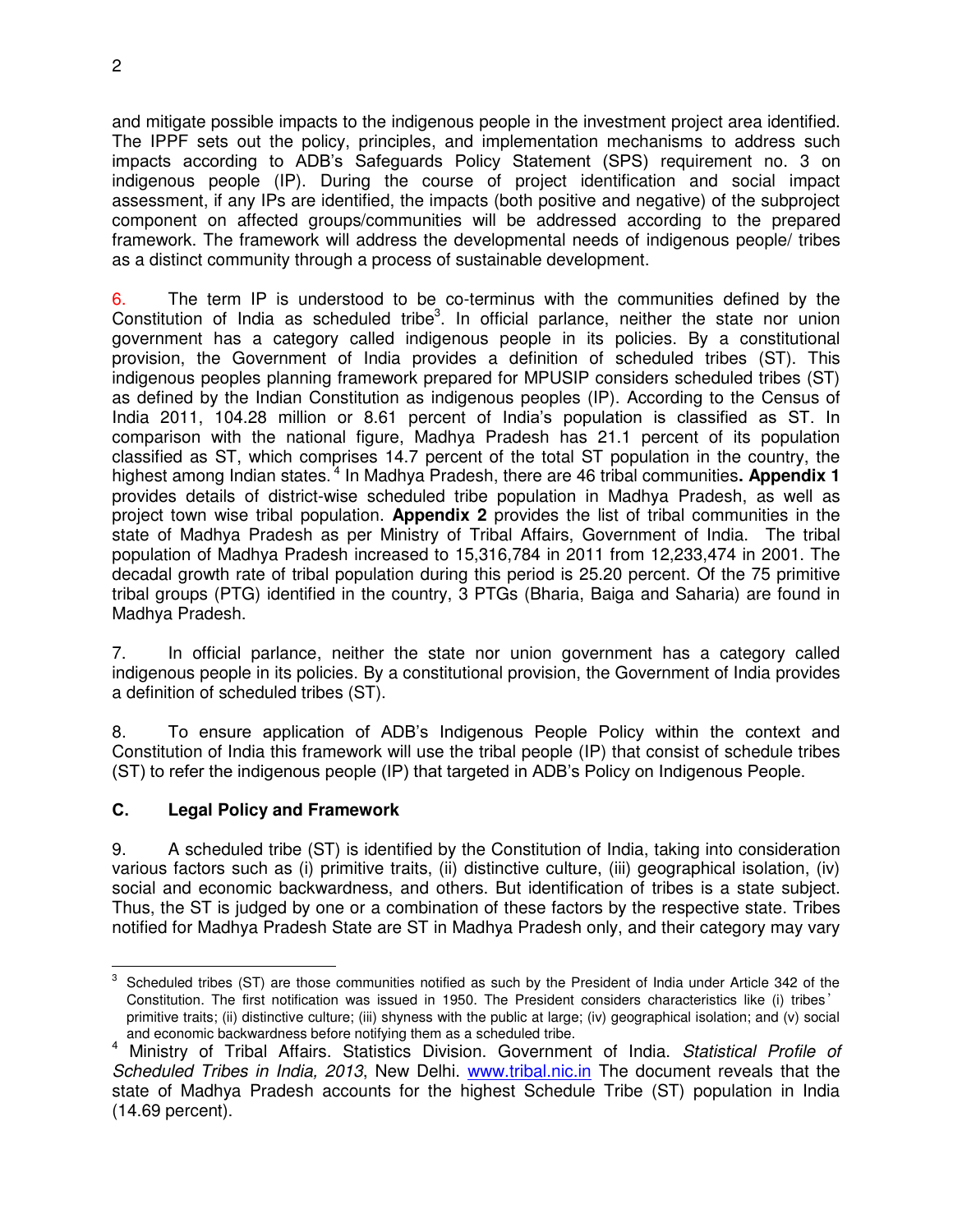and mitigate possible impacts to the indigenous people in the investment project area identified. The IPPF sets out the policy, principles, and implementation mechanisms to address such impacts according to ADB's Safeguards Policy Statement (SPS) requirement no. 3 on indigenous people (IP). During the course of project identification and social impact assessment, if any IPs are identified, the impacts (both positive and negative) of the subproject component on affected groups/communities will be addressed according to the prepared framework. The framework will address the developmental needs of indigenous people/ tribes as a distinct community through a process of sustainable development.

6. The term IP is understood to be co-terminus with the communities defined by the Constitution of India as scheduled tribe[3]. In official parlance, neither the state nor union government has a category called indigenous people in its policies. By a constitutional provision, the Government of India provides a definition of scheduled tribes (ST). This indigenous peoples planning framework prepared for MPUSIP considers scheduled tribes (ST) as defined by the Indian Constitution as indigenous peoples (IP). According to the Census of India 2011, 104.28 million or 8.61 percent of India's population is classified as ST. In comparison with the national figure, Madhya Pradesh has 21.1 percent of its population classified as ST, which comprises 14.7 percent of the total ST population in the country, the highest among Indian states.[4] In Madhya Pradesh, there are 46 tribal communities**. Appendix 1** provides details of district-wise scheduled tribe population in Madhya Pradesh, as well as project town wise tribal population. **Appendix 2** provides the list of tribal communities in the state of Madhya Pradesh as per Ministry of Tribal Affairs, Government of India. The tribal population of Madhya Pradesh increased to 15,316,784 in 2011 from 12,233,474 in 2001. The decadal growth rate of tribal population during this period is 25.20 percent. Of the 75 primitive tribal groups (PTG) identified in the country, 3 PTGs (Bharia, Baiga and Saharia) are found in Madhya Pradesh.

7. In official parlance, neither the state nor union government has a category called indigenous people in its policies. By a constitutional provision, the Government of India provides a definition of scheduled tribes (ST).

8. To ensure application of ADB's Indigenous People Policy within the context and Constitution of India this framework will use the tribal people (IP) that consist of schedule tribes (ST) to refer the indigenous people (IP) that targeted in ADB's Policy on Indigenous People.

## C. Legal Policy and Framework

9. A scheduled tribe (ST) is identified by the Constitution of India, taking into consideration various factors such as (i) primitive traits, (ii) distinctive culture, (iii) geographical isolation, (iv) social and economic backwardness, and others. But identification of tribes is a state subject. Thus, the ST is judged by one or a combination of these factors by the respective state. Tribes notified for Madhya Pradesh State are ST in Madhya Pradesh only, and their category may vary

---

[3] Scheduled tribes (ST) are those communities notified as such by the President of India under Article 342 of the Constitution. The first notification was issued in 1950. The President considers characteristics like (i) tribes' primitive traits; (ii) distinctive culture; (iii) shyness with the public at large; (iv) geographical isolation; and (v) social and economic backwardness before notifying them as a scheduled tribe.

[4] Ministry of Tribal Affairs. Statistics Division. Government of India. *Statistical Profile of Scheduled Tribes in India, 2013*, New Delhi. www.tribal.nic.in The document reveals that the state of Madhya Pradesh accounts for the highest Schedule Tribe (ST) population in India (14.69 percent).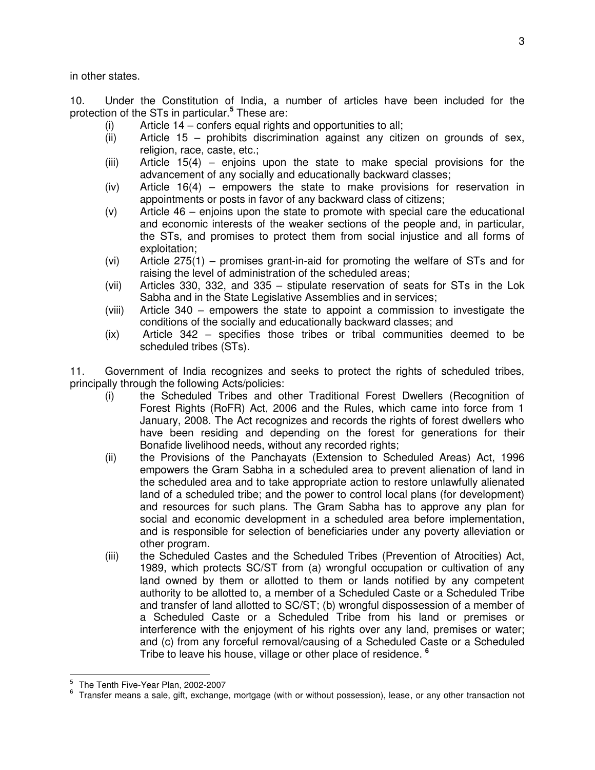in other states.

10. Under the Constitution of India, a number of articles have been included for the protection of the STs in particular.[5] These are:

(i) Article 14 – confers equal rights and opportunities to all;
(ii) Article 15 – prohibits discrimination against any citizen on grounds of sex, religion, race, caste, etc.;
(iii) Article 15(4) – enjoins upon the state to make special provisions for the advancement of any socially and educationally backward classes;
(iv) Article 16(4) – empowers the state to make provisions for reservation in appointments or posts in favor of any backward class of citizens;
(v) Article 46 – enjoins upon the state to promote with special care the educational and economic interests of the weaker sections of the people and, in particular, the STs, and promises to protect them from social injustice and all forms of exploitation;
(vi) Article 275(1) – promises grant-in-aid for promoting the welfare of STs and for raising the level of administration of the scheduled areas;
(vii) Articles 330, 332, and 335 – stipulate reservation of seats for STs in the Lok Sabha and in the State Legislative Assemblies and in services;
(viii) Article 340 – empowers the state to appoint a commission to investigate the conditions of the socially and educationally backward classes; and
(ix) Article 342 – specifies those tribes or tribal communities deemed to be scheduled tribes (STs).

11. Government of India recognizes and seeks to protect the rights of scheduled tribes, principally through the following Acts/policies:

(i) the Scheduled Tribes and other Traditional Forest Dwellers (Recognition of Forest Rights (RoFR) Act, 2006 and the Rules, which came into force from 1 January, 2008. The Act recognizes and records the rights of forest dwellers who have been residing and depending on the forest for generations for their Bonafide livelihood needs, without any recorded rights;
(ii) the Provisions of the Panchayats (Extension to Scheduled Areas) Act, 1996 empowers the Gram Sabha in a scheduled area to prevent alienation of land in the scheduled area and to take appropriate action to restore unlawfully alienated land of a scheduled tribe; and the power to control local plans (for development) and resources for such plans. The Gram Sabha has to approve any plan for social and economic development in a scheduled area before implementation, and is responsible for selection of beneficiaries under any poverty alleviation or other program.
(iii) the Scheduled Castes and the Scheduled Tribes (Prevention of Atrocities) Act, 1989, which protects SC/ST from (a) wrongful occupation or cultivation of any land owned by them or allotted to them or lands notified by any competent authority to be allotted to, a member of a Scheduled Caste or a Scheduled Tribe and transfer of land allotted to SC/ST; (b) wrongful dispossession of a member of a Scheduled Caste or a Scheduled Tribe from his land or premises or interference with the enjoyment of his rights over any land, premises or water; and (c) from any forceful removal/causing of a Scheduled Caste or a Scheduled Tribe to leave his house, village or other place of residence. [6]

---

[5] The Tenth Five-Year Plan, 2002-2007

[6] Transfer means a sale, gift, exchange, mortgage (with or without possession), lease, or any other transaction not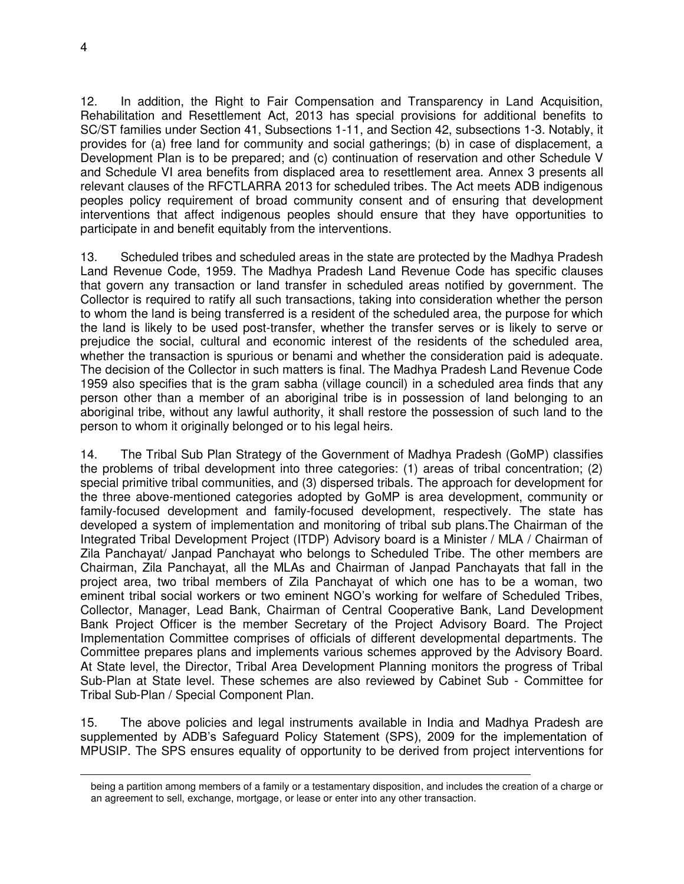12. In addition, the Right to Fair Compensation and Transparency in Land Acquisition, Rehabilitation and Resettlement Act, 2013 has special provisions for additional benefits to SC/ST families under Section 41, Subsections 1-11, and Section 42, subsections 1-3. Notably, it provides for (a) free land for community and social gatherings; (b) in case of displacement, a Development Plan is to be prepared; and (c) continuation of reservation and other Schedule V and Schedule VI area benefits from displaced area to resettlement area. Annex 3 presents all relevant clauses of the RFCTLARRA 2013 for scheduled tribes. The Act meets ADB indigenous peoples policy requirement of broad community consent and of ensuring that development interventions that affect indigenous peoples should ensure that they have opportunities to participate in and benefit equitably from the interventions.

13. Scheduled tribes and scheduled areas in the state are protected by the Madhya Pradesh Land Revenue Code, 1959. The Madhya Pradesh Land Revenue Code has specific clauses that govern any transaction or land transfer in scheduled areas notified by government. The Collector is required to ratify all such transactions, taking into consideration whether the person to whom the land is being transferred is a resident of the scheduled area, the purpose for which the land is likely to be used post-transfer, whether the transfer serves or is likely to serve or prejudice the social, cultural and economic interest of the residents of the scheduled area, whether the transaction is spurious or benami and whether the consideration paid is adequate. The decision of the Collector in such matters is final. The Madhya Pradesh Land Revenue Code 1959 also specifies that is the gram sabha (village council) in a scheduled area finds that any person other than a member of an aboriginal tribe is in possession of land belonging to an aboriginal tribe, without any lawful authority, it shall restore the possession of such land to the person to whom it originally belonged or to his legal heirs.

14. The Tribal Sub Plan Strategy of the Government of Madhya Pradesh (GoMP) classifies the problems of tribal development into three categories: (1) areas of tribal concentration; (2) special primitive tribal communities, and (3) dispersed tribals. The approach for development for the three above-mentioned categories adopted by GoMP is area development, community or family-focused development and family-focused development, respectively. The state has developed a system of implementation and monitoring of tribal sub plans.The Chairman of the Integrated Tribal Development Project (ITDP) Advisory board is a Minister / MLA / Chairman of Zila Panchayat/ Janpad Panchayat who belongs to Scheduled Tribe. The other members are Chairman, Zila Panchayat, all the MLAs and Chairman of Janpad Panchayats that fall in the project area, two tribal members of Zila Panchayat of which one has to be a woman, two eminent tribal social workers or two eminent NGO's working for welfare of Scheduled Tribes, Collector, Manager, Lead Bank, Chairman of Central Cooperative Bank, Land Development Bank Project Officer is the member Secretary of the Project Advisory Board. The Project Implementation Committee comprises of officials of different developmental departments. The Committee prepares plans and implements various schemes approved by the Advisory Board. At State level, the Director, Tribal Area Development Planning monitors the progress of Tribal Sub-Plan at State level. These schemes are also reviewed by Cabinet Sub - Committee for Tribal Sub-Plan / Special Component Plan.

15. The above policies and legal instruments available in India and Madhya Pradesh are supplemented by ADB's Safeguard Policy Statement (SPS), 2009 for the implementation of MPUSIP. The SPS ensures equality of opportunity to be derived from project interventions for

---

being a partition among members of a family or a testamentary disposition, and includes the creation of a charge or an agreement to sell, exchange, mortgage, or lease or enter into any other transaction.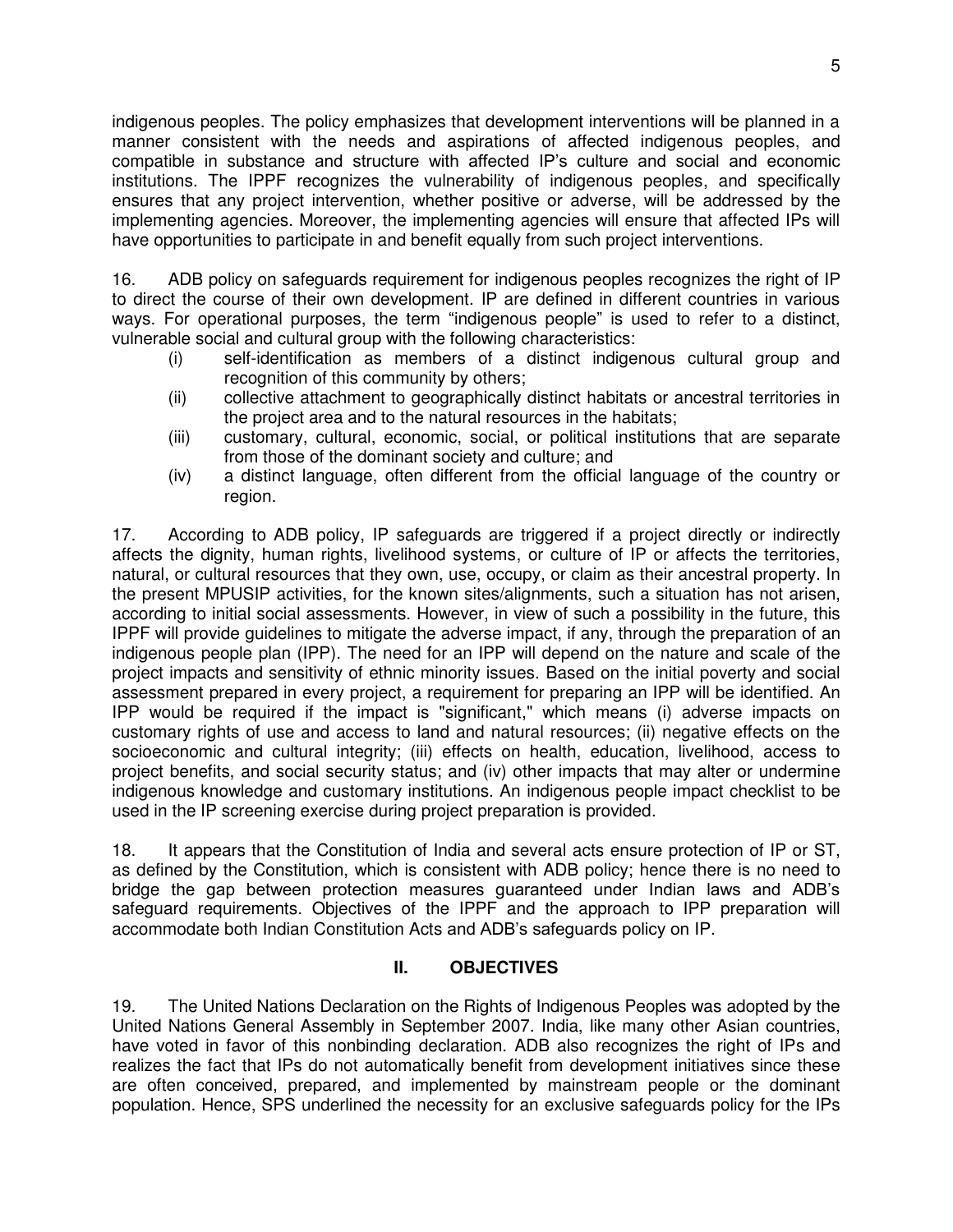indigenous peoples. The policy emphasizes that development interventions will be planned in a manner consistent with the needs and aspirations of affected indigenous peoples, and compatible in substance and structure with affected IP's culture and social and economic institutions. The IPPF recognizes the vulnerability of indigenous peoples, and specifically ensures that any project intervention, whether positive or adverse, will be addressed by the implementing agencies. Moreover, the implementing agencies will ensure that affected IPs will have opportunities to participate in and benefit equally from such project interventions.

16. ADB policy on safeguards requirement for indigenous peoples recognizes the right of IP to direct the course of their own development. IP are defined in different countries in various ways. For operational purposes, the term "indigenous people" is used to refer to a distinct, vulnerable social and cultural group with the following characteristics:

- (i) self-identification as members of a distinct indigenous cultural group and recognition of this community by others;
- (ii) collective attachment to geographically distinct habitats or ancestral territories in the project area and to the natural resources in the habitats;
- (iii) customary, cultural, economic, social, or political institutions that are separate from those of the dominant society and culture; and
- (iv) a distinct language, often different from the official language of the country or region.

17. According to ADB policy, IP safeguards are triggered if a project directly or indirectly affects the dignity, human rights, livelihood systems, or culture of IP or affects the territories, natural, or cultural resources that they own, use, occupy, or claim as their ancestral property. In the present MPUSIP activities, for the known sites/alignments, such a situation has not arisen, according to initial social assessments. However, in view of such a possibility in the future, this IPPF will provide guidelines to mitigate the adverse impact, if any, through the preparation of an indigenous people plan (IPP). The need for an IPP will depend on the nature and scale of the project impacts and sensitivity of ethnic minority issues. Based on the initial poverty and social assessment prepared in every project, a requirement for preparing an IPP will be identified. An IPP would be required if the impact is "significant," which means (i) adverse impacts on customary rights of use and access to land and natural resources; (ii) negative effects on the socioeconomic and cultural integrity; (iii) effects on health, education, livelihood, access to project benefits, and social security status; and (iv) other impacts that may alter or undermine indigenous knowledge and customary institutions. An indigenous people impact checklist to be used in the IP screening exercise during project preparation is provided.

18. It appears that the Constitution of India and several acts ensure protection of IP or ST, as defined by the Constitution, which is consistent with ADB policy; hence there is no need to bridge the gap between protection measures guaranteed under Indian laws and ADB's safeguard requirements. Objectives of the IPPF and the approach to IPP preparation will accommodate both Indian Constitution Acts and ADB's safeguards policy on IP.

## II. OBJECTIVES

19. The United Nations Declaration on the Rights of Indigenous Peoples was adopted by the United Nations General Assembly in September 2007. India, like many other Asian countries, have voted in favor of this nonbinding declaration. ADB also recognizes the right of IPs and realizes the fact that IPs do not automatically benefit from development initiatives since these are often conceived, prepared, and implemented by mainstream people or the dominant population. Hence, SPS underlined the necessity for an exclusive safeguards policy for the IPs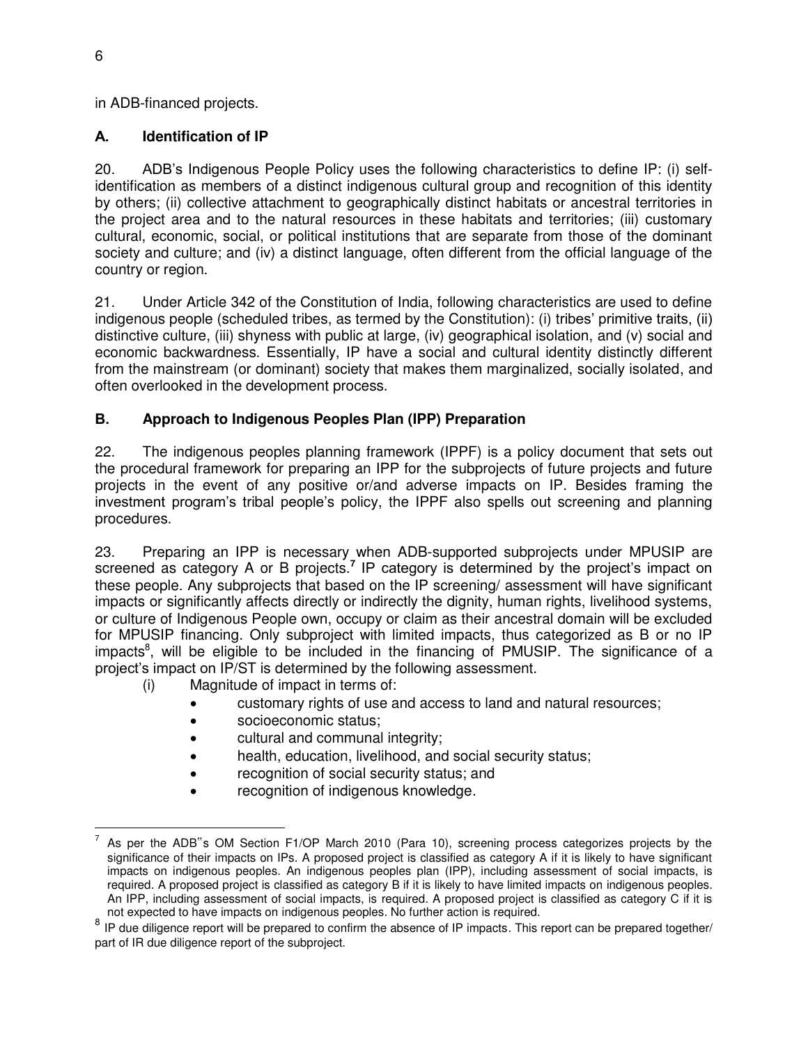in ADB-financed projects.

## A. Identification of IP

20. ADB's Indigenous People Policy uses the following characteristics to define IP: (i) self-identification as members of a distinct indigenous cultural group and recognition of this identity by others; (ii) collective attachment to geographically distinct habitats or ancestral territories in the project area and to the natural resources in these habitats and territories; (iii) customary cultural, economic, social, or political institutions that are separate from those of the dominant society and culture; and (iv) a distinct language, often different from the official language of the country or region.

21. Under Article 342 of the Constitution of India, following characteristics are used to define indigenous people (scheduled tribes, as termed by the Constitution): (i) tribes' primitive traits, (ii) distinctive culture, (iii) shyness with public at large, (iv) geographical isolation, and (v) social and economic backwardness. Essentially, IP have a social and cultural identity distinctly different from the mainstream (or dominant) society that makes them marginalized, socially isolated, and often overlooked in the development process.

## B. Approach to Indigenous Peoples Plan (IPP) Preparation

22. The indigenous peoples planning framework (IPPF) is a policy document that sets out the procedural framework for preparing an IPP for the subprojects of future projects and future projects in the event of any positive or/and adverse impacts on IP. Besides framing the investment program's tribal people's policy, the IPPF also spells out screening and planning procedures.

23. Preparing an IPP is necessary when ADB-supported subprojects under MPUSIP are screened as category A or B projects.[7] IP category is determined by the project's impact on these people. Any subprojects that based on the IP screening/ assessment will have significant impacts or significantly affects directly or indirectly the dignity, human rights, livelihood systems, or culture of Indigenous People own, occupy or claim as their ancestral domain will be excluded for MPUSIP financing. Only subproject with limited impacts, thus categorized as B or no IP impacts[8], will be eligible to be included in the financing of PMUSIP. The significance of a project's impact on IP/ST is determined by the following assessment.

(i) Magnitude of impact in terms of:

- customary rights of use and access to land and natural resources;
- socioeconomic status;
- cultural and communal integrity;
- health, education, livelihood, and social security status;
- recognition of social security status; and
- recognition of indigenous knowledge.

---

[7] As per the ADB"s OM Section F1/OP March 2010 (Para 10), screening process categorizes projects by the significance of their impacts on IPs. A proposed project is classified as category A if it is likely to have significant impacts on indigenous peoples. An indigenous peoples plan (IPP), including assessment of social impacts, is required. A proposed project is classified as category B if it is likely to have limited impacts on indigenous peoples. An IPP, including assessment of social impacts, is required. A proposed project is classified as category C if it is not expected to have impacts on indigenous peoples. No further action is required.

[8] IP due diligence report will be prepared to confirm the absence of IP impacts. This report can be prepared together/ part of IR due diligence report of the subproject.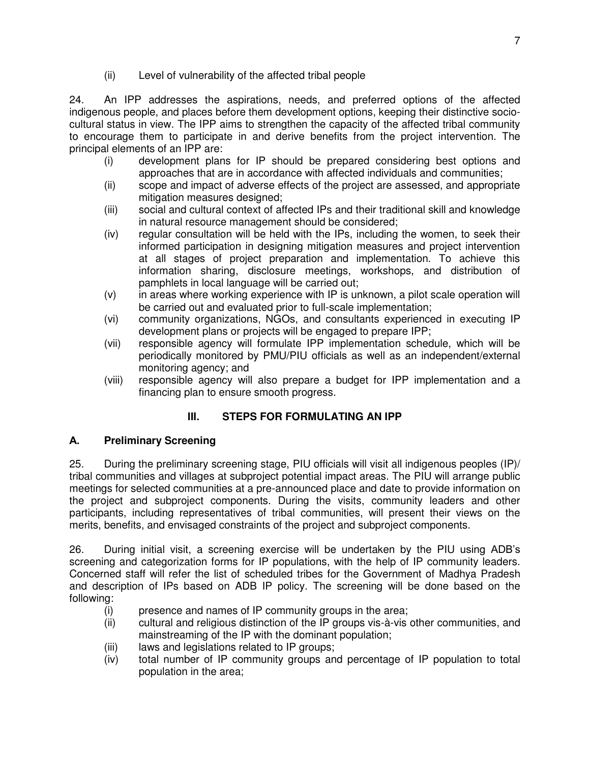(ii) Level of vulnerability of the affected tribal people

24. An IPP addresses the aspirations, needs, and preferred options of the affected indigenous people, and places before them development options, keeping their distinctive socio-cultural status in view. The IPP aims to strengthen the capacity of the affected tribal community to encourage them to participate in and derive benefits from the project intervention. The principal elements of an IPP are:

(i) development plans for IP should be prepared considering best options and approaches that are in accordance with affected individuals and communities;
(ii) scope and impact of adverse effects of the project are assessed, and appropriate mitigation measures designed;
(iii) social and cultural context of affected IPs and their traditional skill and knowledge in natural resource management should be considered;
(iv) regular consultation will be held with the IPs, including the women, to seek their informed participation in designing mitigation measures and project intervention at all stages of project preparation and implementation. To achieve this information sharing, disclosure meetings, workshops, and distribution of pamphlets in local language will be carried out;
(v) in areas where working experience with IP is unknown, a pilot scale operation will be carried out and evaluated prior to full-scale implementation;
(vi) community organizations, NGOs, and consultants experienced in executing IP development plans or projects will be engaged to prepare IPP;
(vii) responsible agency will formulate IPP implementation schedule, which will be periodically monitored by PMU/PIU officials as well as an independent/external monitoring agency; and
(viii) responsible agency will also prepare a budget for IPP implementation and a financing plan to ensure smooth progress.

## III. STEPS FOR FORMULATING AN IPP

### A. Preliminary Screening

25. During the preliminary screening stage, PIU officials will visit all indigenous peoples (IP)/ tribal communities and villages at subproject potential impact areas. The PIU will arrange public meetings for selected communities at a pre-announced place and date to provide information on the project and subproject components. During the visits, community leaders and other participants, including representatives of tribal communities, will present their views on the merits, benefits, and envisaged constraints of the project and subproject components.

26. During initial visit, a screening exercise will be undertaken by the PIU using ADB's screening and categorization forms for IP populations, with the help of IP community leaders. Concerned staff will refer the list of scheduled tribes for the Government of Madhya Pradesh and description of IPs based on ADB IP policy. The screening will be done based on the following:

(i) presence and names of IP community groups in the area;
(ii) cultural and religious distinction of the IP groups vis-à-vis other communities, and mainstreaming of the IP with the dominant population;
(iii) laws and legislations related to IP groups;
(iv) total number of IP community groups and percentage of IP population to total population in the area;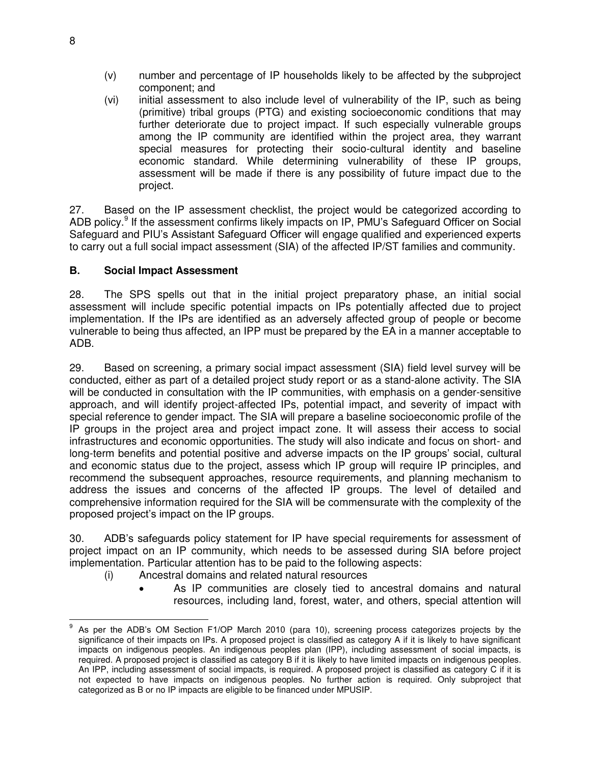(v) number and percentage of IP households likely to be affected by the subproject component; and

(vi) initial assessment to also include level of vulnerability of the IP, such as being (primitive) tribal groups (PTG) and existing socioeconomic conditions that may further deteriorate due to project impact. If such especially vulnerable groups among the IP community are identified within the project area, they warrant special measures for protecting their socio-cultural identity and baseline economic standard. While determining vulnerability of these IP groups, assessment will be made if there is any possibility of future impact due to the project.

27. Based on the IP assessment checklist, the project would be categorized according to ADB policy.[9] If the assessment confirms likely impacts on IP, PMU's Safeguard Officer on Social Safeguard and PIU's Assistant Safeguard Officer will engage qualified and experienced experts to carry out a full social impact assessment (SIA) of the affected IP/ST families and community.

## B. Social Impact Assessment

28. The SPS spells out that in the initial project preparatory phase, an initial social assessment will include specific potential impacts on IPs potentially affected due to project implementation. If the IPs are identified as an adversely affected group of people or become vulnerable to being thus affected, an IPP must be prepared by the EA in a manner acceptable to ADB.

29. Based on screening, a primary social impact assessment (SIA) field level survey will be conducted, either as part of a detailed project study report or as a stand-alone activity. The SIA will be conducted in consultation with the IP communities, with emphasis on a gender-sensitive approach, and will identify project-affected IPs, potential impact, and severity of impact with special reference to gender impact. The SIA will prepare a baseline socioeconomic profile of the IP groups in the project area and project impact zone. It will assess their access to social infrastructures and economic opportunities. The study will also indicate and focus on short- and long-term benefits and potential positive and adverse impacts on the IP groups' social, cultural and economic status due to the project, assess which IP group will require IP principles, and recommend the subsequent approaches, resource requirements, and planning mechanism to address the issues and concerns of the affected IP groups. The level of detailed and comprehensive information required for the SIA will be commensurate with the complexity of the proposed project's impact on the IP groups.

30. ADB's safeguards policy statement for IP have special requirements for assessment of project impact on an IP community, which needs to be assessed during SIA before project implementation. Particular attention has to be paid to the following aspects:

(i) Ancestral domains and related natural resources

- As IP communities are closely tied to ancestral domains and natural resources, including land, forest, water, and others, special attention will

---

[9] As per the ADB's OM Section F1/OP March 2010 (para 10), screening process categorizes projects by the significance of their impacts on IPs. A proposed project is classified as category A if it is likely to have significant impacts on indigenous peoples. An indigenous peoples plan (IPP), including assessment of social impacts, is required. A proposed project is classified as category B if it is likely to have limited impacts on indigenous peoples. An IPP, including assessment of social impacts, is required. A proposed project is classified as category C if it is not expected to have impacts on indigenous peoples. No further action is required. Only subproject that categorized as B or no IP impacts are eligible to be financed under MPUSIP.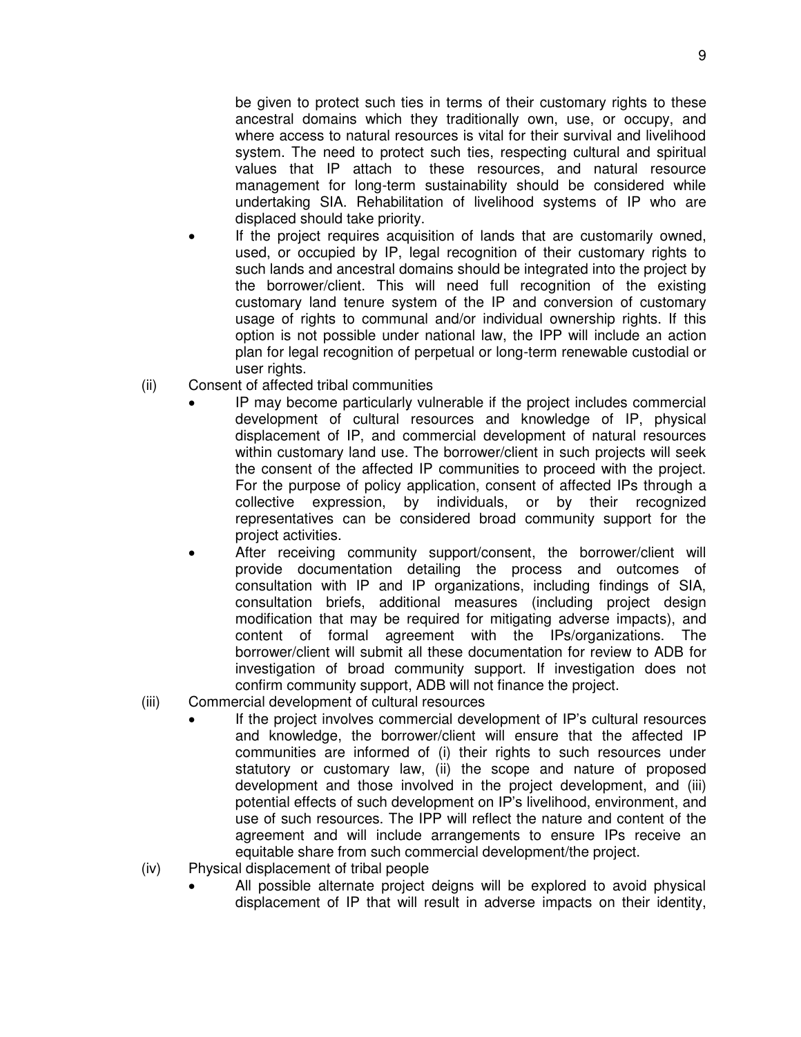be given to protect such ties in terms of their customary rights to these ancestral domains which they traditionally own, use, or occupy, and where access to natural resources is vital for their survival and livelihood system. The need to protect such ties, respecting cultural and spiritual values that IP attach to these resources, and natural resource management for long-term sustainability should be considered while undertaking SIA. Rehabilitation of livelihood systems of IP who are displaced should take priority.

- If the project requires acquisition of lands that are customarily owned, used, or occupied by IP, legal recognition of their customary rights to such lands and ancestral domains should be integrated into the project by the borrower/client. This will need full recognition of the existing customary land tenure system of the IP and conversion of customary usage of rights to communal and/or individual ownership rights. If this option is not possible under national law, the IPP will include an action plan for legal recognition of perpetual or long-term renewable custodial or user rights.

(ii) Consent of affected tribal communities

- IP may become particularly vulnerable if the project includes commercial development of cultural resources and knowledge of IP, physical displacement of IP, and commercial development of natural resources within customary land use. The borrower/client in such projects will seek the consent of the affected IP communities to proceed with the project. For the purpose of policy application, consent of affected IPs through a collective expression, by individuals, or by their recognized representatives can be considered broad community support for the project activities.
- After receiving community support/consent, the borrower/client will provide documentation detailing the process and outcomes of consultation with IP and IP organizations, including findings of SIA, consultation briefs, additional measures (including project design modification that may be required for mitigating adverse impacts), and content of formal agreement with the IPs/organizations. The borrower/client will submit all these documentation for review to ADB for investigation of broad community support. If investigation does not confirm community support, ADB will not finance the project.

(iii) Commercial development of cultural resources

- If the project involves commercial development of IP's cultural resources and knowledge, the borrower/client will ensure that the affected IP communities are informed of (i) their rights to such resources under statutory or customary law, (ii) the scope and nature of proposed development and those involved in the project development, and (iii) potential effects of such development on IP's livelihood, environment, and use of such resources. The IPP will reflect the nature and content of the agreement and will include arrangements to ensure IPs receive an equitable share from such commercial development/the project.

(iv) Physical displacement of tribal people

- All possible alternate project deigns will be explored to avoid physical displacement of IP that will result in adverse impacts on their identity,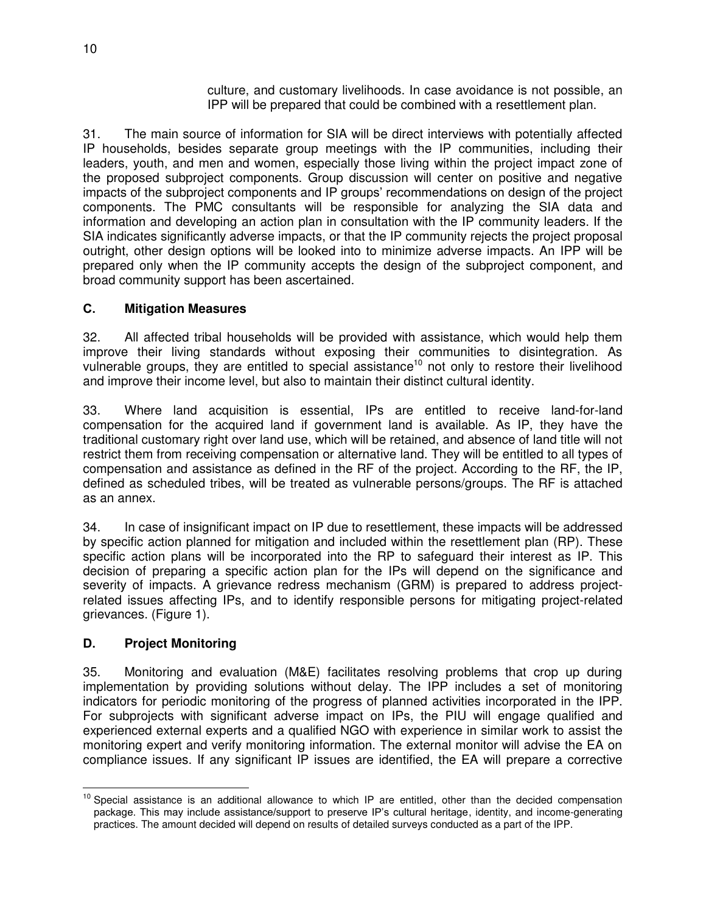culture, and customary livelihoods. In case avoidance is not possible, an IPP will be prepared that could be combined with a resettlement plan.

31. The main source of information for SIA will be direct interviews with potentially affected IP households, besides separate group meetings with the IP communities, including their leaders, youth, and men and women, especially those living within the project impact zone of the proposed subproject components. Group discussion will center on positive and negative impacts of the subproject components and IP groups' recommendations on design of the project components. The PMC consultants will be responsible for analyzing the SIA data and information and developing an action plan in consultation with the IP community leaders. If the SIA indicates significantly adverse impacts, or that the IP community rejects the project proposal outright, other design options will be looked into to minimize adverse impacts. An IPP will be prepared only when the IP community accepts the design of the subproject component, and broad community support has been ascertained.

### C. Mitigation Measures

32. All affected tribal households will be provided with assistance, which would help them improve their living standards without exposing their communities to disintegration. As vulnerable groups, they are entitled to special assistance[10] not only to restore their livelihood and improve their income level, but also to maintain their distinct cultural identity.

33. Where land acquisition is essential, IPs are entitled to receive land-for-land compensation for the acquired land if government land is available. As IP, they have the traditional customary right over land use, which will be retained, and absence of land title will not restrict them from receiving compensation or alternative land. They will be entitled to all types of compensation and assistance as defined in the RF of the project. According to the RF, the IP, defined as scheduled tribes, will be treated as vulnerable persons/groups. The RF is attached as an annex.

34. In case of insignificant impact on IP due to resettlement, these impacts will be addressed by specific action planned for mitigation and included within the resettlement plan (RP). These specific action plans will be incorporated into the RP to safeguard their interest as IP. This decision of preparing a specific action plan for the IPs will depend on the significance and severity of impacts. A grievance redress mechanism (GRM) is prepared to address project-related issues affecting IPs, and to identify responsible persons for mitigating project-related grievances. (Figure 1).

### D. Project Monitoring

35. Monitoring and evaluation (M&E) facilitates resolving problems that crop up during implementation by providing solutions without delay. The IPP includes a set of monitoring indicators for periodic monitoring of the progress of planned activities incorporated in the IPP. For subprojects with significant adverse impact on IPs, the PIU will engage qualified and experienced external experts and a qualified NGO with experience in similar work to assist the monitoring expert and verify monitoring information. The external monitor will advise the EA on compliance issues. If any significant IP issues are identified, the EA will prepare a corrective

[10] Special assistance is an additional allowance to which IP are entitled, other than the decided compensation package. This may include assistance/support to preserve IP's cultural heritage, identity, and income-generating practices. The amount decided will depend on results of detailed surveys conducted as a part of the IPP.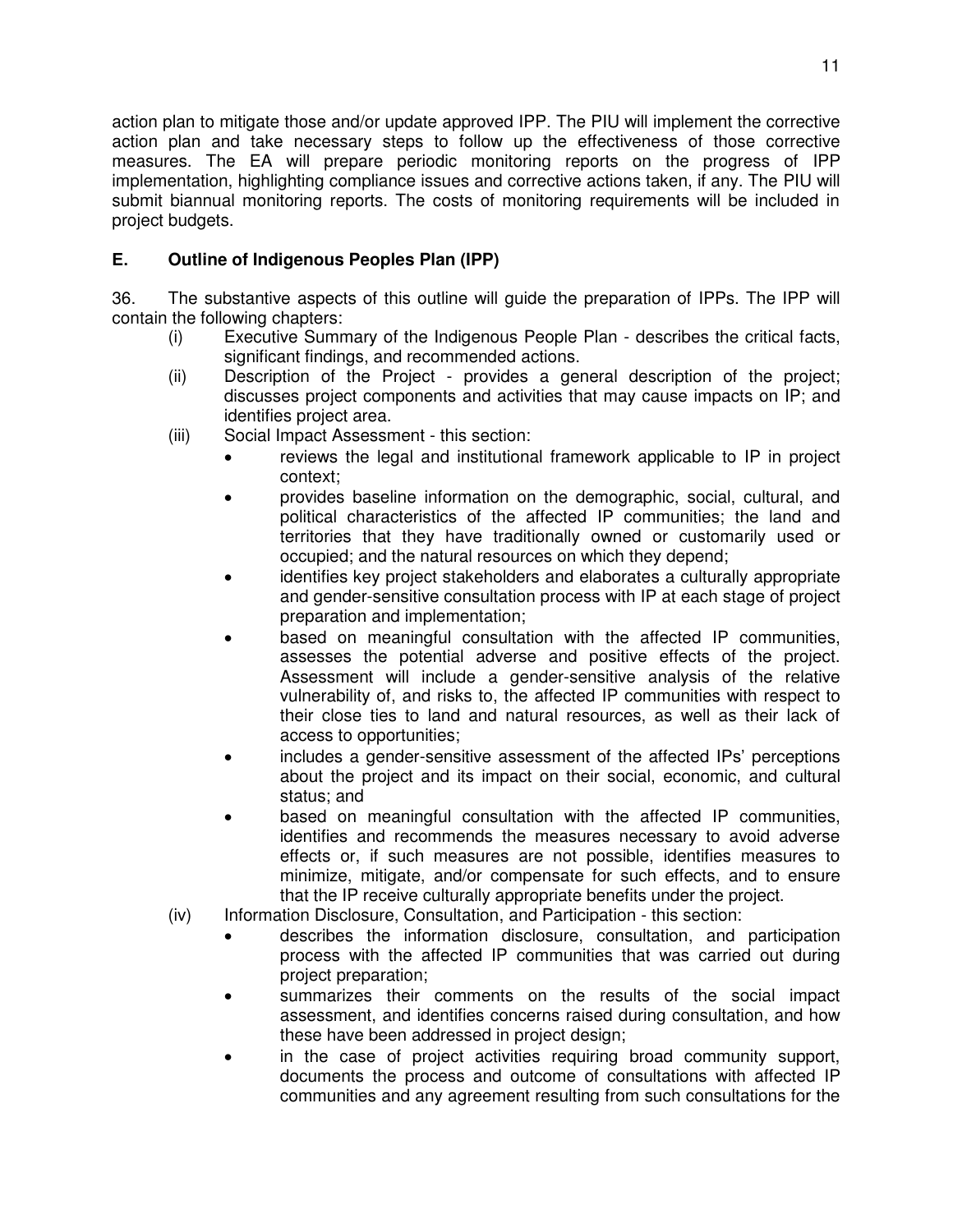action plan to mitigate those and/or update approved IPP. The PIU will implement the corrective action plan and take necessary steps to follow up the effectiveness of those corrective measures. The EA will prepare periodic monitoring reports on the progress of IPP implementation, highlighting compliance issues and corrective actions taken, if any. The PIU will submit biannual monitoring reports. The costs of monitoring requirements will be included in project budgets.

## E. Outline of Indigenous Peoples Plan (IPP)

36. The substantive aspects of this outline will guide the preparation of IPPs. The IPP will contain the following chapters:

(i) Executive Summary of the Indigenous People Plan - describes the critical facts, significant findings, and recommended actions.

(ii) Description of the Project - provides a general description of the project; discusses project components and activities that may cause impacts on IP; and identifies project area.

(iii) Social Impact Assessment - this section:

- reviews the legal and institutional framework applicable to IP in project context;
- provides baseline information on the demographic, social, cultural, and political characteristics of the affected IP communities; the land and territories that they have traditionally owned or customarily used or occupied; and the natural resources on which they depend;
- identifies key project stakeholders and elaborates a culturally appropriate and gender-sensitive consultation process with IP at each stage of project preparation and implementation;
- based on meaningful consultation with the affected IP communities, assesses the potential adverse and positive effects of the project. Assessment will include a gender-sensitive analysis of the relative vulnerability of, and risks to, the affected IP communities with respect to their close ties to land and natural resources, as well as their lack of access to opportunities;
- includes a gender-sensitive assessment of the affected IPs' perceptions about the project and its impact on their social, economic, and cultural status; and
- based on meaningful consultation with the affected IP communities, identifies and recommends the measures necessary to avoid adverse effects or, if such measures are not possible, identifies measures to minimize, mitigate, and/or compensate for such effects, and to ensure that the IP receive culturally appropriate benefits under the project.

(iv) Information Disclosure, Consultation, and Participation - this section:

- describes the information disclosure, consultation, and participation process with the affected IP communities that was carried out during project preparation;
- summarizes their comments on the results of the social impact assessment, and identifies concerns raised during consultation, and how these have been addressed in project design;
- in the case of project activities requiring broad community support, documents the process and outcome of consultations with affected IP communities and any agreement resulting from such consultations for the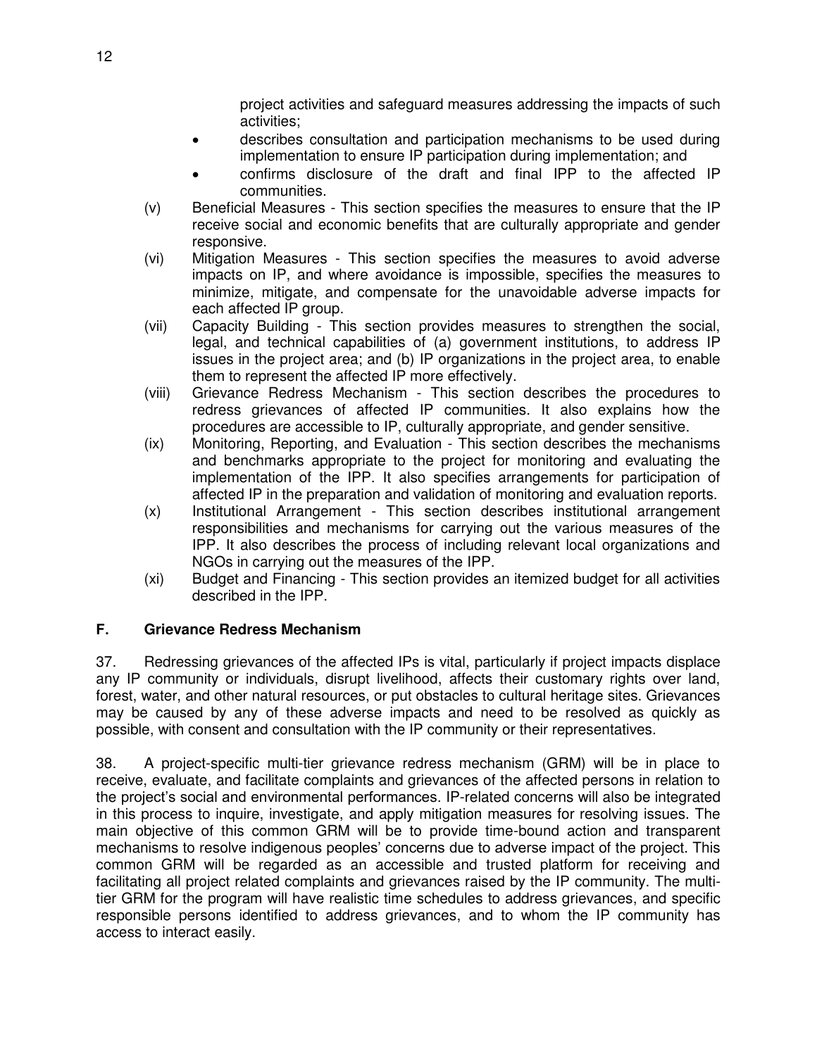project activities and safeguard measures addressing the impacts of such activities;

- describes consultation and participation mechanisms to be used during implementation to ensure IP participation during implementation; and
- confirms disclosure of the draft and final IPP to the affected IP communities.

(v) Beneficial Measures - This section specifies the measures to ensure that the IP receive social and economic benefits that are culturally appropriate and gender responsive.

(vi) Mitigation Measures - This section specifies the measures to avoid adverse impacts on IP, and where avoidance is impossible, specifies the measures to minimize, mitigate, and compensate for the unavoidable adverse impacts for each affected IP group.

(vii) Capacity Building - This section provides measures to strengthen the social, legal, and technical capabilities of (a) government institutions, to address IP issues in the project area; and (b) IP organizations in the project area, to enable them to represent the affected IP more effectively.

(viii) Grievance Redress Mechanism - This section describes the procedures to redress grievances of affected IP communities. It also explains how the procedures are accessible to IP, culturally appropriate, and gender sensitive.

(ix) Monitoring, Reporting, and Evaluation - This section describes the mechanisms and benchmarks appropriate to the project for monitoring and evaluating the implementation of the IPP. It also specifies arrangements for participation of affected IP in the preparation and validation of monitoring and evaluation reports.

(x) Institutional Arrangement - This section describes institutional arrangement responsibilities and mechanisms for carrying out the various measures of the IPP. It also describes the process of including relevant local organizations and NGOs in carrying out the measures of the IPP.

(xi) Budget and Financing - This section provides an itemized budget for all activities described in the IPP.

## F. Grievance Redress Mechanism

37. Redressing grievances of the affected IPs is vital, particularly if project impacts displace any IP community or individuals, disrupt livelihood, affects their customary rights over land, forest, water, and other natural resources, or put obstacles to cultural heritage sites. Grievances may be caused by any of these adverse impacts and need to be resolved as quickly as possible, with consent and consultation with the IP community or their representatives.

38. A project-specific multi-tier grievance redress mechanism (GRM) will be in place to receive, evaluate, and facilitate complaints and grievances of the affected persons in relation to the project's social and environmental performances. IP-related concerns will also be integrated in this process to inquire, investigate, and apply mitigation measures for resolving issues. The main objective of this common GRM will be to provide time-bound action and transparent mechanisms to resolve indigenous peoples' concerns due to adverse impact of the project. This common GRM will be regarded as an accessible and trusted platform for receiving and facilitating all project related complaints and grievances raised by the IP community. The multi-tier GRM for the program will have realistic time schedules to address grievances, and specific responsible persons identified to address grievances, and to whom the IP community has access to interact easily.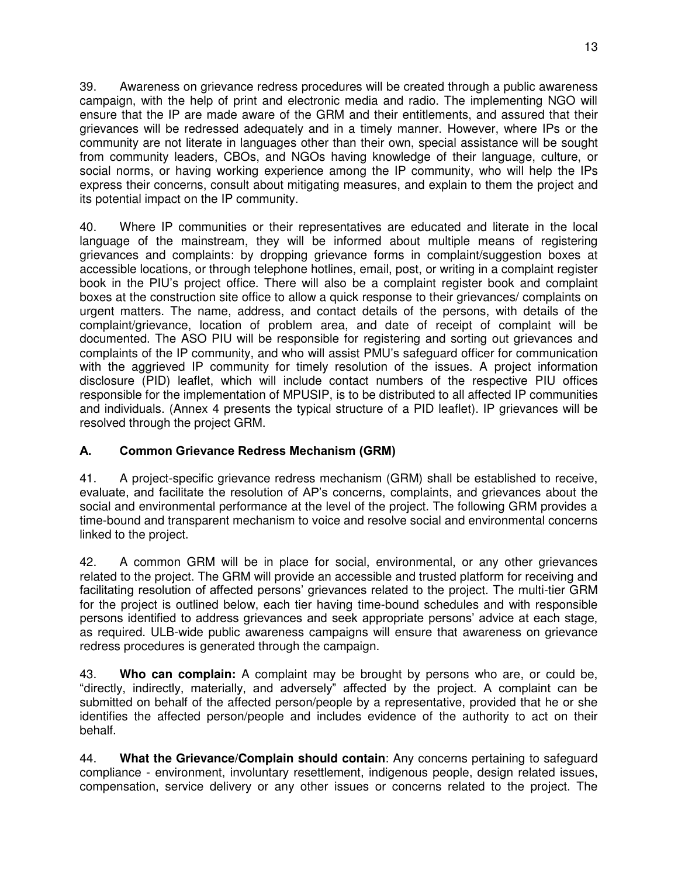39. Awareness on grievance redress procedures will be created through a public awareness campaign, with the help of print and electronic media and radio. The implementing NGO will ensure that the IP are made aware of the GRM and their entitlements, and assured that their grievances will be redressed adequately and in a timely manner. However, where IPs or the community are not literate in languages other than their own, special assistance will be sought from community leaders, CBOs, and NGOs having knowledge of their language, culture, or social norms, or having working experience among the IP community, who will help the IPs express their concerns, consult about mitigating measures, and explain to them the project and its potential impact on the IP community.

40. Where IP communities or their representatives are educated and literate in the local language of the mainstream, they will be informed about multiple means of registering grievances and complaints: by dropping grievance forms in complaint/suggestion boxes at accessible locations, or through telephone hotlines, email, post, or writing in a complaint register book in the PIU's project office. There will also be a complaint register book and complaint boxes at the construction site office to allow a quick response to their grievances/ complaints on urgent matters. The name, address, and contact details of the persons, with details of the complaint/grievance, location of problem area, and date of receipt of complaint will be documented. The ASO PIU will be responsible for registering and sorting out grievances and complaints of the IP community, and who will assist PMU's safeguard officer for communication with the aggrieved IP community for timely resolution of the issues. A project information disclosure (PID) leaflet, which will include contact numbers of the respective PIU offices responsible for the implementation of MPUSIP, is to be distributed to all affected IP communities and individuals. (Annex 4 presents the typical structure of a PID leaflet). IP grievances will be resolved through the project GRM.

## A. Common Grievance Redress Mechanism (GRM)

41. A project-specific grievance redress mechanism (GRM) shall be established to receive, evaluate, and facilitate the resolution of AP's concerns, complaints, and grievances about the social and environmental performance at the level of the project. The following GRM provides a time-bound and transparent mechanism to voice and resolve social and environmental concerns linked to the project.

42. A common GRM will be in place for social, environmental, or any other grievances related to the project. The GRM will provide an accessible and trusted platform for receiving and facilitating resolution of affected persons' grievances related to the project. The multi-tier GRM for the project is outlined below, each tier having time-bound schedules and with responsible persons identified to address grievances and seek appropriate persons' advice at each stage, as required. ULB-wide public awareness campaigns will ensure that awareness on grievance redress procedures is generated through the campaign.

43. **Who can complain:** A complaint may be brought by persons who are, or could be, "directly, indirectly, materially, and adversely" affected by the project. A complaint can be submitted on behalf of the affected person/people by a representative, provided that he or she identifies the affected person/people and includes evidence of the authority to act on their behalf.

44. **What the Grievance/Complain should contain**: Any concerns pertaining to safeguard compliance - environment, involuntary resettlement, indigenous people, design related issues, compensation, service delivery or any other issues or concerns related to the project. The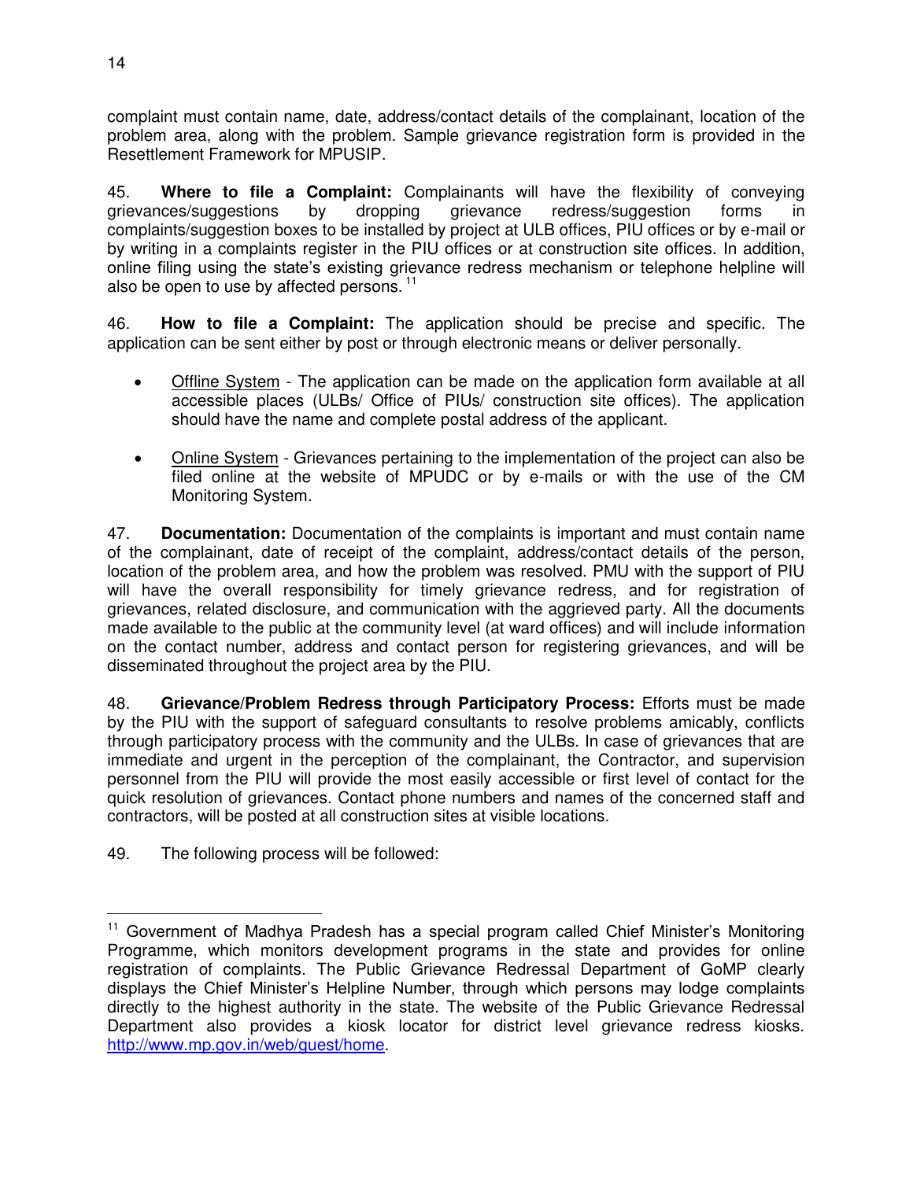complaint must contain name, date, address/contact details of the complainant, location of the problem area, along with the problem. Sample grievance registration form is provided in the Resettlement Framework for MPUSIP.

45. **Where to file a Complaint:** Complainants will have the flexibility of conveying grievances/suggestions by dropping grievance redress/suggestion forms in complaints/suggestion boxes to be installed by project at ULB offices, PIU offices or by e-mail or by writing in a complaints register in the PIU offices or at construction site offices. In addition, online filing using the state's existing grievance redress mechanism or telephone helpline will also be open to use by affected persons. [11]

46. **How to file a Complaint:** The application should be precise and specific. The application can be sent either by post or through electronic means or deliver personally.

- Offline System - The application can be made on the application form available at all accessible places (ULBs/ Office of PIUs/ construction site offices). The application should have the name and complete postal address of the applicant.

- Online System - Grievances pertaining to the implementation of the project can also be filed online at the website of MPUDC or by e-mails or with the use of the CM Monitoring System.

47. **Documentation:** Documentation of the complaints is important and must contain name of the complainant, date of receipt of the complaint, address/contact details of the person, location of the problem area, and how the problem was resolved. PMU with the support of PIU will have the overall responsibility for timely grievance redress, and for registration of grievances, related disclosure, and communication with the aggrieved party. All the documents made available to the public at the community level (at ward offices) and will include information on the contact number, address and contact person for registering grievances, and will be disseminated throughout the project area by the PIU.

48. **Grievance/Problem Redress through Participatory Process:** Efforts must be made by the PIU with the support of safeguard consultants to resolve problems amicably, conflicts through participatory process with the community and the ULBs. In case of grievances that are immediate and urgent in the perception of the complainant, the Contractor, and supervision personnel from the PIU will provide the most easily accessible or first level of contact for the quick resolution of grievances. Contact phone numbers and names of the concerned staff and contractors, will be posted at all construction sites at visible locations.

49. The following process will be followed:

---

[11] Government of Madhya Pradesh has a special program called Chief Minister's Monitoring Programme, which monitors development programs in the state and provides for online registration of complaints. The Public Grievance Redressal Department of GoMP clearly displays the Chief Minister's Helpline Number, through which persons may lodge complaints directly to the highest authority in the state. The website of the Public Grievance Redressal Department also provides a kiosk locator for district level grievance redress kiosks. http://www.mp.gov.in/web/guest/home.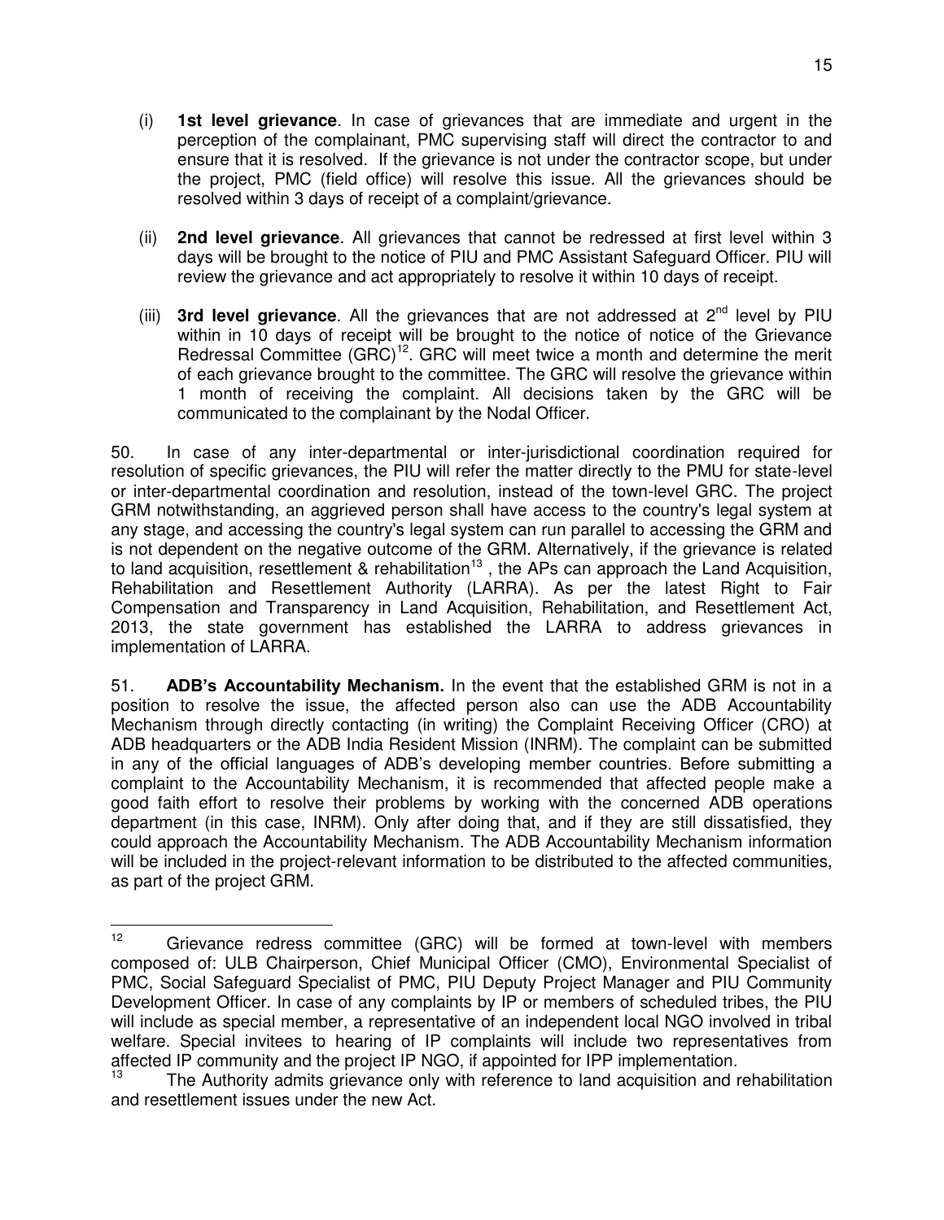(i) **1st level grievance**. In case of grievances that are immediate and urgent in the perception of the complainant, PMC supervising staff will direct the contractor to and ensure that it is resolved. If the grievance is not under the contractor scope, but under the project, PMC (field office) will resolve this issue. All the grievances should be resolved within 3 days of receipt of a complaint/grievance.

(ii) **2nd level grievance**. All grievances that cannot be redressed at first level within 3 days will be brought to the notice of PIU and PMC Assistant Safeguard Officer. PIU will review the grievance and act appropriately to resolve it within 10 days of receipt.

(iii) **3rd level grievance**. All the grievances that are not addressed at 2nd level by PIU within in 10 days of receipt will be brought to the notice of notice of the Grievance Redressal Committee (GRC)[12]. GRC will meet twice a month and determine the merit of each grievance brought to the committee. The GRC will resolve the grievance within 1 month of receiving the complaint. All decisions taken by the GRC will be communicated to the complainant by the Nodal Officer.

50. In case of any inter-departmental or inter-jurisdictional coordination required for resolution of specific grievances, the PIU will refer the matter directly to the PMU for state-level or inter-departmental coordination and resolution, instead of the town-level GRC. The project GRM notwithstanding, an aggrieved person shall have access to the country's legal system at any stage, and accessing the country's legal system can run parallel to accessing the GRM and is not dependent on the negative outcome of the GRM. Alternatively, if the grievance is related to land acquisition, resettlement & rehabilitation[13] , the APs can approach the Land Acquisition, Rehabilitation and Resettlement Authority (LARRA). As per the latest Right to Fair Compensation and Transparency in Land Acquisition, Rehabilitation, and Resettlement Act, 2013, the state government has established the LARRA to address grievances in implementation of LARRA.

51. **ADB's Accountability Mechanism.** In the event that the established GRM is not in a position to resolve the issue, the affected person also can use the ADB Accountability Mechanism through directly contacting (in writing) the Complaint Receiving Officer (CRO) at ADB headquarters or the ADB India Resident Mission (INRM). The complaint can be submitted in any of the official languages of ADB's developing member countries. Before submitting a complaint to the Accountability Mechanism, it is recommended that affected people make a good faith effort to resolve their problems by working with the concerned ADB operations department (in this case, INRM). Only after doing that, and if they are still dissatisfied, they could approach the Accountability Mechanism. The ADB Accountability Mechanism information will be included in the project-relevant information to be distributed to the affected communities, as part of the project GRM.

---

[12] Grievance redress committee (GRC) will be formed at town-level with members composed of: ULB Chairperson, Chief Municipal Officer (CMO), Environmental Specialist of PMC, Social Safeguard Specialist of PMC, PIU Deputy Project Manager and PIU Community Development Officer. In case of any complaints by IP or members of scheduled tribes, the PIU will include as special member, a representative of an independent local NGO involved in tribal welfare. Special invitees to hearing of IP complaints will include two representatives from affected IP community and the project IP NGO, if appointed for IPP implementation.

[13] The Authority admits grievance only with reference to land acquisition and rehabilitation and resettlement issues under the new Act.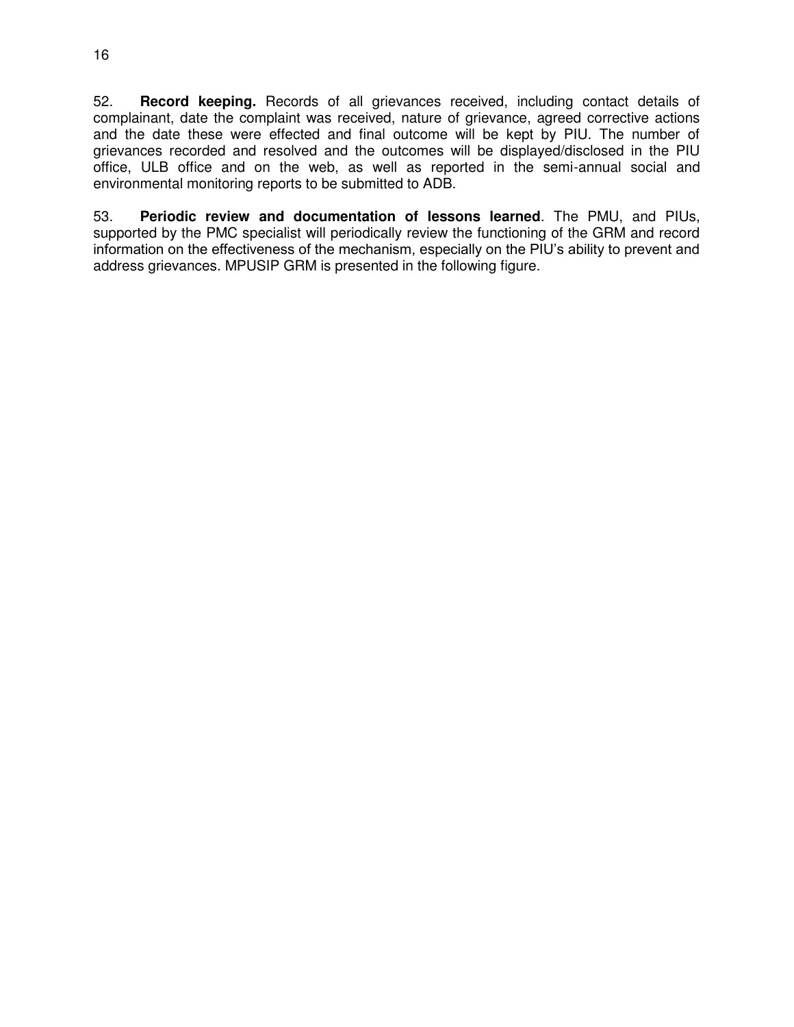52. **Record keeping.** Records of all grievances received, including contact details of complainant, date the complaint was received, nature of grievance, agreed corrective actions and the date these were effected and final outcome will be kept by PIU. The number of grievances recorded and resolved and the outcomes will be displayed/disclosed in the PIU office, ULB office and on the web, as well as reported in the semi-annual social and environmental monitoring reports to be submitted to ADB.

53. **Periodic review and documentation of lessons learned**. The PMU, and PIUs, supported by the PMC specialist will periodically review the functioning of the GRM and record information on the effectiveness of the mechanism, especially on the PIU's ability to prevent and address grievances. MPUSIP GRM is presented in the following figure.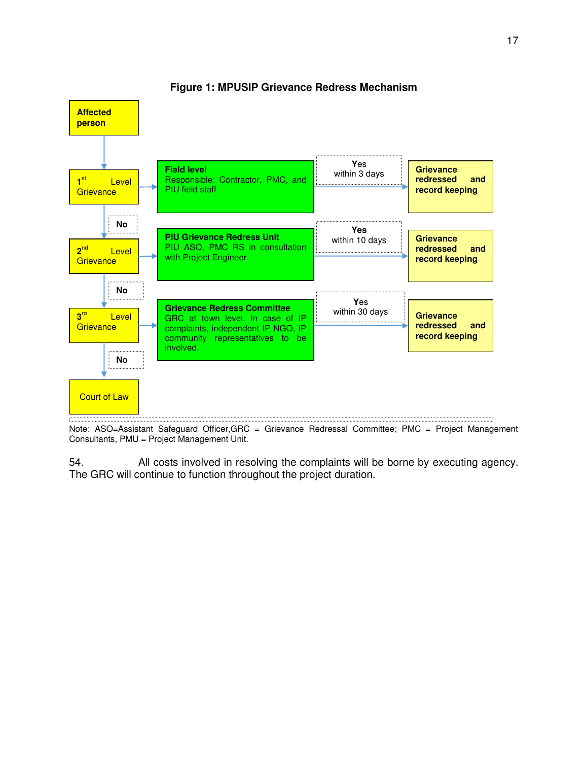**Figure 1: MPUSIP Grievance Redress Mechanism**

| Level | Responsible | Outcome |
| --- | --- | --- |
| Affected person → 1st Level Grievance | **Field level** Responsible: Contractor, PMC, and PIU field staff | Yes within 3 days → **Grievance redressed and record keeping** |
| No → 2nd Level Grievance | **PIU Grievance Redress Unit** PIU ASO, PMC RS in consultation with Project Engineer | Yes within 10 days → **Grievance redressed and record keeping** |
| No → 3rd Level Grievance | **Grievance Redress Committee** GRC at town level. In case of IP complaints, independent IP NGO, IP community representatives to be involved. | Yes within 30 days → **Grievance redressed and record keeping** |
| No → Court of Law | | |

Note: ASO=Assistant Safeguard Officer,GRC = Grievance Redressal Committee; PMC = Project Management Consultants, PMU = Project Management Unit.

54. All costs involved in resolving the complaints will be borne by executing agency. The GRC will continue to function throughout the project duration.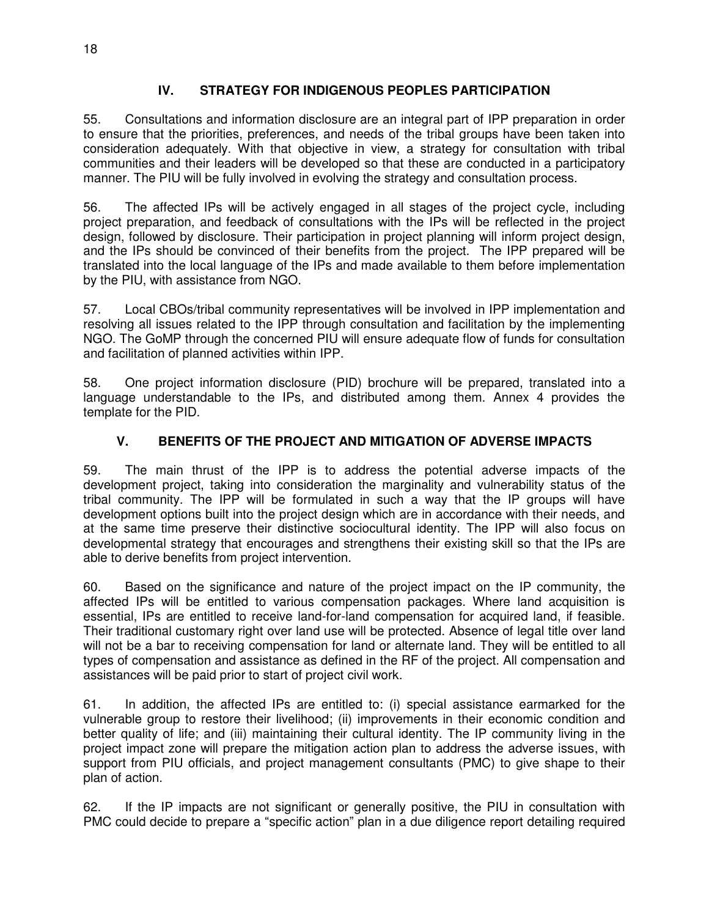## IV. STRATEGY FOR INDIGENOUS PEOPLES PARTICIPATION

55. Consultations and information disclosure are an integral part of IPP preparation in order to ensure that the priorities, preferences, and needs of the tribal groups have been taken into consideration adequately. With that objective in view, a strategy for consultation with tribal communities and their leaders will be developed so that these are conducted in a participatory manner. The PIU will be fully involved in evolving the strategy and consultation process.

56. The affected IPs will be actively engaged in all stages of the project cycle, including project preparation, and feedback of consultations with the IPs will be reflected in the project design, followed by disclosure. Their participation in project planning will inform project design, and the IPs should be convinced of their benefits from the project. The IPP prepared will be translated into the local language of the IPs and made available to them before implementation by the PIU, with assistance from NGO.

57. Local CBOs/tribal community representatives will be involved in IPP implementation and resolving all issues related to the IPP through consultation and facilitation by the implementing NGO. The GoMP through the concerned PIU will ensure adequate flow of funds for consultation and facilitation of planned activities within IPP.

58. One project information disclosure (PID) brochure will be prepared, translated into a language understandable to the IPs, and distributed among them. Annex 4 provides the template for the PID.

## V. BENEFITS OF THE PROJECT AND MITIGATION OF ADVERSE IMPACTS

59. The main thrust of the IPP is to address the potential adverse impacts of the development project, taking into consideration the marginality and vulnerability status of the tribal community. The IPP will be formulated in such a way that the IP groups will have development options built into the project design which are in accordance with their needs, and at the same time preserve their distinctive sociocultural identity. The IPP will also focus on developmental strategy that encourages and strengthens their existing skill so that the IPs are able to derive benefits from project intervention.

60. Based on the significance and nature of the project impact on the IP community, the affected IPs will be entitled to various compensation packages. Where land acquisition is essential, IPs are entitled to receive land-for-land compensation for acquired land, if feasible. Their traditional customary right over land use will be protected. Absence of legal title over land will not be a bar to receiving compensation for land or alternate land. They will be entitled to all types of compensation and assistance as defined in the RF of the project. All compensation and assistances will be paid prior to start of project civil work.

61. In addition, the affected IPs are entitled to: (i) special assistance earmarked for the vulnerable group to restore their livelihood; (ii) improvements in their economic condition and better quality of life; and (iii) maintaining their cultural identity. The IP community living in the project impact zone will prepare the mitigation action plan to address the adverse issues, with support from PIU officials, and project management consultants (PMC) to give shape to their plan of action.

62. If the IP impacts are not significant or generally positive, the PIU in consultation with PMC could decide to prepare a "specific action" plan in a due diligence report detailing required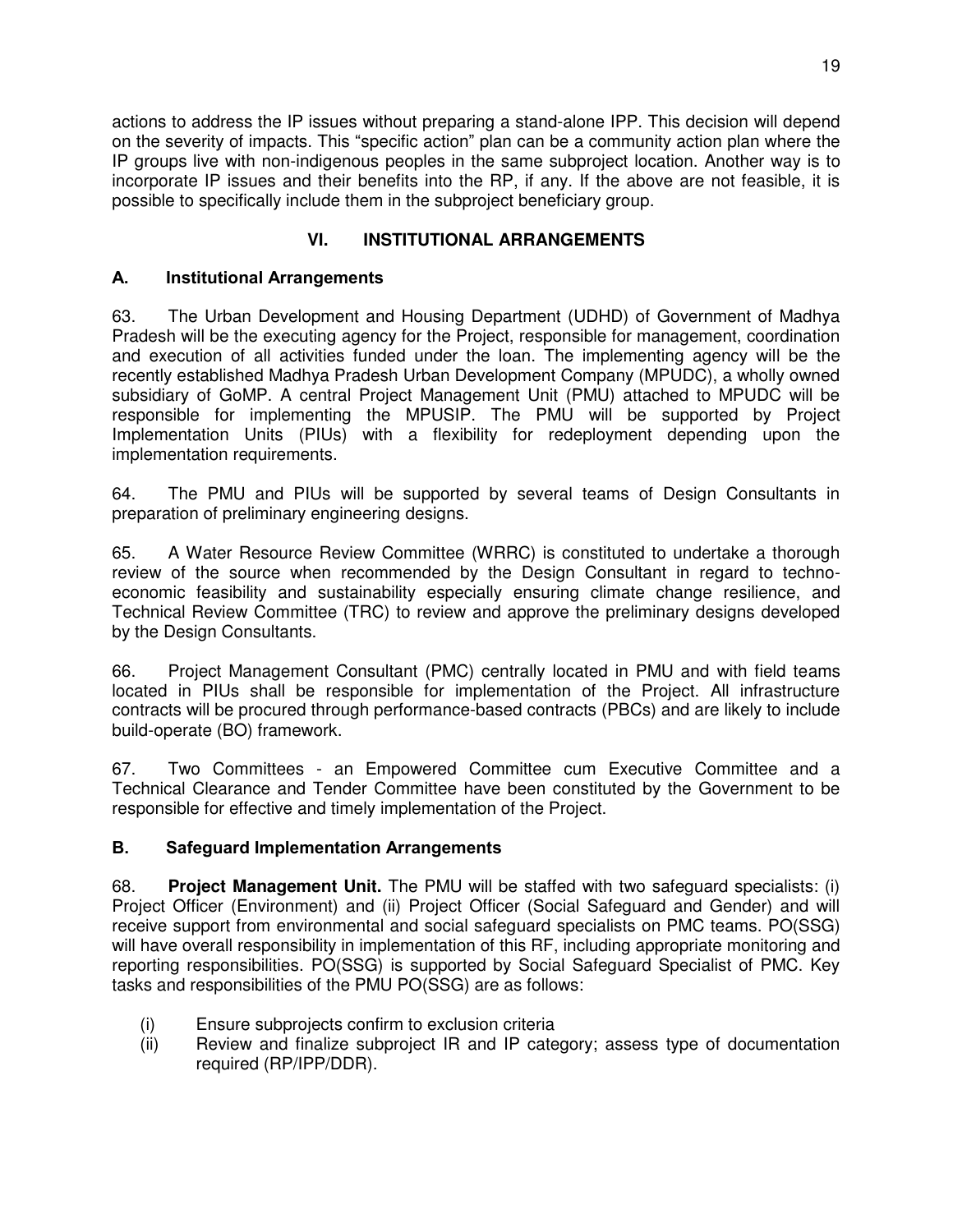actions to address the IP issues without preparing a stand-alone IPP. This decision will depend on the severity of impacts. This "specific action" plan can be a community action plan where the IP groups live with non-indigenous peoples in the same subproject location. Another way is to incorporate IP issues and their benefits into the RP, if any. If the above are not feasible, it is possible to specifically include them in the subproject beneficiary group.

## VI. INSTITUTIONAL ARRANGEMENTS

### A. Institutional Arrangements

63. The Urban Development and Housing Department (UDHD) of Government of Madhya Pradesh will be the executing agency for the Project, responsible for management, coordination and execution of all activities funded under the loan. The implementing agency will be the recently established Madhya Pradesh Urban Development Company (MPUDC), a wholly owned subsidiary of GoMP. A central Project Management Unit (PMU) attached to MPUDC will be responsible for implementing the MPUSIP. The PMU will be supported by Project Implementation Units (PIUs) with a flexibility for redeployment depending upon the implementation requirements.

64. The PMU and PIUs will be supported by several teams of Design Consultants in preparation of preliminary engineering designs.

65. A Water Resource Review Committee (WRRC) is constituted to undertake a thorough review of the source when recommended by the Design Consultant in regard to techno-economic feasibility and sustainability especially ensuring climate change resilience, and Technical Review Committee (TRC) to review and approve the preliminary designs developed by the Design Consultants.

66. Project Management Consultant (PMC) centrally located in PMU and with field teams located in PIUs shall be responsible for implementation of the Project. All infrastructure contracts will be procured through performance-based contracts (PBCs) and are likely to include build-operate (BO) framework.

67. Two Committees - an Empowered Committee cum Executive Committee and a Technical Clearance and Tender Committee have been constituted by the Government to be responsible for effective and timely implementation of the Project.

### B. Safeguard Implementation Arrangements

68. **Project Management Unit.** The PMU will be staffed with two safeguard specialists: (i) Project Officer (Environment) and (ii) Project Officer (Social Safeguard and Gender) and will receive support from environmental and social safeguard specialists on PMC teams. PO(SSG) will have overall responsibility in implementation of this RF, including appropriate monitoring and reporting responsibilities. PO(SSG) is supported by Social Safeguard Specialist of PMC. Key tasks and responsibilities of the PMU PO(SSG) are as follows:

(i) Ensure subprojects confirm to exclusion criteria
(ii) Review and finalize subproject IR and IP category; assess type of documentation required (RP/IPP/DDR).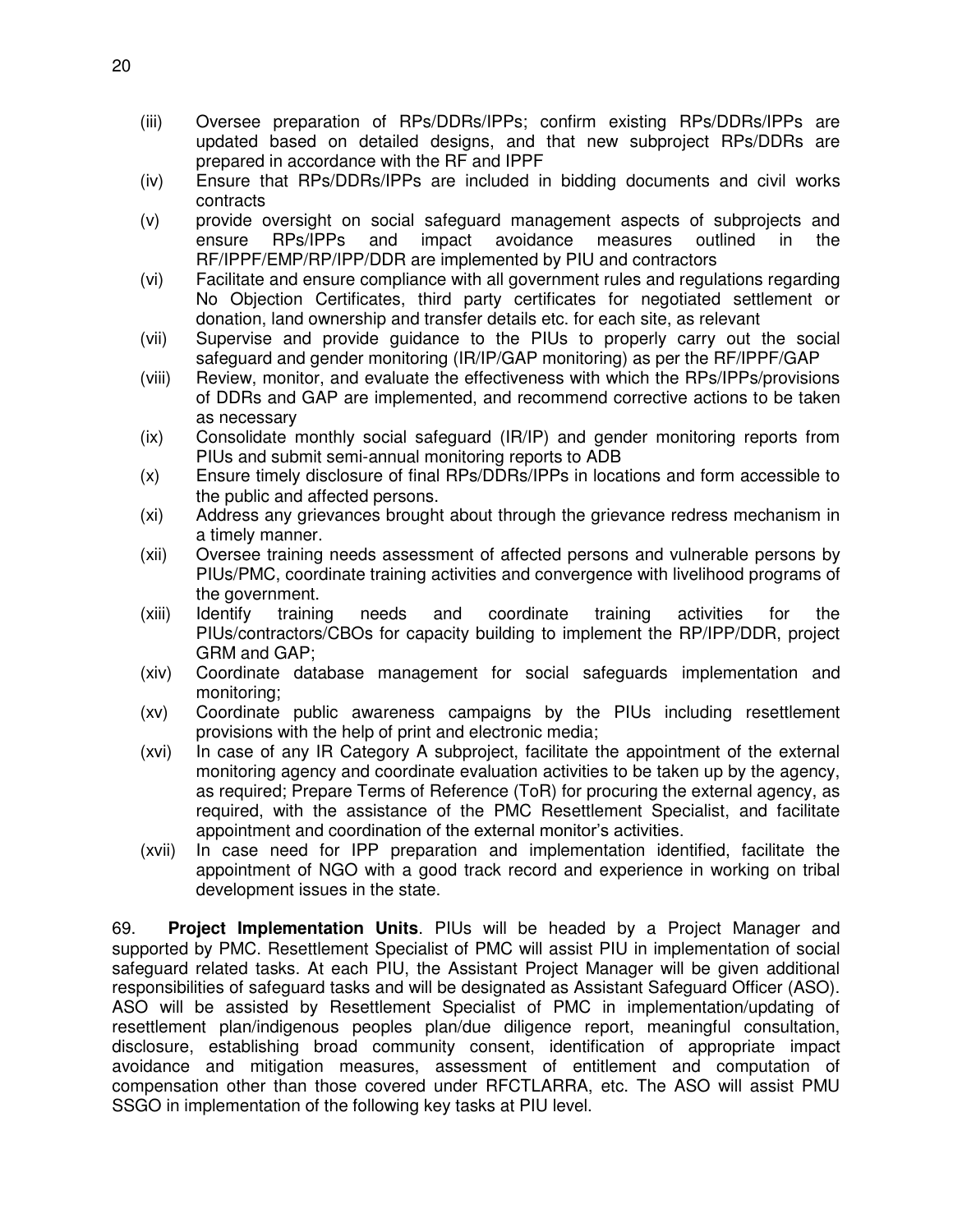(iii) Oversee preparation of RPs/DDRs/IPPs; confirm existing RPs/DDRs/IPPs are updated based on detailed designs, and that new subproject RPs/DDRs are prepared in accordance with the RF and IPPF

(iv) Ensure that RPs/DDRs/IPPs are included in bidding documents and civil works contracts

(v) provide oversight on social safeguard management aspects of subprojects and ensure RPs/IPPs and impact avoidance measures outlined in the RF/IPPF/EMP/RP/IPP/DDR are implemented by PIU and contractors

(vi) Facilitate and ensure compliance with all government rules and regulations regarding No Objection Certificates, third party certificates for negotiated settlement or donation, land ownership and transfer details etc. for each site, as relevant

(vii) Supervise and provide guidance to the PIUs to properly carry out the social safeguard and gender monitoring (IR/IP/GAP monitoring) as per the RF/IPPF/GAP

(viii) Review, monitor, and evaluate the effectiveness with which the RPs/IPPs/provisions of DDRs and GAP are implemented, and recommend corrective actions to be taken as necessary

(ix) Consolidate monthly social safeguard (IR/IP) and gender monitoring reports from PIUs and submit semi-annual monitoring reports to ADB

(x) Ensure timely disclosure of final RPs/DDRs/IPPs in locations and form accessible to the public and affected persons.

(xi) Address any grievances brought about through the grievance redress mechanism in a timely manner.

(xii) Oversee training needs assessment of affected persons and vulnerable persons by PIUs/PMC, coordinate training activities and convergence with livelihood programs of the government.

(xiii) Identify training needs and coordinate training activities for the PIUs/contractors/CBOs for capacity building to implement the RP/IPP/DDR, project GRM and GAP;

(xiv) Coordinate database management for social safeguards implementation and monitoring;

(xv) Coordinate public awareness campaigns by the PIUs including resettlement provisions with the help of print and electronic media;

(xvi) In case of any IR Category A subproject, facilitate the appointment of the external monitoring agency and coordinate evaluation activities to be taken up by the agency, as required; Prepare Terms of Reference (ToR) for procuring the external agency, as required, with the assistance of the PMC Resettlement Specialist, and facilitate appointment and coordination of the external monitor's activities.

(xvii) In case need for IPP preparation and implementation identified, facilitate the appointment of NGO with a good track record and experience in working on tribal development issues in the state.

69. **Project Implementation Units**. PIUs will be headed by a Project Manager and supported by PMC. Resettlement Specialist of PMC will assist PIU in implementation of social safeguard related tasks. At each PIU, the Assistant Project Manager will be given additional responsibilities of safeguard tasks and will be designated as Assistant Safeguard Officer (ASO). ASO will be assisted by Resettlement Specialist of PMC in implementation/updating of resettlement plan/indigenous peoples plan/due diligence report, meaningful consultation, disclosure, establishing broad community consent, identification of appropriate impact avoidance and mitigation measures, assessment of entitlement and computation of compensation other than those covered under RFCTLARRA, etc. The ASO will assist PMU SSGO in implementation of the following key tasks at PIU level.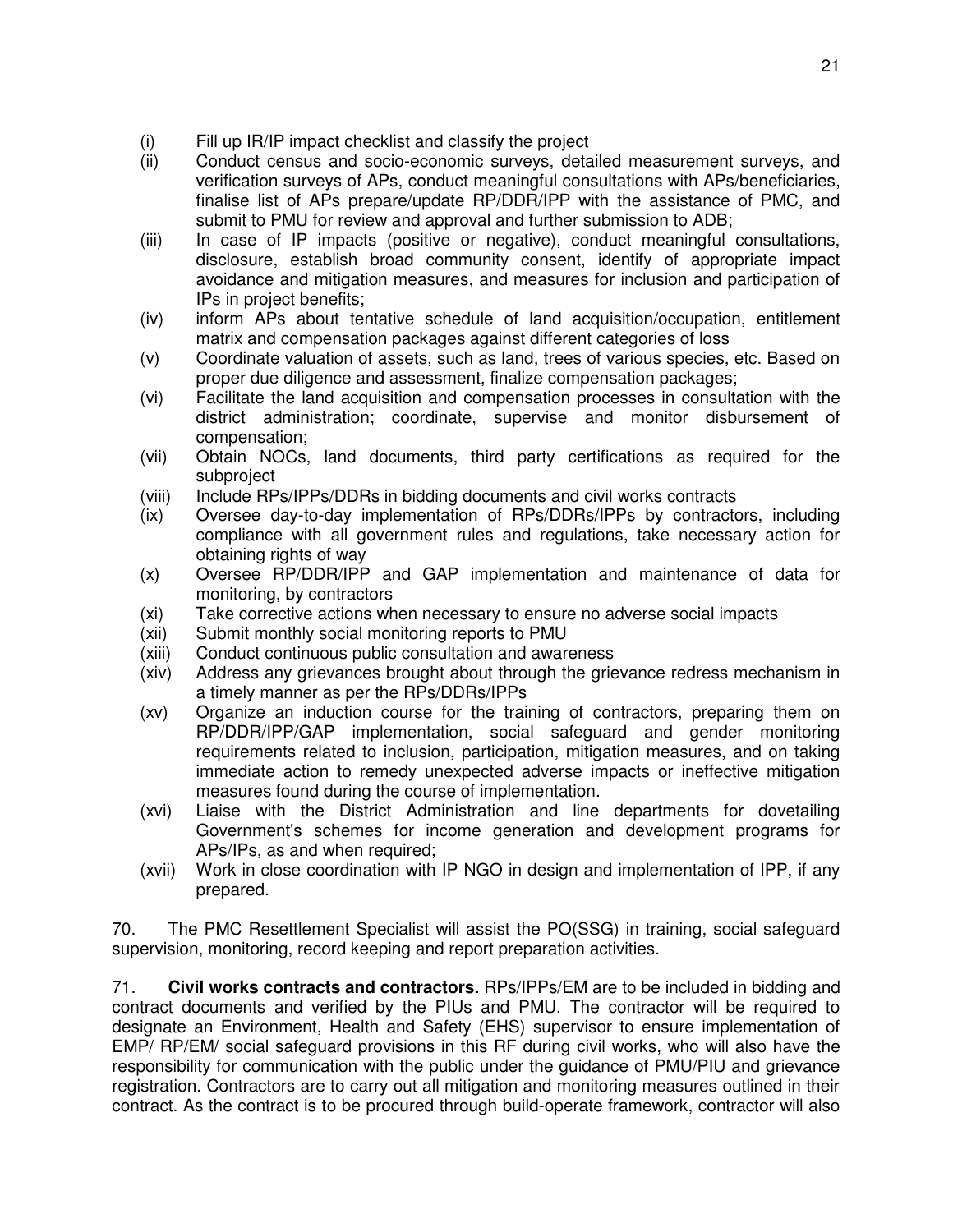(i) Fill up IR/IP impact checklist and classify the project
(ii) Conduct census and socio-economic surveys, detailed measurement surveys, and verification surveys of APs, conduct meaningful consultations with APs/beneficiaries, finalise list of APs prepare/update RP/DDR/IPP with the assistance of PMC, and submit to PMU for review and approval and further submission to ADB;
(iii) In case of IP impacts (positive or negative), conduct meaningful consultations, disclosure, establish broad community consent, identify of appropriate impact avoidance and mitigation measures, and measures for inclusion and participation of IPs in project benefits;
(iv) inform APs about tentative schedule of land acquisition/occupation, entitlement matrix and compensation packages against different categories of loss
(v) Coordinate valuation of assets, such as land, trees of various species, etc. Based on proper due diligence and assessment, finalize compensation packages;
(vi) Facilitate the land acquisition and compensation processes in consultation with the district administration; coordinate, supervise and monitor disbursement of compensation;
(vii) Obtain NOCs, land documents, third party certifications as required for the subproject
(viii) Include RPs/IPPs/DDRs in bidding documents and civil works contracts
(ix) Oversee day-to-day implementation of RPs/DDRs/IPPs by contractors, including compliance with all government rules and regulations, take necessary action for obtaining rights of way
(x) Oversee RP/DDR/IPP and GAP implementation and maintenance of data for monitoring, by contractors
(xi) Take corrective actions when necessary to ensure no adverse social impacts
(xii) Submit monthly social monitoring reports to PMU
(xiii) Conduct continuous public consultation and awareness
(xiv) Address any grievances brought about through the grievance redress mechanism in a timely manner as per the RPs/DDRs/IPPs
(xv) Organize an induction course for the training of contractors, preparing them on RP/DDR/IPP/GAP implementation, social safeguard and gender monitoring requirements related to inclusion, participation, mitigation measures, and on taking immediate action to remedy unexpected adverse impacts or ineffective mitigation measures found during the course of implementation.
(xvi) Liaise with the District Administration and line departments for dovetailing Government's schemes for income generation and development programs for APs/IPs, as and when required;
(xvii) Work in close coordination with IP NGO in design and implementation of IPP, if any prepared.

70. The PMC Resettlement Specialist will assist the PO(SSG) in training, social safeguard supervision, monitoring, record keeping and report preparation activities.

71. **Civil works contracts and contractors.** RPs/IPPs/EM are to be included in bidding and contract documents and verified by the PIUs and PMU. The contractor will be required to designate an Environment, Health and Safety (EHS) supervisor to ensure implementation of EMP/ RP/EM/ social safeguard provisions in this RF during civil works, who will also have the responsibility for communication with the public under the guidance of PMU/PIU and grievance registration. Contractors are to carry out all mitigation and monitoring measures outlined in their contract. As the contract is to be procured through build-operate framework, contractor will also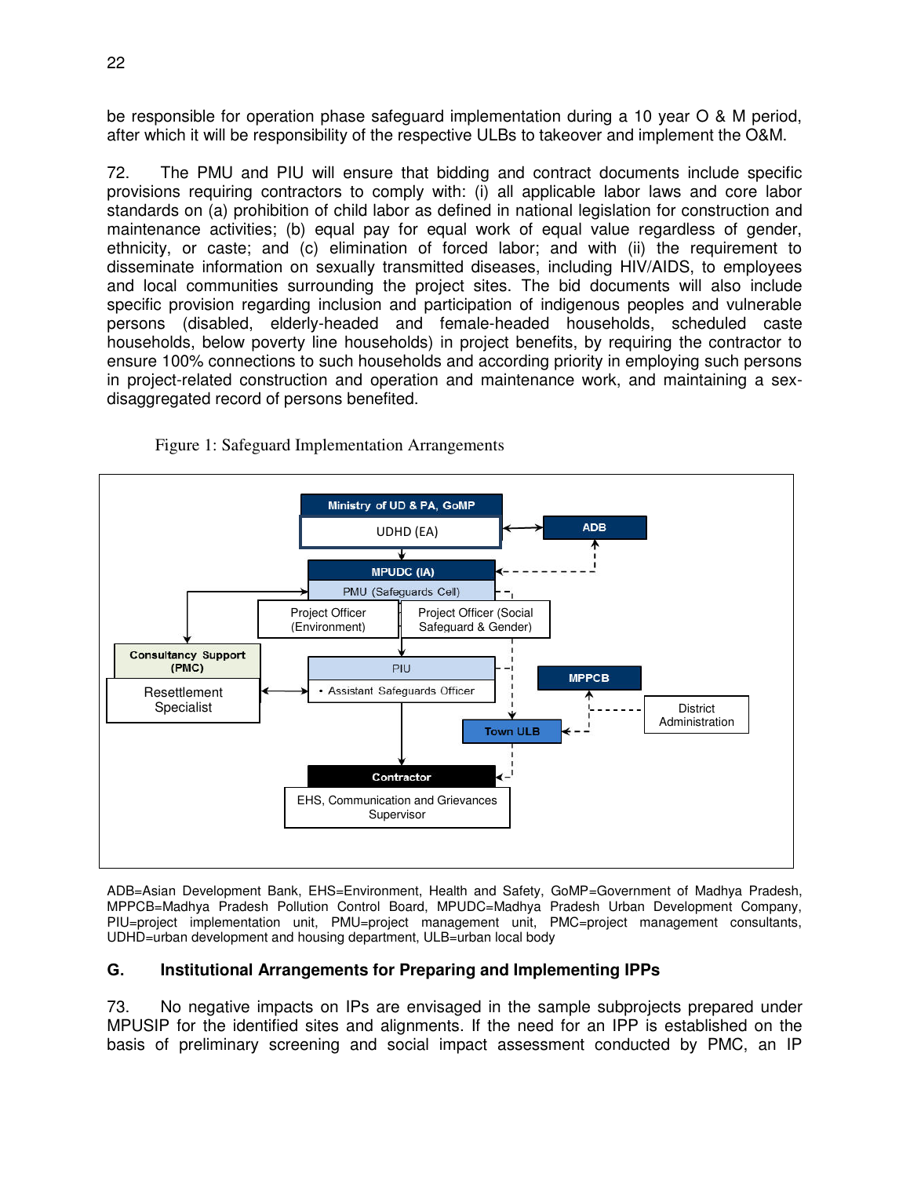be responsible for operation phase safeguard implementation during a 10 year O & M period, after which it will be responsibility of the respective ULBs to takeover and implement the O&M.

72. The PMU and PIU will ensure that bidding and contract documents include specific provisions requiring contractors to comply with: (i) all applicable labor laws and core labor standards on (a) prohibition of child labor as defined in national legislation for construction and maintenance activities; (b) equal pay for equal work of equal value regardless of gender, ethnicity, or caste; and (c) elimination of forced labor; and with (ii) the requirement to disseminate information on sexually transmitted diseases, including HIV/AIDS, to employees and local communities surrounding the project sites. The bid documents will also include specific provision regarding inclusion and participation of indigenous peoples and vulnerable persons (disabled, elderly-headed and female-headed households, scheduled caste households, below poverty line households) in project benefits, by requiring the contractor to ensure 100% connections to such households and according priority in employing such persons in project-related construction and operation and maintenance work, and maintaining a sex-disaggregated record of persons benefited.

Figure 1: Safeguard Implementation Arrangements

Ministry of UD & PA, GoMP
UDHD (EA)
ADB
MPUDC (IA)
PMU (Safeguards Cell)
Project Officer (Environment)
Project Officer (Social Safeguard & Gender)
Consultancy Support (PMC)
Resettlement Specialist
PIU
• Assistant Safeguards Officer
MPPCB
District Administration
Town ULB
Contractor
EHS, Communication and Grievances Supervisor

ADB=Asian Development Bank, EHS=Environment, Health and Safety, GoMP=Government of Madhya Pradesh, MPPCB=Madhya Pradesh Pollution Control Board, MPUDC=Madhya Pradesh Urban Development Company, PIU=project implementation unit, PMU=project management unit, PMC=project management consultants, UDHD=urban development and housing department, ULB=urban local body

## G. Institutional Arrangements for Preparing and Implementing IPPs

73. No negative impacts on IPs are envisaged in the sample subprojects prepared under MPUSIP for the identified sites and alignments. If the need for an IPP is established on the basis of preliminary screening and social impact assessment conducted by PMC, an IP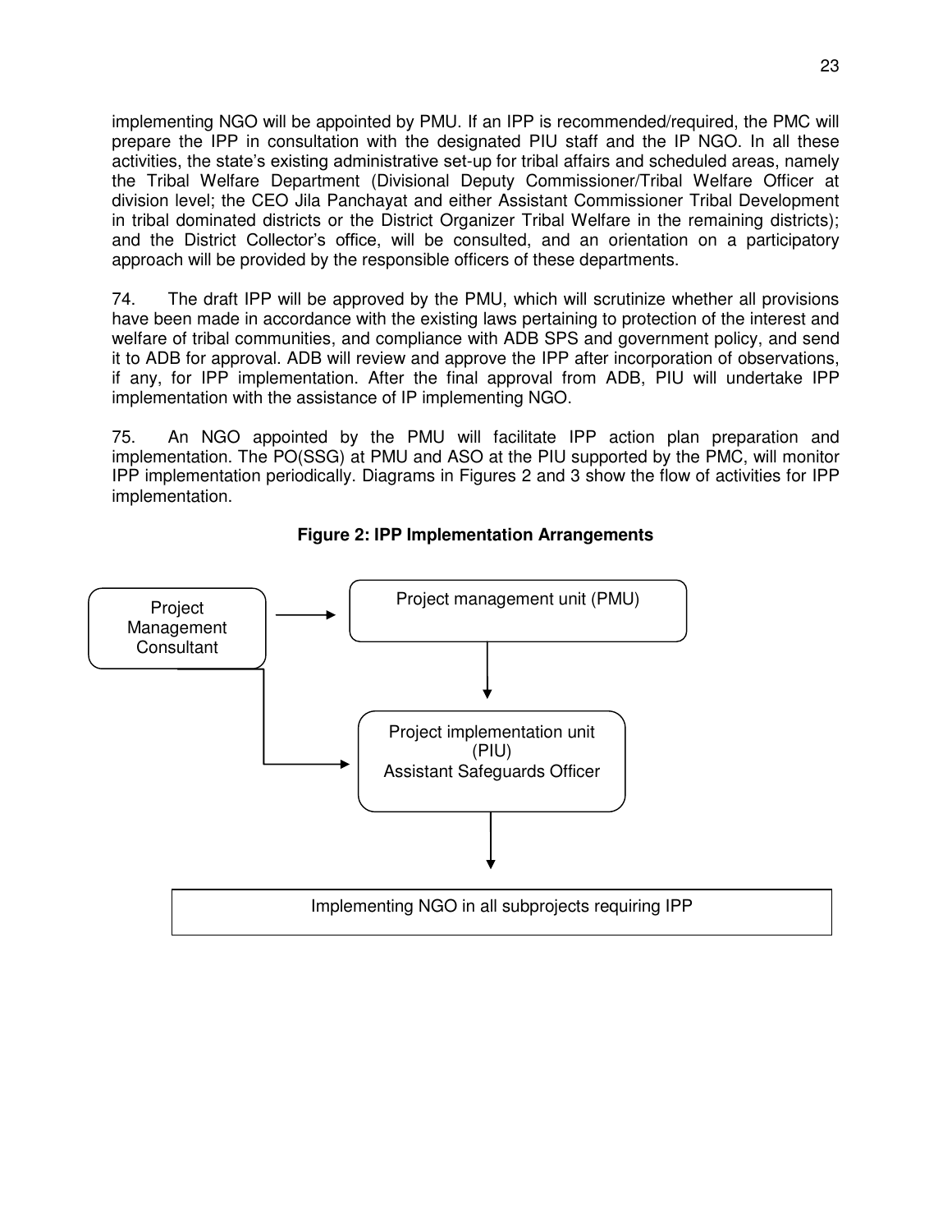implementing NGO will be appointed by PMU. If an IPP is recommended/required, the PMC will prepare the IPP in consultation with the designated PIU staff and the IP NGO. In all these activities, the state's existing administrative set-up for tribal affairs and scheduled areas, namely the Tribal Welfare Department (Divisional Deputy Commissioner/Tribal Welfare Officer at division level; the CEO Jila Panchayat and either Assistant Commissioner Tribal Development in tribal dominated districts or the District Organizer Tribal Welfare in the remaining districts); and the District Collector's office, will be consulted, and an orientation on a participatory approach will be provided by the responsible officers of these departments.

74. The draft IPP will be approved by the PMU, which will scrutinize whether all provisions have been made in accordance with the existing laws pertaining to protection of the interest and welfare of tribal communities, and compliance with ADB SPS and government policy, and send it to ADB for approval. ADB will review and approve the IPP after incorporation of observations, if any, for IPP implementation. After the final approval from ADB, PIU will undertake IPP implementation with the assistance of IP implementing NGO.

75. An NGO appointed by the PMU will facilitate IPP action plan preparation and implementation. The PO(SSG) at PMU and ASO at the PIU supported by the PMC, will monitor IPP implementation periodically. Diagrams in Figures 2 and 3 show the flow of activities for IPP implementation.

**Figure 2: IPP Implementation Arrangements**

Project Management Consultant → Project management unit (PMU)

Project Management Consultant → Project implementation unit (PIU) Assistant Safeguards Officer

Project management unit (PMU) → Project implementation unit (PIU) Assistant Safeguards Officer

Project implementation unit (PIU) Assistant Safeguards Officer → Implementing NGO in all subprojects requiring IPP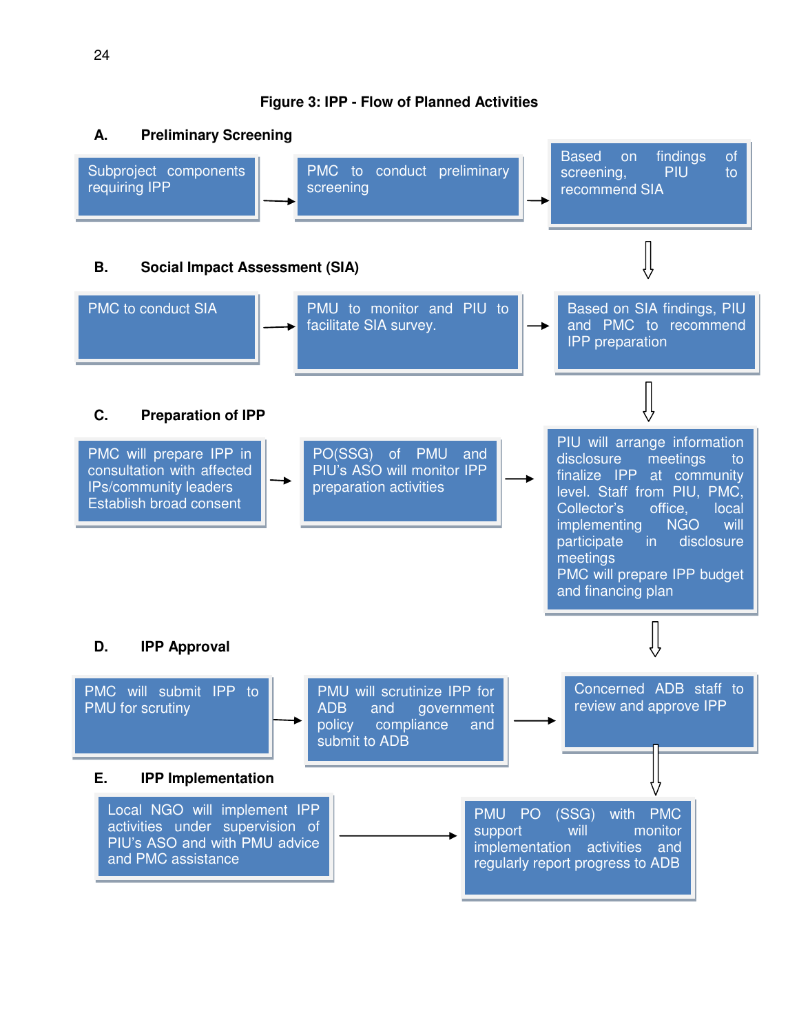**Figure 3: IPP - Flow of Planned Activities**

**A. Preliminary Screening**

Subproject components requiring IPP → PMC to conduct preliminary screening → Based on findings of screening, PIU to recommend SIA

**B. Social Impact Assessment (SIA)**

PMC to conduct SIA → PMU to monitor and PIU to facilitate SIA survey. → Based on SIA findings, PIU and PMC to recommend IPP preparation

**C. Preparation of IPP**

PMC will prepare IPP in consultation with affected IPs/community leaders Establish broad consent → PO(SSG) of PMU and PIU's ASO will monitor IPP preparation activities → PIU will arrange information disclosure meetings to finalize IPP at community level. Staff from PIU, PMC, Collector's office, local implementing NGO will participate in disclosure meetings PMC will prepare IPP budget and financing plan

**D. IPP Approval**

PMC will submit IPP to PMU for scrutiny → PMU will scrutinize IPP for ADB and government policy compliance and submit to ADB → Concerned ADB staff to review and approve IPP

**E. IPP Implementation**

Local NGO will implement IPP activities under supervision of PIU's ASO and with PMU advice and PMC assistance → PMU PO (SSG) with PMC support will monitor implementation activities and regularly report progress to ADB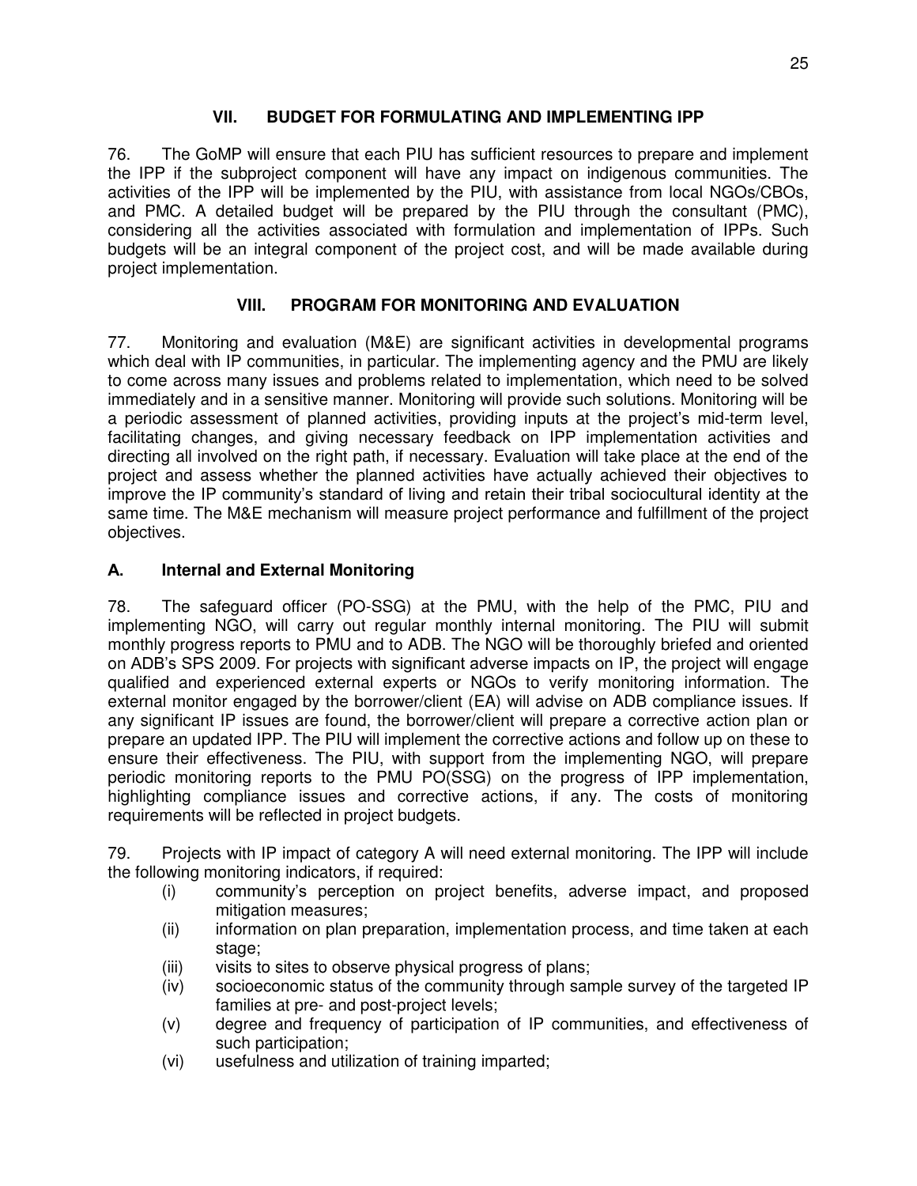## VII. BUDGET FOR FORMULATING AND IMPLEMENTING IPP

76. The GoMP will ensure that each PIU has sufficient resources to prepare and implement the IPP if the subproject component will have any impact on indigenous communities. The activities of the IPP will be implemented by the PIU, with assistance from local NGOs/CBOs, and PMC. A detailed budget will be prepared by the PIU through the consultant (PMC), considering all the activities associated with formulation and implementation of IPPs. Such budgets will be an integral component of the project cost, and will be made available during project implementation.

## VIII. PROGRAM FOR MONITORING AND EVALUATION

77. Monitoring and evaluation (M&E) are significant activities in developmental programs which deal with IP communities, in particular. The implementing agency and the PMU are likely to come across many issues and problems related to implementation, which need to be solved immediately and in a sensitive manner. Monitoring will provide such solutions. Monitoring will be a periodic assessment of planned activities, providing inputs at the project's mid-term level, facilitating changes, and giving necessary feedback on IPP implementation activities and directing all involved on the right path, if necessary. Evaluation will take place at the end of the project and assess whether the planned activities have actually achieved their objectives to improve the IP community's standard of living and retain their tribal sociocultural identity at the same time. The M&E mechanism will measure project performance and fulfillment of the project objectives.

### A. Internal and External Monitoring

78. The safeguard officer (PO-SSG) at the PMU, with the help of the PMC, PIU and implementing NGO, will carry out regular monthly internal monitoring. The PIU will submit monthly progress reports to PMU and to ADB. The NGO will be thoroughly briefed and oriented on ADB's SPS 2009. For projects with significant adverse impacts on IP, the project will engage qualified and experienced external experts or NGOs to verify monitoring information. The external monitor engaged by the borrower/client (EA) will advise on ADB compliance issues. If any significant IP issues are found, the borrower/client will prepare a corrective action plan or prepare an updated IPP. The PIU will implement the corrective actions and follow up on these to ensure their effectiveness. The PIU, with support from the implementing NGO, will prepare periodic monitoring reports to the PMU PO(SSG) on the progress of IPP implementation, highlighting compliance issues and corrective actions, if any. The costs of monitoring requirements will be reflected in project budgets.

79. Projects with IP impact of category A will need external monitoring. The IPP will include the following monitoring indicators, if required:

- (i) community's perception on project benefits, adverse impact, and proposed mitigation measures;
- (ii) information on plan preparation, implementation process, and time taken at each stage;
- (iii) visits to sites to observe physical progress of plans;
- (iv) socioeconomic status of the community through sample survey of the targeted IP families at pre- and post-project levels;
- (v) degree and frequency of participation of IP communities, and effectiveness of such participation;
- (vi) usefulness and utilization of training imparted;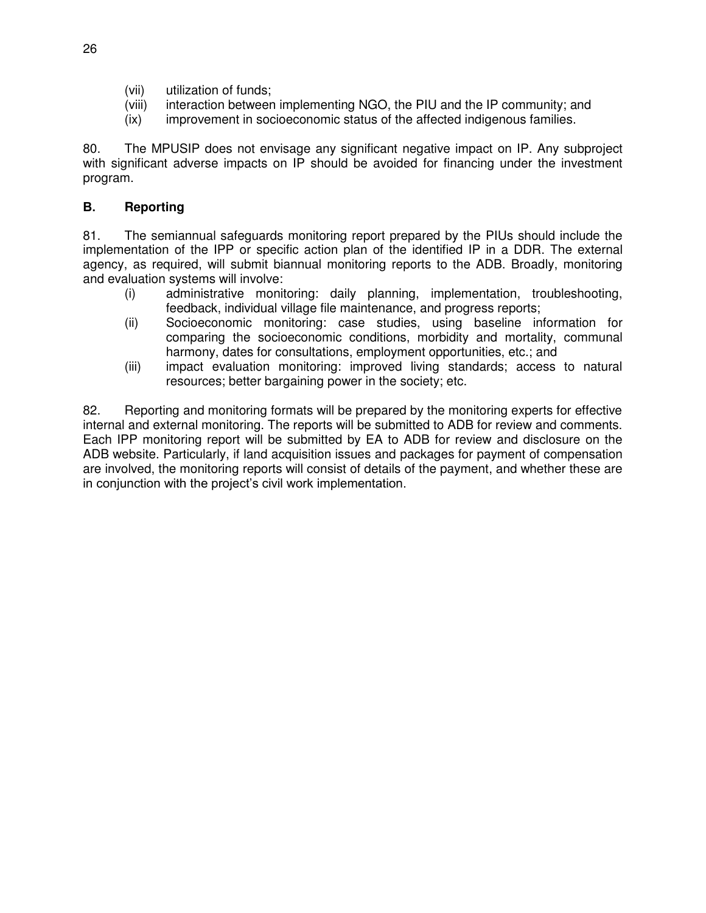(vii) utilization of funds;
(viii) interaction between implementing NGO, the PIU and the IP community; and
(ix) improvement in socioeconomic status of the affected indigenous families.

80. The MPUSIP does not envisage any significant negative impact on IP. Any subproject with significant adverse impacts on IP should be avoided for financing under the investment program.

## B. Reporting

81. The semiannual safeguards monitoring report prepared by the PIUs should include the implementation of the IPP or specific action plan of the identified IP in a DDR. The external agency, as required, will submit biannual monitoring reports to the ADB. Broadly, monitoring and evaluation systems will involve:

(i) administrative monitoring: daily planning, implementation, troubleshooting, feedback, individual village file maintenance, and progress reports;
(ii) Socioeconomic monitoring: case studies, using baseline information for comparing the socioeconomic conditions, morbidity and mortality, communal harmony, dates for consultations, employment opportunities, etc.; and
(iii) impact evaluation monitoring: improved living standards; access to natural resources; better bargaining power in the society; etc.

82. Reporting and monitoring formats will be prepared by the monitoring experts for effective internal and external monitoring. The reports will be submitted to ADB for review and comments. Each IPP monitoring report will be submitted by EA to ADB for review and disclosure on the ADB website. Particularly, if land acquisition issues and packages for payment of compensation are involved, the monitoring reports will consist of details of the payment, and whether these are in conjunction with the project's civil work implementation.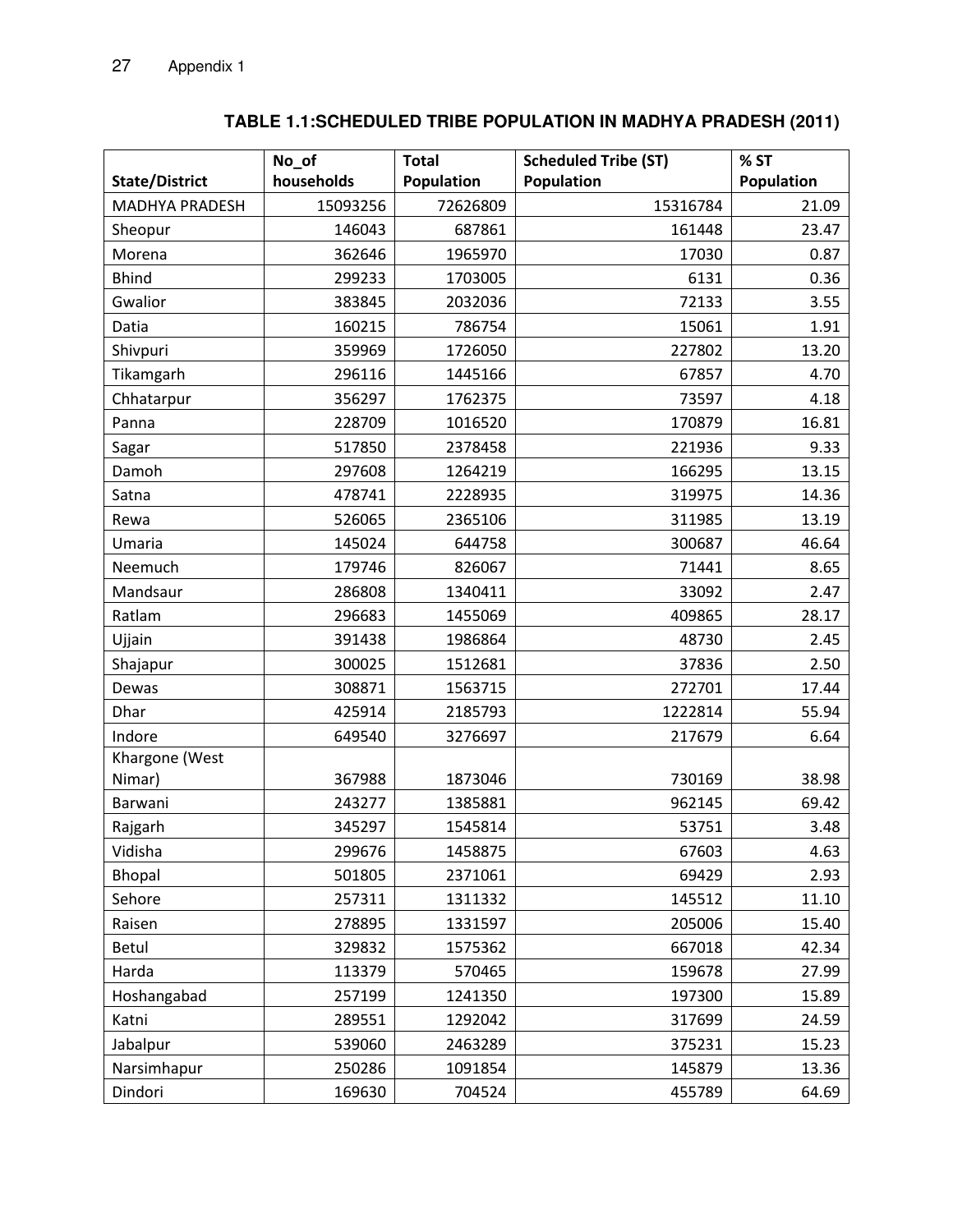Appendix 1

## TABLE 1.1:SCHEDULED TRIBE POPULATION IN MADHYA PRADESH (2011)

| State/District | No_of households | Total Population | Scheduled Tribe (ST) Population | % ST Population |
|---|---|---|---|---|
| MADHYA PRADESH | 15093256 | 72626809 | 15316784 | 21.09 |
| Sheopur | 146043 | 687861 | 161448 | 23.47 |
| Morena | 362646 | 1965970 | 17030 | 0.87 |
| Bhind | 299233 | 1703005 | 6131 | 0.36 |
| Gwalior | 383845 | 2032036 | 72133 | 3.55 |
| Datia | 160215 | 786754 | 15061 | 1.91 |
| Shivpuri | 359969 | 1726050 | 227802 | 13.20 |
| Tikamgarh | 296116 | 1445166 | 67857 | 4.70 |
| Chhatarpur | 356297 | 1762375 | 73597 | 4.18 |
| Panna | 228709 | 1016520 | 170879 | 16.81 |
| Sagar | 517850 | 2378458 | 221936 | 9.33 |
| Damoh | 297608 | 1264219 | 166295 | 13.15 |
| Satna | 478741 | 2228935 | 319975 | 14.36 |
| Rewa | 526065 | 2365106 | 311985 | 13.19 |
| Umaria | 145024 | 644758 | 300687 | 46.64 |
| Neemuch | 179746 | 826067 | 71441 | 8.65 |
| Mandsaur | 286808 | 1340411 | 33092 | 2.47 |
| Ratlam | 296683 | 1455069 | 409865 | 28.17 |
| Ujjain | 391438 | 1986864 | 48730 | 2.45 |
| Shajapur | 300025 | 1512681 | 37836 | 2.50 |
| Dewas | 308871 | 1563715 | 272701 | 17.44 |
| Dhar | 425914 | 2185793 | 1222814 | 55.94 |
| Indore | 649540 | 3276697 | 217679 | 6.64 |
| Khargone (West Nimar) | 367988 | 1873046 | 730169 | 38.98 |
| Barwani | 243277 | 1385881 | 962145 | 69.42 |
| Rajgarh | 345297 | 1545814 | 53751 | 3.48 |
| Vidisha | 299676 | 1458875 | 67603 | 4.63 |
| Bhopal | 501805 | 2371061 | 69429 | 2.93 |
| Sehore | 257311 | 1311332 | 145512 | 11.10 |
| Raisen | 278895 | 1331597 | 205006 | 15.40 |
| Betul | 329832 | 1575362 | 667018 | 42.34 |
| Harda | 113379 | 570465 | 159678 | 27.99 |
| Hoshangabad | 257199 | 1241350 | 197300 | 15.89 |
| Katni | 289551 | 1292042 | 317699 | 24.59 |
| Jabalpur | 539060 | 2463289 | 375231 | 15.23 |
| Narsimhapur | 250286 | 1091854 | 145879 | 13.36 |
| Dindori | 169630 | 704524 | 455789 | 64.69 |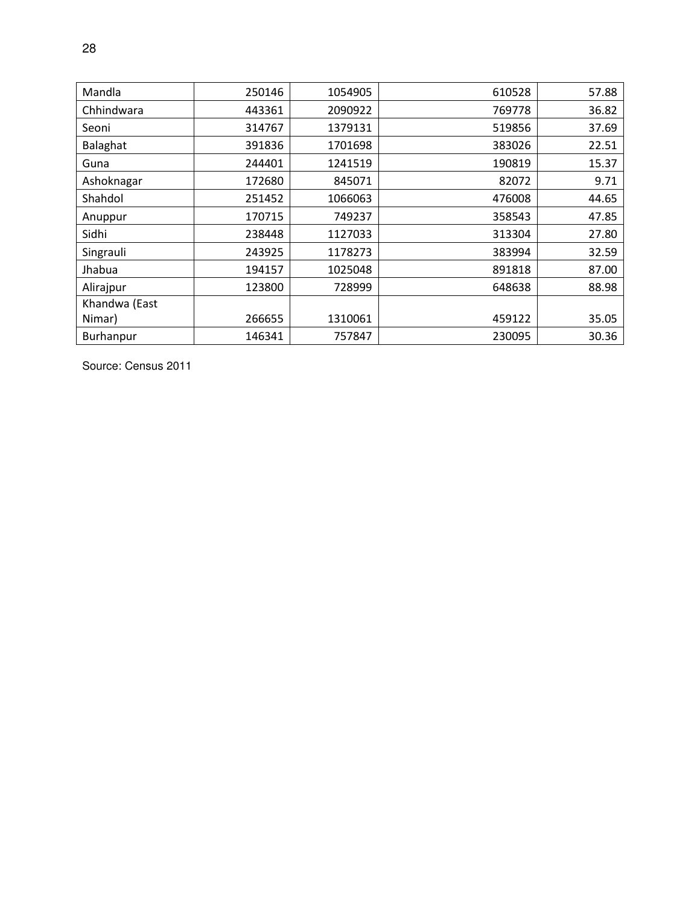|  |  |  |  |  |
|---|---|---|---|---|
| Mandla | 250146 | 1054905 | 610528 | 57.88 |
| Chhindwara | 443361 | 2090922 | 769778 | 36.82 |
| Seoni | 314767 | 1379131 | 519856 | 37.69 |
| Balaghat | 391836 | 1701698 | 383026 | 22.51 |
| Guna | 244401 | 1241519 | 190819 | 15.37 |
| Ashoknagar | 172680 | 845071 | 82072 | 9.71 |
| Shahdol | 251452 | 1066063 | 476008 | 44.65 |
| Anuppur | 170715 | 749237 | 358543 | 47.85 |
| Sidhi | 238448 | 1127033 | 313304 | 27.80 |
| Singrauli | 243925 | 1178273 | 383994 | 32.59 |
| Jhabua | 194157 | 1025048 | 891818 | 87.00 |
| Alirajpur | 123800 | 728999 | 648638 | 88.98 |
| Khandwa (East Nimar) | 266655 | 1310061 | 459122 | 35.05 |
| Burhanpur | 146341 | 757847 | 230095 | 30.36 |

Source: Census 2011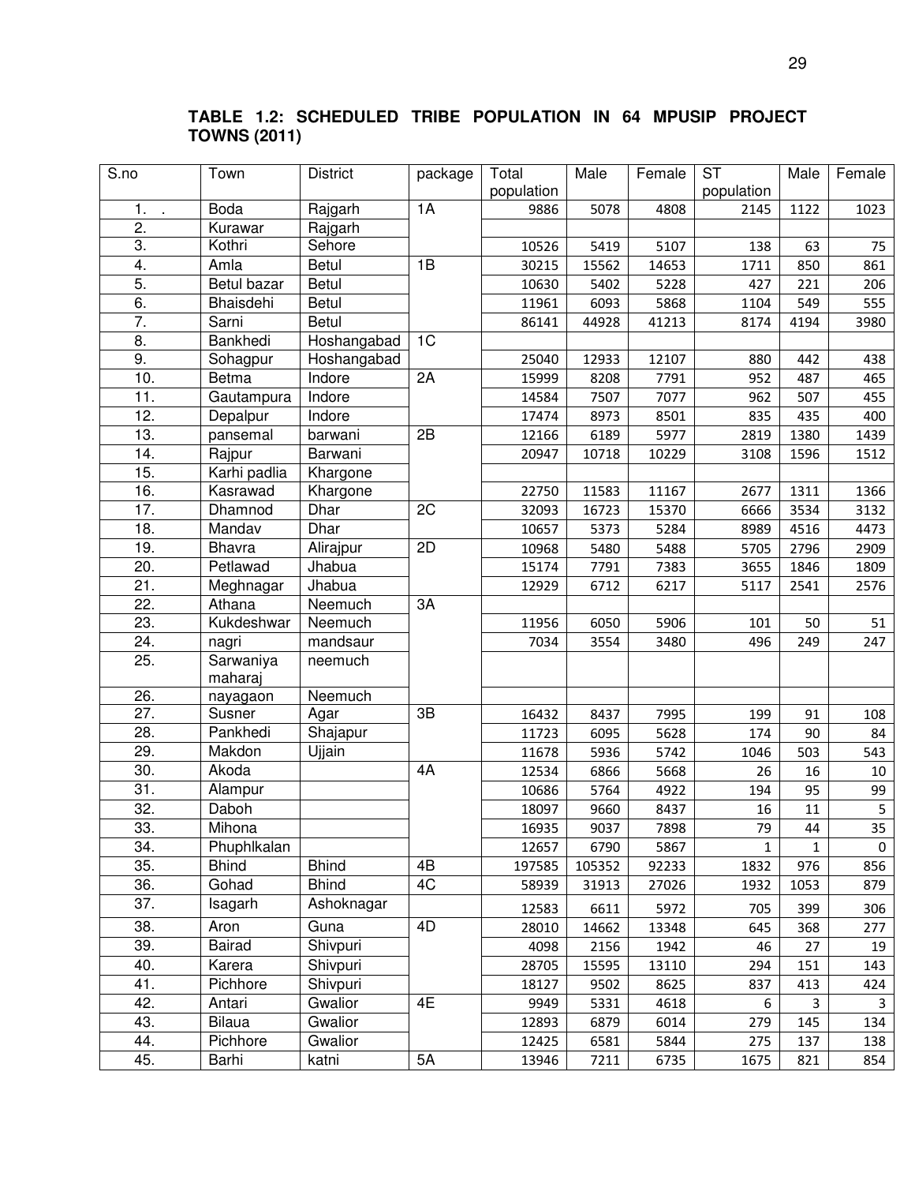**TABLE 1.2: SCHEDULED TRIBE POPULATION IN 64 MPUSIP PROJECT TOWNS (2011)**

| S.no | Town | District | package | Total population | Male | Female | ST population | Male | Female |
|---|---|---|---|---|---|---|---|---|---|
| 1. . | Boda | Rajgarh | 1A | 9886 | 5078 | 4808 | 2145 | 1122 | 1023 |
| 2. | Kurawar | Rajgarh | | | | | | | |
| 3. | Kothri | Sehore | | 10526 | 5419 | 5107 | 138 | 63 | 75 |
| 4. | Amla | Betul | 1B | 30215 | 15562 | 14653 | 1711 | 850 | 861 |
| 5. | Betul bazar | Betul | | 10630 | 5402 | 5228 | 427 | 221 | 206 |
| 6. | Bhaisdehi | Betul | | 11961 | 6093 | 5868 | 1104 | 549 | 555 |
| 7. | Sarni | Betul | | 86141 | 44928 | 41213 | 8174 | 4194 | 3980 |
| 8. | Bankhedi | Hoshangabad | 1C | | | | | | |
| 9. | Sohagpur | Hoshangabad | | 25040 | 12933 | 12107 | 880 | 442 | 438 |
| 10. | Betma | Indore | 2A | 15999 | 8208 | 7791 | 952 | 487 | 465 |
| 11. | Gautampura | Indore | | 14584 | 7507 | 7077 | 962 | 507 | 455 |
| 12. | Depalpur | Indore | | 17474 | 8973 | 8501 | 835 | 435 | 400 |
| 13. | pansemal | barwani | 2B | 12166 | 6189 | 5977 | 2819 | 1380 | 1439 |
| 14. | Rajpur | Barwani | | 20947 | 10718 | 10229 | 3108 | 1596 | 1512 |
| 15. | Karhi padlia | Khargone | | | | | | | |
| 16. | Kasrawad | Khargone | | 22750 | 11583 | 11167 | 2677 | 1311 | 1366 |
| 17. | Dhamnod | Dhar | 2C | 32093 | 16723 | 15370 | 6666 | 3534 | 3132 |
| 18. | Mandav | Dhar | | 10657 | 5373 | 5284 | 8989 | 4516 | 4473 |
| 19. | Bhavra | Alirajpur | 2D | 10968 | 5480 | 5488 | 5705 | 2796 | 2909 |
| 20. | Petlawad | Jhabua | | 15174 | 7791 | 7383 | 3655 | 1846 | 1809 |
| 21. | Meghnagar | Jhabua | | 12929 | 6712 | 6217 | 5117 | 2541 | 2576 |
| 22. | Athana | Neemuch | 3A | | | | | | |
| 23. | Kukdeshwar | Neemuch | | 11956 | 6050 | 5906 | 101 | 50 | 51 |
| 24. | nagri | mandsaur | | 7034 | 3554 | 3480 | 496 | 249 | 247 |
| 25. | Sarwaniya maharaj | neemuch | | | | | | | |
| 26. | nayagaon | Neemuch | | | | | | | |
| 27. | Susner | Agar | 3B | 16432 | 8437 | 7995 | 199 | 91 | 108 |
| 28. | Pankhedi | Shajapur | | 11723 | 6095 | 5628 | 174 | 90 | 84 |
| 29. | Makdon | Ujjain | | 11678 | 5936 | 5742 | 1046 | 503 | 543 |
| 30. | Akoda | | 4A | 12534 | 6866 | 5668 | 26 | 16 | 10 |
| 31. | Alampur | | | 10686 | 5764 | 4922 | 194 | 95 | 99 |
| 32. | Daboh | | | 18097 | 9660 | 8437 | 16 | 11 | 5 |
| 33. | Mihona | | | 16935 | 9037 | 7898 | 79 | 44 | 35 |
| 34. | Phuphlkalan | | | 12657 | 6790 | 5867 | 1 | 1 | 0 |
| 35. | Bhind | Bhind | 4B | 197585 | 105352 | 92233 | 1832 | 976 | 856 |
| 36. | Gohad | Bhind | 4C | 58939 | 31913 | 27026 | 1932 | 1053 | 879 |
| 37. | Isagarh | Ashoknagar | | 12583 | 6611 | 5972 | 705 | 399 | 306 |
| 38. | Aron | Guna | 4D | 28010 | 14662 | 13348 | 645 | 368 | 277 |
| 39. | Bairad | Shivpuri | | 4098 | 2156 | 1942 | 46 | 27 | 19 |
| 40. | Karera | Shivpuri | | 28705 | 15595 | 13110 | 294 | 151 | 143 |
| 41. | Pichhore | Shivpuri | | 18127 | 9502 | 8625 | 837 | 413 | 424 |
| 42. | Antari | Gwalior | 4E | 9949 | 5331 | 4618 | 6 | 3 | 3 |
| 43. | Bilaua | Gwalior | | 12893 | 6879 | 6014 | 279 | 145 | 134 |
| 44. | Pichhore | Gwalior | | 12425 | 6581 | 5844 | 275 | 137 | 138 |
| 45. | Barhi | katni | 5A | 13946 | 7211 | 6735 | 1675 | 821 | 854 |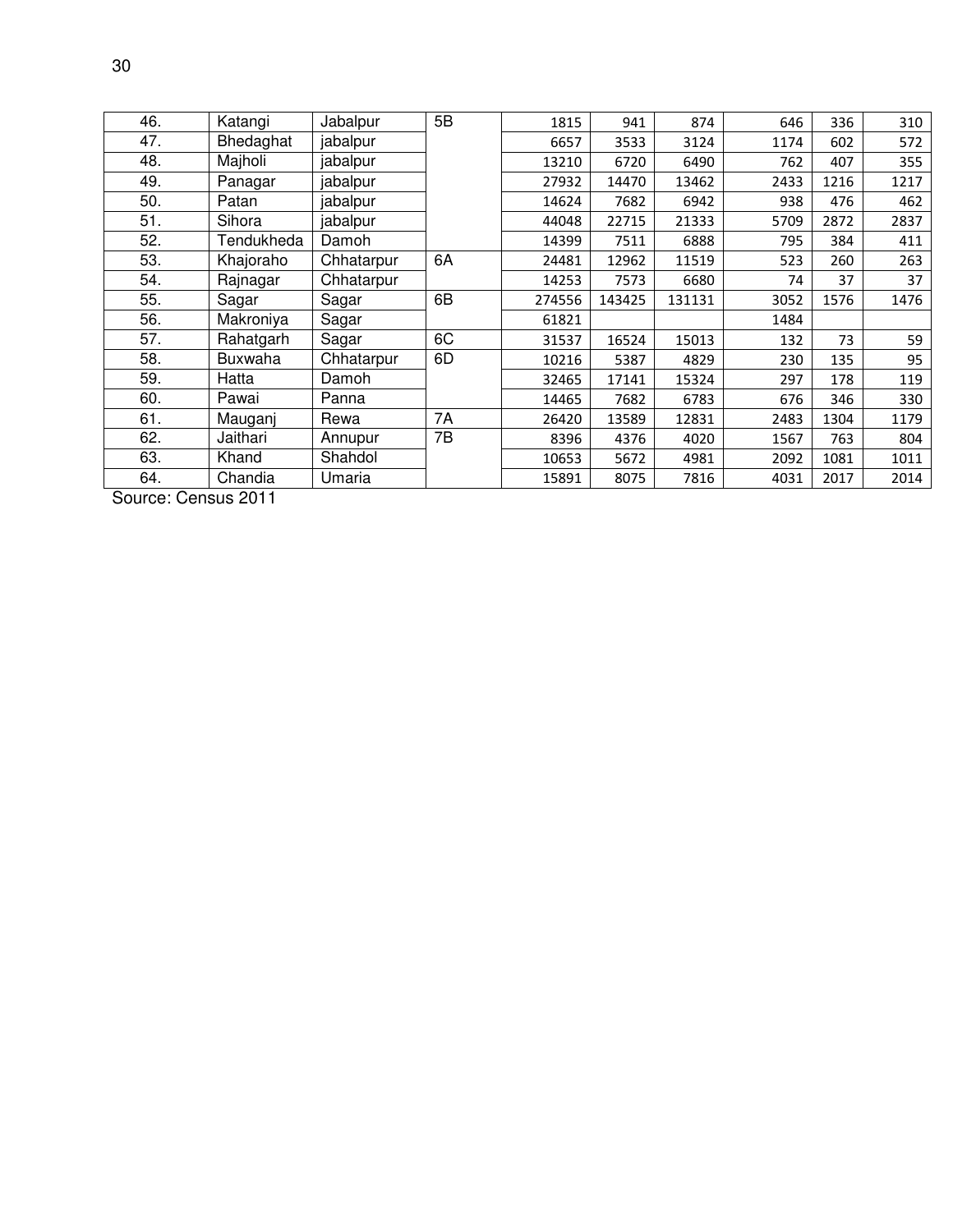| 46. | Katangi | Jabalpur | 5B | 1815 | 941 | 874 | 646 | 336 | 310 |
|---|---|---|---|---|---|---|---|---|---|
| 47. | Bhedaghat | jabalpur | | 6657 | 3533 | 3124 | 1174 | 602 | 572 |
| 48. | Majholi | jabalpur | | 13210 | 6720 | 6490 | 762 | 407 | 355 |
| 49. | Panagar | jabalpur | | 27932 | 14470 | 13462 | 2433 | 1216 | 1217 |
| 50. | Patan | jabalpur | | 14624 | 7682 | 6942 | 938 | 476 | 462 |
| 51. | Sihora | jabalpur | | 44048 | 22715 | 21333 | 5709 | 2872 | 2837 |
| 52. | Tendukheda | Damoh | | 14399 | 7511 | 6888 | 795 | 384 | 411 |
| 53. | Khajoraho | Chhatarpur | 6A | 24481 | 12962 | 11519 | 523 | 260 | 263 |
| 54. | Rajnagar | Chhatarpur | | 14253 | 7573 | 6680 | 74 | 37 | 37 |
| 55. | Sagar | Sagar | 6B | 274556 | 143425 | 131131 | 3052 | 1576 | 1476 |
| 56. | Makroniya | Sagar | | 61821 | | | 1484 | | |
| 57. | Rahatgarh | Sagar | 6C | 31537 | 16524 | 15013 | 132 | 73 | 59 |
| 58. | Buxwaha | Chhatarpur | 6D | 10216 | 5387 | 4829 | 230 | 135 | 95 |
| 59. | Hatta | Damoh | | 32465 | 17141 | 15324 | 297 | 178 | 119 |
| 60. | Pawai | Panna | | 14465 | 7682 | 6783 | 676 | 346 | 330 |
| 61. | Mauganj | Rewa | 7A | 26420 | 13589 | 12831 | 2483 | 1304 | 1179 |
| 62. | Jaithari | Annupur | 7B | 8396 | 4376 | 4020 | 1567 | 763 | 804 |
| 63. | Khand | Shahdol | | 10653 | 5672 | 4981 | 2092 | 1081 | 1011 |
| 64. | Chandia | Umaria | | 15891 | 8075 | 7816 | 4031 | 2017 | 2014 |

Source: Census 2011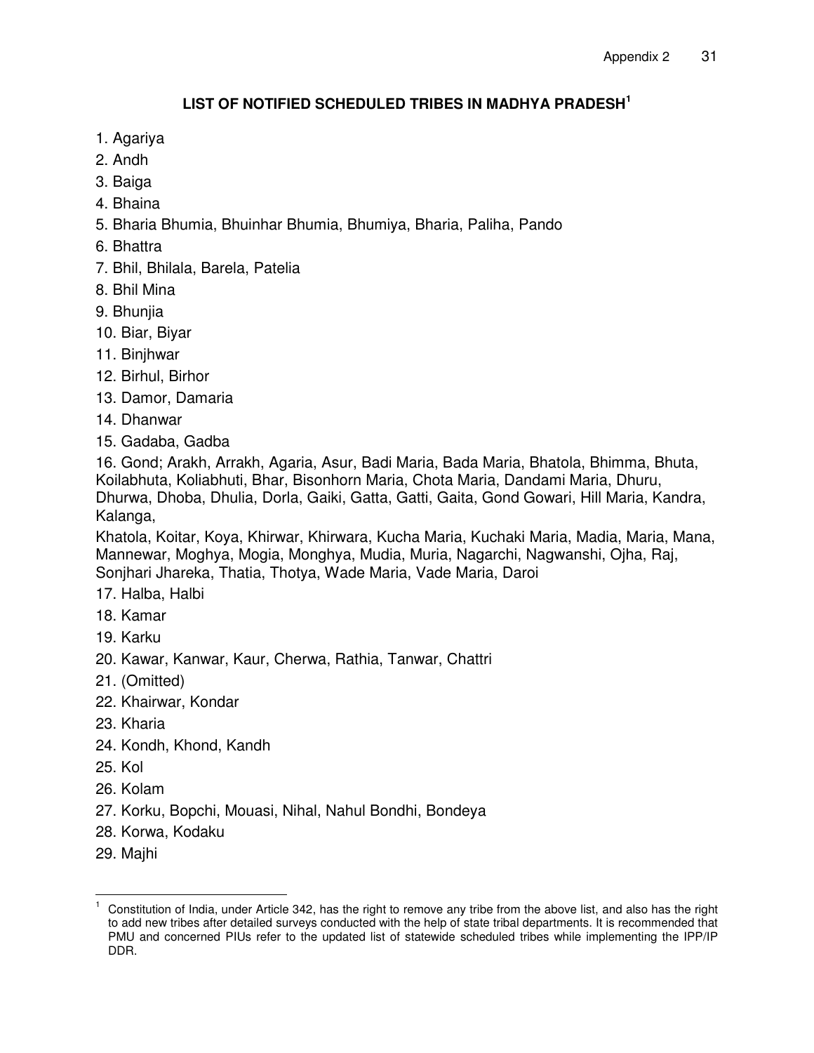## LIST OF NOTIFIED SCHEDULED TRIBES IN MADHYA PRADESH[1]

1. Agariya
2. Andh
3. Baiga
4. Bhaina
5. Bharia Bhumia, Bhuinhar Bhumia, Bhumiya, Bharia, Paliha, Pando
6. Bhattra
7. Bhil, Bhilala, Barela, Patelia
8. Bhil Mina
9. Bhunjia
10. Biar, Biyar
11. Binjhwar
12. Birhul, Birhor
13. Damor, Damaria
14. Dhanwar
15. Gadaba, Gadba
16. Gond; Arakh, Arrakh, Agaria, Asur, Badi Maria, Bada Maria, Bhatola, Bhimma, Bhuta, Koilabhuta, Koliabhuti, Bhar, Bisonhorn Maria, Chota Maria, Dandami Maria, Dhuru, Dhurwa, Dhoba, Dhulia, Dorla, Gaiki, Gatta, Gatti, Gaita, Gond Gowari, Hill Maria, Kandra, Kalanga,

    Khatola, Koitar, Koya, Khirwar, Khirwara, Kucha Maria, Kuchaki Maria, Madia, Maria, Mana, Mannewar, Moghya, Mogia, Monghya, Mudia, Muria, Nagarchi, Nagwanshi, Ojha, Raj, Sonjhari Jhareka, Thatia, Thotya, Wade Maria, Vade Maria, Daroi
17. Halba, Halbi
18. Kamar
19. Karku
20. Kawar, Kanwar, Kaur, Cherwa, Rathia, Tanwar, Chattri
21. (Omitted)
22. Khairwar, Kondar
23. Kharia
24. Kondh, Khond, Kandh
25. Kol
26. Kolam
27. Korku, Bopchi, Mouasi, Nihal, Nahul Bondhi, Bondeya
28. Korwa, Kodaku
29. Majhi

---

[1] Constitution of India, under Article 342, has the right to remove any tribe from the above list, and also has the right to add new tribes after detailed surveys conducted with the help of state tribal departments. It is recommended that PMU and concerned PIUs refer to the updated list of statewide scheduled tribes while implementing the IPP/IP DDR.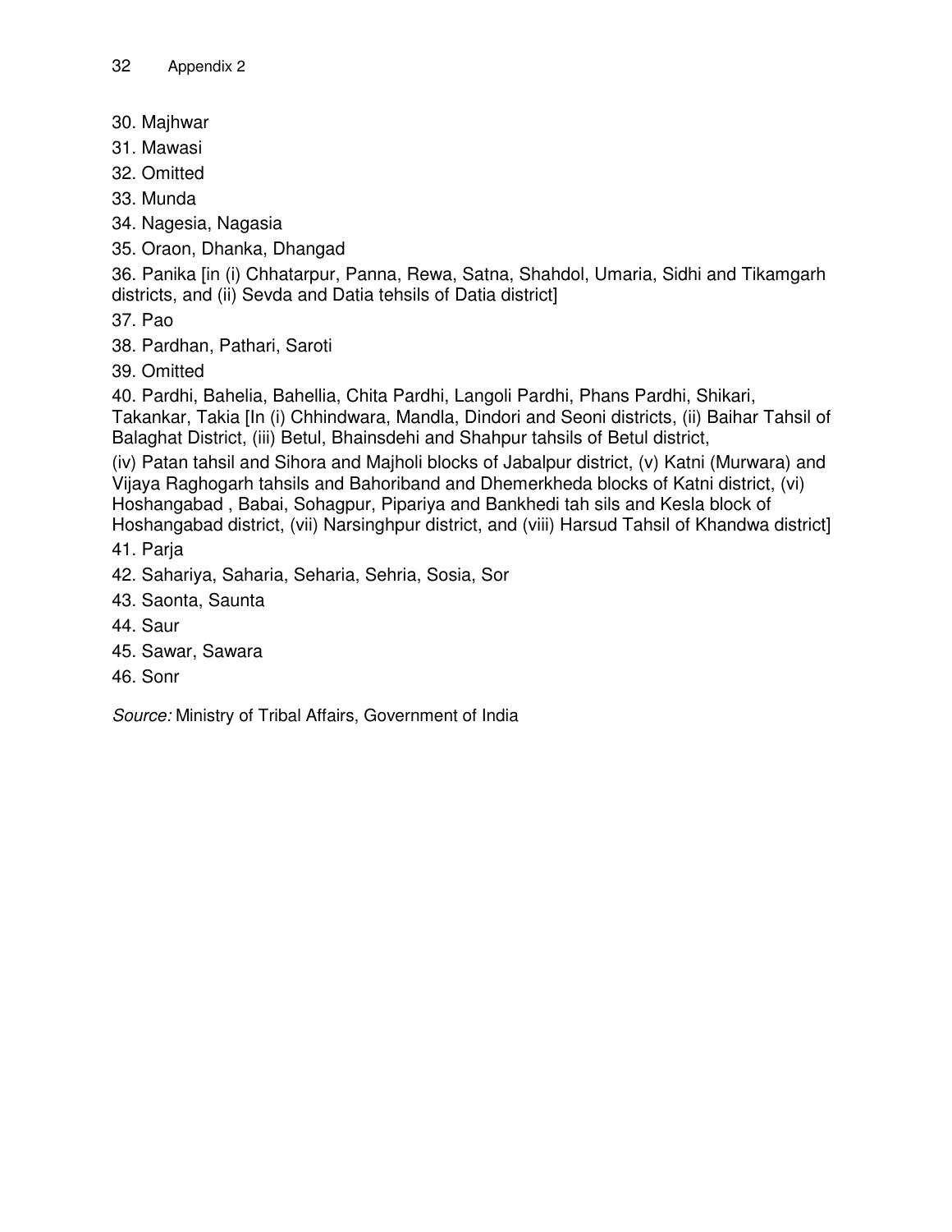30. Majhwar
31. Mawasi
32. Omitted
33. Munda
34. Nagesia, Nagasia
35. Oraon, Dhanka, Dhangad
36. Panika [in (i) Chhatarpur, Panna, Rewa, Satna, Shahdol, Umaria, Sidhi and Tikamgarh districts, and (ii) Sevda and Datia tehsils of Datia district]
37. Pao
38. Pardhan, Pathari, Saroti
39. Omitted
40. Pardhi, Bahelia, Bahellia, Chita Pardhi, Langoli Pardhi, Phans Pardhi, Shikari, Takankar, Takia [In (i) Chhindwara, Mandla, Dindori and Seoni districts, (ii) Baihar Tahsil of Balaghat District, (iii) Betul, Bhainsdehi and Shahpur tahsils of Betul district,
(iv) Patan tahsil and Sihora and Majholi blocks of Jabalpur district, (v) Katni (Murwara) and Vijaya Raghogarh tahsils and Bahoriband and Dhemerkheda blocks of Katni district, (vi) Hoshangabad , Babai, Sohagpur, Pipariya and Bankhedi tah sils and Kesla block of Hoshangabad district, (vii) Narsinghpur district, and (viii) Harsud Tahsil of Khandwa district]
41. Parja
42. Sahariya, Saharia, Seharia, Sehria, Sosia, Sor
43. Saonta, Saunta
44. Saur
45. Sawar, Sawara
46. Sonr

*Source:* Ministry of Tribal Affairs, Government of India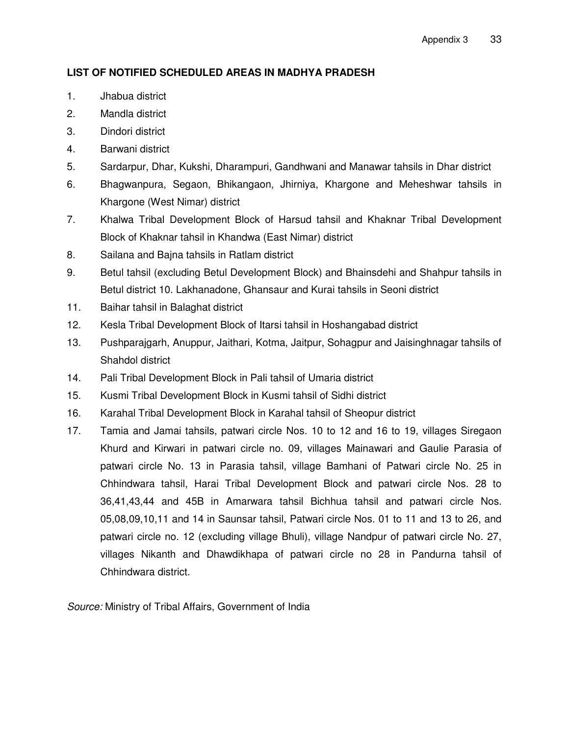**LIST OF NOTIFIED SCHEDULED AREAS IN MADHYA PRADESH**

1. Jhabua district
2. Mandla district
3. Dindori district
4. Barwani district
5. Sardarpur, Dhar, Kukshi, Dharampuri, Gandhwani and Manawar tahsils in Dhar district
6. Bhagwanpura, Segaon, Bhikangaon, Jhirniya, Khargone and Meheshwar tahsils in Khargone (West Nimar) district
7. Khalwa Tribal Development Block of Harsud tahsil and Khaknar Tribal Development Block of Khaknar tahsil in Khandwa (East Nimar) district
8. Sailana and Bajna tahsils in Ratlam district
9. Betul tahsil (excluding Betul Development Block) and Bhainsdehi and Shahpur tahsils in Betul district 10. Lakhanadone, Ghansaur and Kurai tahsils in Seoni district
11. Baihar tahsil in Balaghat district
12. Kesla Tribal Development Block of Itarsi tahsil in Hoshangabad district
13. Pushparajgarh, Anuppur, Jaithari, Kotma, Jaitpur, Sohagpur and Jaisinghnagar tahsils of Shahdol district
14. Pali Tribal Development Block in Pali tahsil of Umaria district
15. Kusmi Tribal Development Block in Kusmi tahsil of Sidhi district
16. Karahal Tribal Development Block in Karahal tahsil of Sheopur district
17. Tamia and Jamai tahsils, patwari circle Nos. 10 to 12 and 16 to 19, villages Siregaon Khurd and Kirwari in patwari circle no. 09, villages Mainawari and Gaulie Parasia of patwari circle No. 13 in Parasia tahsil, village Bamhani of Patwari circle No. 25 in Chhindwara tahsil, Harai Tribal Development Block and patwari circle Nos. 28 to 36,41,43,44 and 45B in Amarwara tahsil Bichhua tahsil and patwari circle Nos. 05,08,09,10,11 and 14 in Saunsar tahsil, Patwari circle Nos. 01 to 11 and 13 to 26, and patwari circle no. 12 (excluding village Bhuli), village Nandpur of patwari circle No. 27, villages Nikanth and Dhawdikhapa of patwari circle no 28 in Pandurna tahsil of Chhindwara district.

*Source:* Ministry of Tribal Affairs, Government of India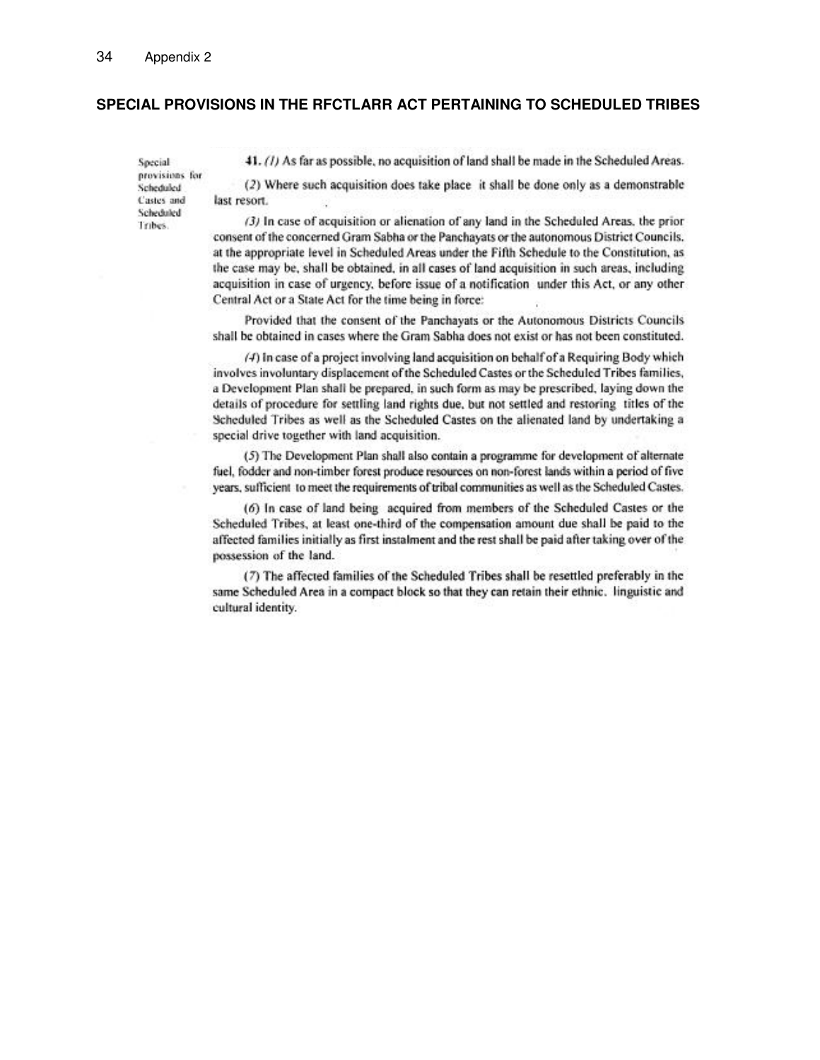Appendix 2

## SPECIAL PROVISIONS IN THE RFCTLARR ACT PERTAINING TO SCHEDULED TRIBES

Special provisions for Scheduled Castes and Scheduled Tribes.

41. (1) As far as possible, no acquisition of land shall be made in the Scheduled Areas.

(2) Where such acquisition does take place it shall be done only as a demonstrable last resort.

(3) In case of acquisition or alienation of any land in the Scheduled Areas, the prior consent of the concerned Gram Sabha or the Panchayats or the autonomous District Councils, at the appropriate level in Scheduled Areas under the Fifth Schedule to the Constitution, as the case may be, shall be obtained, in all cases of land acquisition in such areas, including acquisition in case of urgency, before issue of a notification under this Act, or any other Central Act or a State Act for the time being in force:

Provided that the consent of the Panchayats or the Autonomous Districts Councils shall be obtained in cases where the Gram Sabha does not exist or has not been constituted.

(4) In case of a project involving land acquisition on behalf of a Requiring Body which involves involuntary displacement of the Scheduled Castes or the Scheduled Tribes families, a Development Plan shall be prepared, in such form as may be prescribed, laying down the details of procedure for settling land rights due, but not settled and restoring titles of the Scheduled Tribes as well as the Scheduled Castes on the alienated land by undertaking a special drive together with land acquisition.

(5) The Development Plan shall also contain a programme for development of alternate fuel, fodder and non-timber forest produce resources on non-forest lands within a period of five years, sufficient to meet the requirements of tribal communities as well as the Scheduled Castes.

(6) In case of land being acquired from members of the Scheduled Castes or the Scheduled Tribes, at least one-third of the compensation amount due shall be paid to the affected families initially as first instalment and the rest shall be paid after taking over of the possession of the land.

(7) The affected families of the Scheduled Tribes shall be resettled preferably in the same Scheduled Area in a compact block so that they can retain their ethnic, linguistic and cultural identity.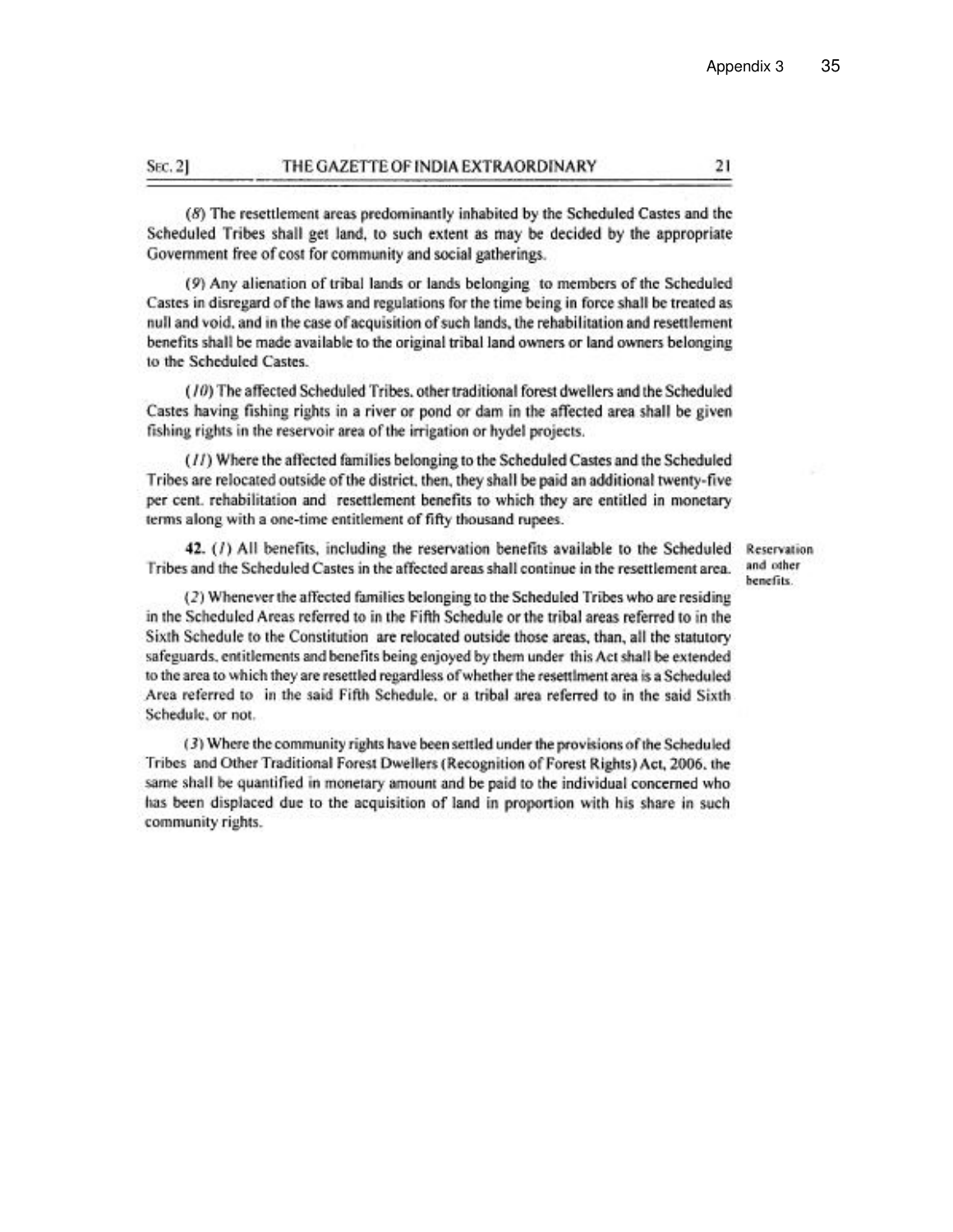(8) The resettlement areas predominantly inhabited by the Scheduled Castes and the Scheduled Tribes shall get land, to such extent as may be decided by the appropriate Government free of cost for community and social gatherings.

(9) Any alienation of tribal lands or lands belonging to members of the Scheduled Castes in disregard of the laws and regulations for the time being in force shall be treated as null and void, and in the case of acquisition of such lands, the rehabilitation and resettlement benefits shall be made available to the original tribal land owners or land owners belonging to the Scheduled Castes.

(10) The affected Scheduled Tribes, other traditional forest dwellers and the Scheduled Castes having fishing rights in a river or pond or dam in the affected area shall be given fishing rights in the reservoir area of the irrigation or hydel projects.

(11) Where the affected families belonging to the Scheduled Castes and the Scheduled Tribes are relocated outside of the district, then, they shall be paid an additional twenty-five per cent. rehabilitation and resettlement benefits to which they are entitled in monetary terms along with a one-time entitlement of fifty thousand rupees.

*Reservation and other benefits.*

**42.** (1) All benefits, including the reservation benefits available to the Scheduled Tribes and the Scheduled Castes in the affected areas shall continue in the resettlement area.

(2) Whenever the affected families belonging to the Scheduled Tribes who are residing in the Scheduled Areas referred to in the Fifth Schedule or the tribal areas referred to in the Sixth Schedule to the Constitution are relocated outside those areas, than, all the statutory safeguards, entitlements and benefits being enjoyed by them under this Act shall be extended to the area to which they are resettled regardless of whether the resettlment area is a Scheduled Area referred to in the said Fifth Schedule, or a tribal area referred to in the said Sixth Schedule, or not.

(3) Where the community rights have been settled under the provisions of the Scheduled Tribes and Other Traditional Forest Dwellers (Recognition of Forest Rights) Act, 2006, the same shall be quantified in monetary amount and be paid to the individual concerned who has been displaced due to the acquisition of land in proportion with his share in such community rights.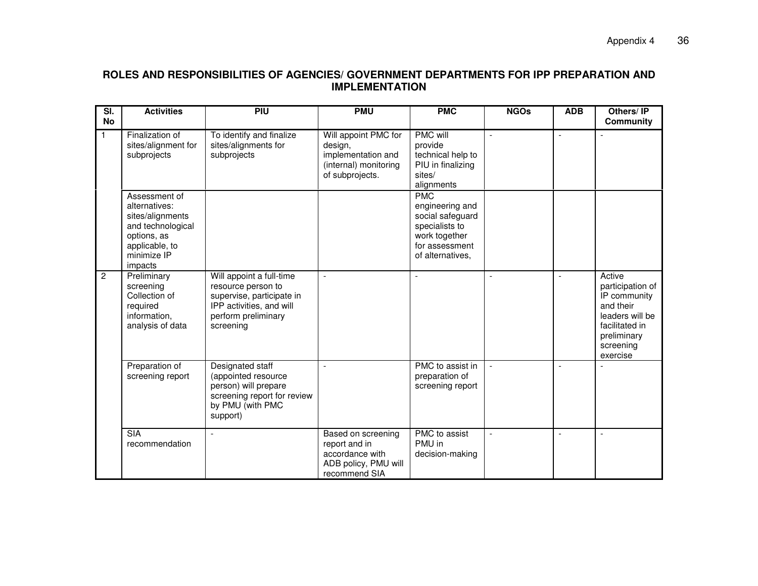**ROLES AND RESPONSIBILITIES OF AGENCIES/ GOVERNMENT DEPARTMENTS FOR IPP PREPARATION AND IMPLEMENTATION**

| Sl. No | Activities | PIU | PMU | PMC | NGOs | ADB | Others/ IP Community |
|---|---|---|---|---|---|---|---|
| 1 | Finalization of sites/alignment for subprojects | To identify and finalize sites/alignments for subprojects | Will appoint PMC for design, implementation and (internal) monitoring of subprojects. | PMC will provide technical help to PIU in finalizing sites/ alignments | - | - | - |
| | Assessment of alternatives: sites/alignments and technological options, as applicable, to minimize IP impacts | | | PMC engineering and social safeguard specialists to work together for assessment of alternatives, | | | |
| 2 | Preliminary screening Collection of required information, analysis of data | Will appoint a full-time resource person to supervise, participate in IPP activities, and will perform preliminary screening | - | - | - | - | Active participation of IP community and their leaders will be facilitated in preliminary screening exercise |
| | Preparation of screening report | Designated staff (appointed resource person) will prepare screening report for review by PMU (with PMC support) | - | PMC to assist in preparation of screening report | - | - | - |
| | SIA recommendation | - | Based on screening report and in accordance with ADB policy, PMU will recommend SIA | PMC to assist PMU in decision-making | - | - | - |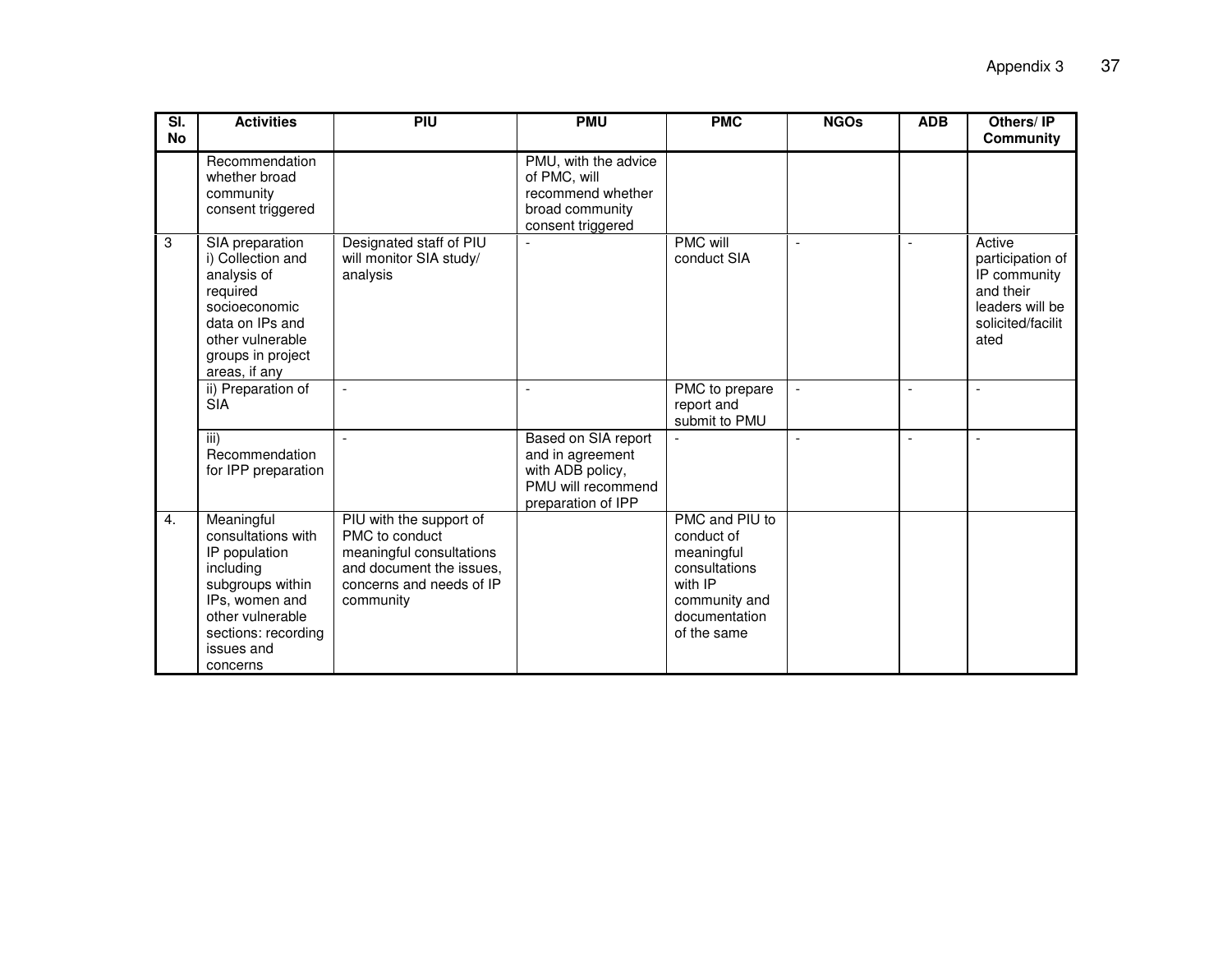| Sl. No | Activities | PIU | PMU | PMC | NGOs | ADB | Others/ IP Community |
|---|---|---|---|---|---|---|---|
| | Recommendation whether broad community consent triggered | | PMU, with the advice of PMC, will recommend whether broad community consent triggered | | | | |
| 3 | SIA preparation i) Collection and analysis of required socioeconomic data on IPs and other vulnerable groups in project areas, if any | Designated staff of PIU will monitor SIA study/ analysis | - | PMC will conduct SIA | - | - | Active participation of IP community and their leaders will be solicited/facilitated |
| | ii) Preparation of SIA | - | - | PMC to prepare report and submit to PMU | - | - | - |
| | iii) Recommendation for IPP preparation | - | Based on SIA report and in agreement with ADB policy, PMU will recommend preparation of IPP | - | - | - | - |
| 4. | Meaningful consultations with IP population including subgroups within IPs, women and other vulnerable sections: recording issues and concerns | PIU with the support of PMC to conduct meaningful consultations and document the issues, concerns and needs of IP community | | PMC and PIU to conduct of meaningful consultations with IP community and documentation of the same | | | |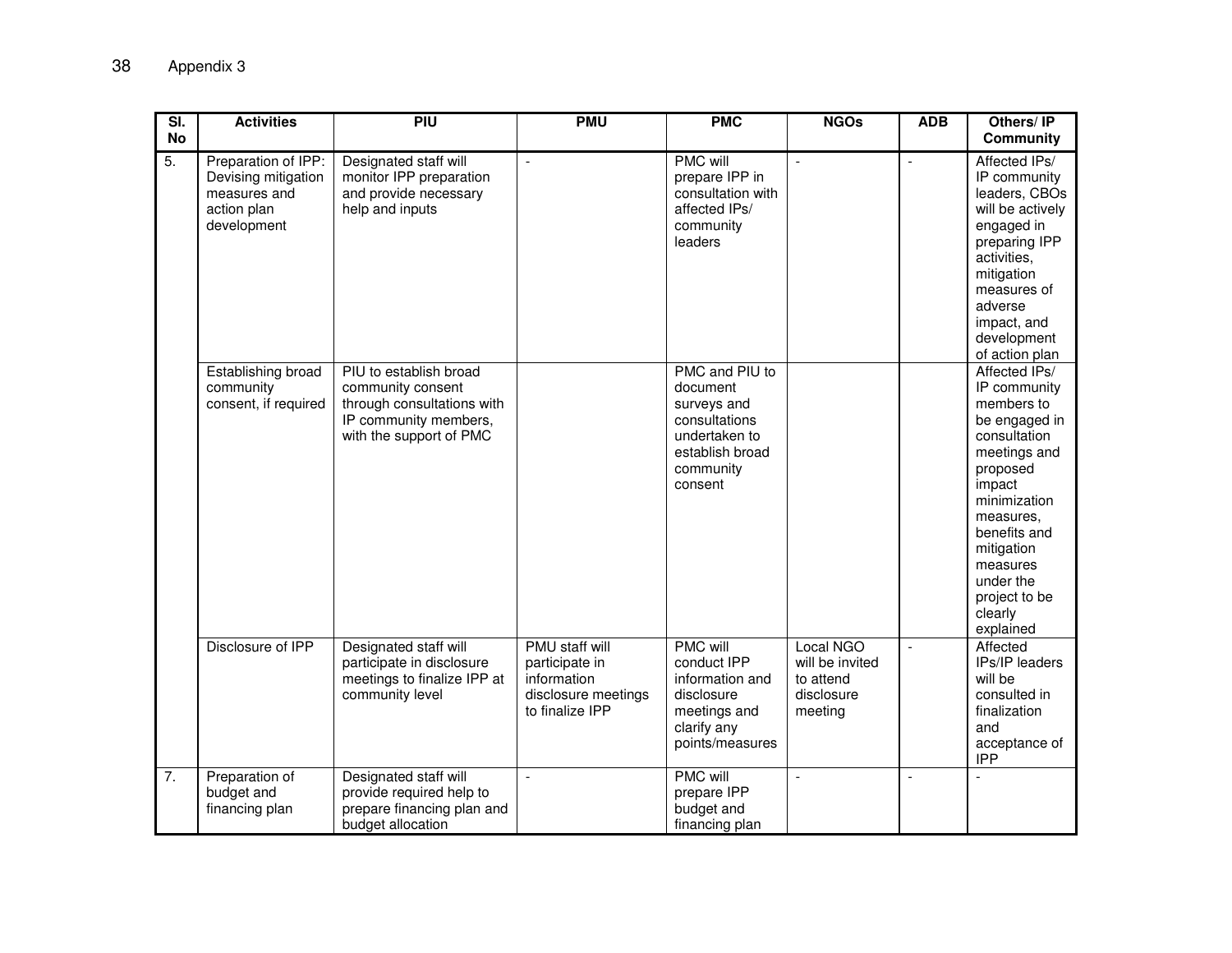| Sl. No | Activities | PIU | PMU | PMC | NGOs | ADB | Others/ IP Community |
|---|---|---|---|---|---|---|---|
| 5. | Preparation of IPP: Devising mitigation measures and action plan development | Designated staff will monitor IPP preparation and provide necessary help and inputs | - | PMC will prepare IPP in consultation with affected IPs/ community leaders | - | - | Affected IPs/ IP community leaders, CBOs will be actively engaged in preparing IPP activities, mitigation measures of adverse impact, and development of action plan |
| | Establishing broad community consent, if required | PIU to establish broad community consent through consultations with IP community members, with the support of PMC | | PMC and PIU to document surveys and consultations undertaken to establish broad community consent | | | Affected IPs/ IP community members to be engaged in consultation meetings and proposed impact minimization measures, benefits and mitigation measures under the project to be clearly explained |
| | Disclosure of IPP | Designated staff will participate in disclosure meetings to finalize IPP at community level | PMU staff will participate in information disclosure meetings to finalize IPP | PMC will conduct IPP information and disclosure meetings and clarify any points/measures | Local NGO will be invited to attend disclosure meeting | - | Affected IPs/IP leaders will be consulted in finalization and acceptance of IPP |
| 7. | Preparation of budget and financing plan | Designated staff will provide required help to prepare financing plan and budget allocation | - | PMC will prepare IPP budget and financing plan | - | - | - |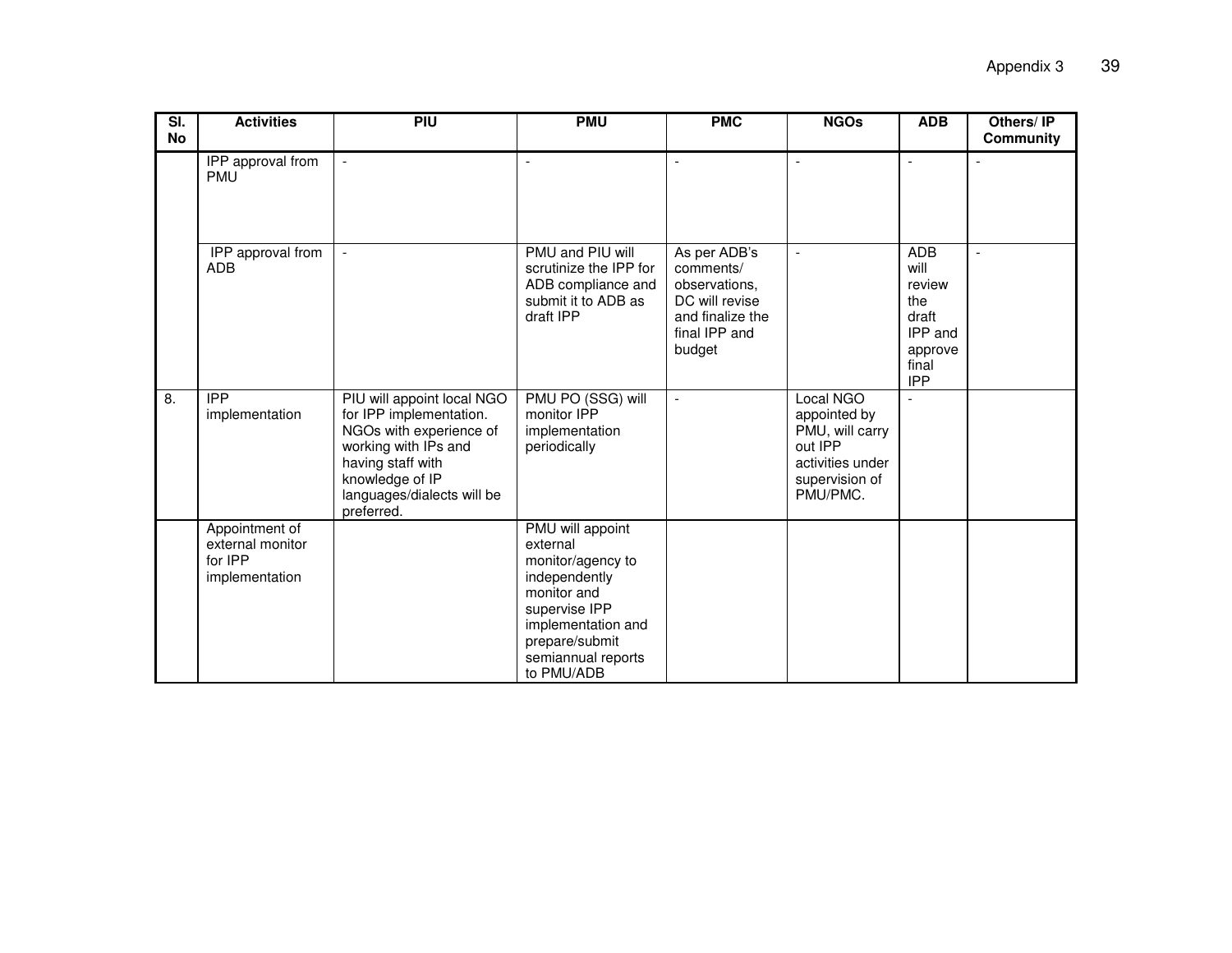| Sl. No | Activities | PIU | PMU | PMC | NGOs | ADB | Others/ IP Community |
|---|---|---|---|---|---|---|---|
| | IPP approval from PMU | - | - | - | - | - | - |
| | IPP approval from ADB | - | PMU and PIU will scrutinize the IPP for ADB compliance and submit it to ADB as draft IPP | As per ADB's comments/ observations, DC will revise and finalize the final IPP and budget | - | ADB will review the draft IPP and approve final IPP | - |
| 8. | IPP implementation | PIU will appoint local NGO for IPP implementation. NGOs with experience of working with IPs and having staff with knowledge of IP languages/dialects will be preferred. | PMU PO (SSG) will monitor IPP implementation periodically | - | Local NGO appointed by PMU, will carry out IPP activities under supervision of PMU/PMC. | - | |
| | Appointment of external monitor for IPP implementation | | PMU will appoint external monitor/agency to independently monitor and supervise IPP implementation and prepare/submit semiannual reports to PMU/ADB | | | | |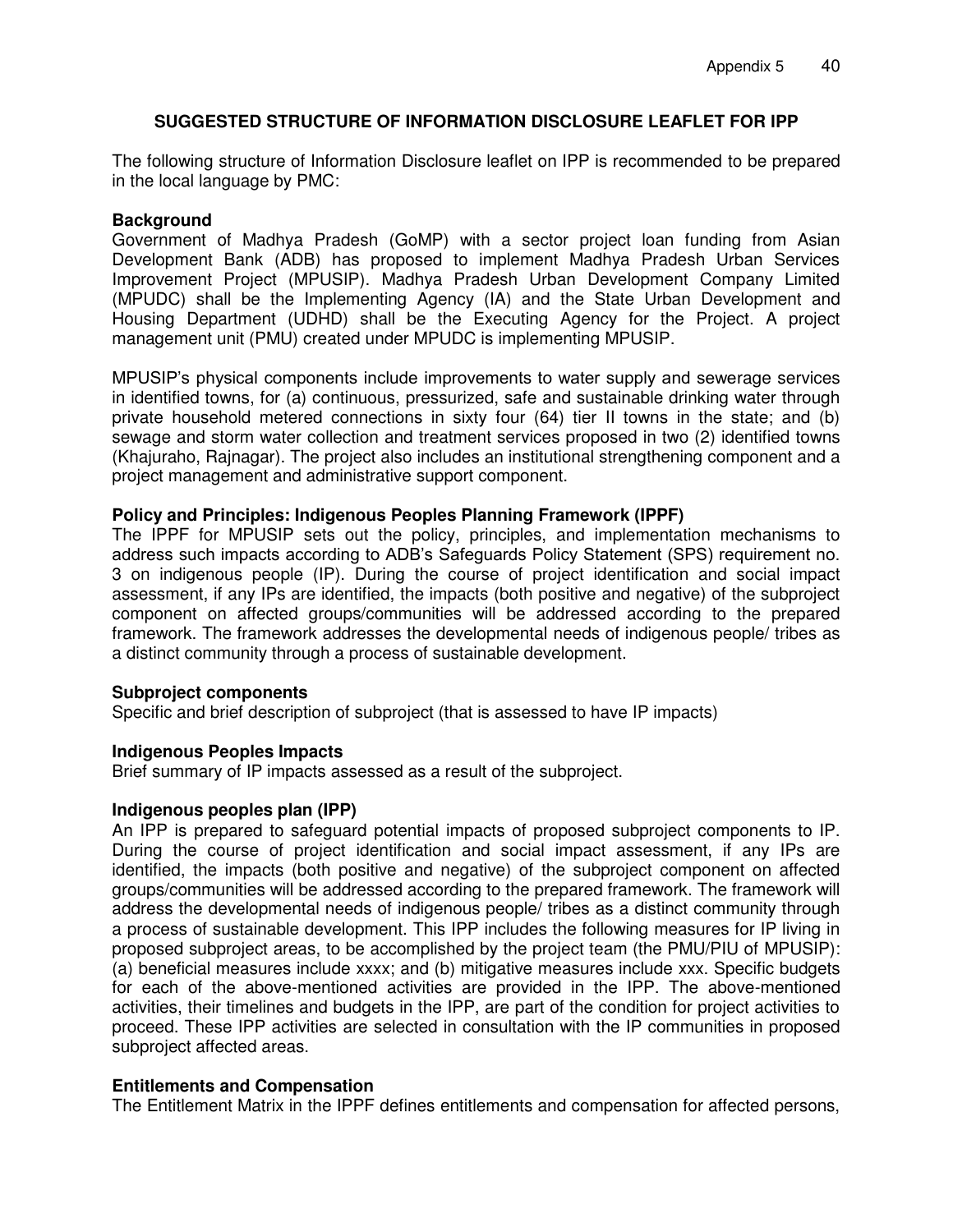## SUGGESTED STRUCTURE OF INFORMATION DISCLOSURE LEAFLET FOR IPP

The following structure of Information Disclosure leaflet on IPP is recommended to be prepared in the local language by PMC:

**Background**

Government of Madhya Pradesh (GoMP) with a sector project loan funding from Asian Development Bank (ADB) has proposed to implement Madhya Pradesh Urban Services Improvement Project (MPUSIP). Madhya Pradesh Urban Development Company Limited (MPUDC) shall be the Implementing Agency (IA) and the State Urban Development and Housing Department (UDHD) shall be the Executing Agency for the Project. A project management unit (PMU) created under MPUDC is implementing MPUSIP.

MPUSIP's physical components include improvements to water supply and sewerage services in identified towns, for (a) continuous, pressurized, safe and sustainable drinking water through private household metered connections in sixty four (64) tier II towns in the state; and (b) sewage and storm water collection and treatment services proposed in two (2) identified towns (Khajuraho, Rajnagar). The project also includes an institutional strengthening component and a project management and administrative support component.

**Policy and Principles: Indigenous Peoples Planning Framework (IPPF)**

The IPPF for MPUSIP sets out the policy, principles, and implementation mechanisms to address such impacts according to ADB's Safeguards Policy Statement (SPS) requirement no. 3 on indigenous people (IP). During the course of project identification and social impact assessment, if any IPs are identified, the impacts (both positive and negative) of the subproject component on affected groups/communities will be addressed according to the prepared framework. The framework addresses the developmental needs of indigenous people/ tribes as a distinct community through a process of sustainable development.

**Subproject components**

Specific and brief description of subproject (that is assessed to have IP impacts)

**Indigenous Peoples Impacts**

Brief summary of IP impacts assessed as a result of the subproject.

**Indigenous peoples plan (IPP)**

An IPP is prepared to safeguard potential impacts of proposed subproject components to IP. During the course of project identification and social impact assessment, if any IPs are identified, the impacts (both positive and negative) of the subproject component on affected groups/communities will be addressed according to the prepared framework. The framework will address the developmental needs of indigenous people/ tribes as a distinct community through a process of sustainable development. This IPP includes the following measures for IP living in proposed subproject areas, to be accomplished by the project team (the PMU/PIU of MPUSIP): (a) beneficial measures include xxxx; and (b) mitigative measures include xxx. Specific budgets for each of the above-mentioned activities are provided in the IPP. The above-mentioned activities, their timelines and budgets in the IPP, are part of the condition for project activities to proceed. These IPP activities are selected in consultation with the IP communities in proposed subproject affected areas.

**Entitlements and Compensation**

The Entitlement Matrix in the IPPF defines entitlements and compensation for affected persons,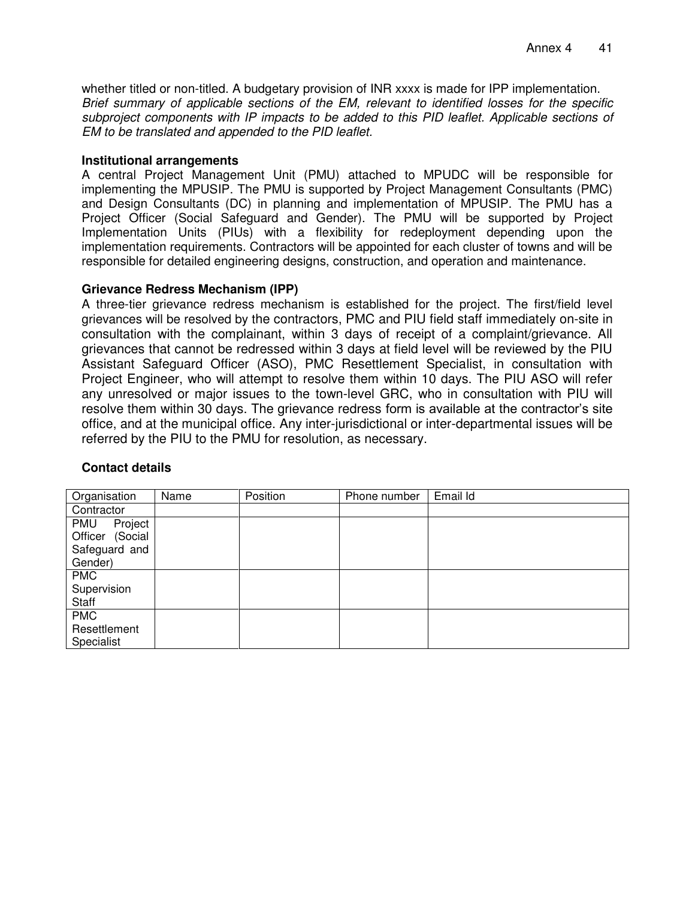whether titled or non-titled. A budgetary provision of INR xxxx is made for IPP implementation. *Brief summary of applicable sections of the EM, relevant to identified losses for the specific subproject components with IP impacts to be added to this PID leaflet. Applicable sections of EM to be translated and appended to the PID leaflet.*

**Institutional arrangements**

A central Project Management Unit (PMU) attached to MPUDC will be responsible for implementing the MPUSIP. The PMU is supported by Project Management Consultants (PMC) and Design Consultants (DC) in planning and implementation of MPUSIP. The PMU has a Project Officer (Social Safeguard and Gender). The PMU will be supported by Project Implementation Units (PIUs) with a flexibility for redeployment depending upon the implementation requirements. Contractors will be appointed for each cluster of towns and will be responsible for detailed engineering designs, construction, and operation and maintenance.

**Grievance Redress Mechanism (IPP)**

A three-tier grievance redress mechanism is established for the project. The first/field level grievances will be resolved by the contractors, PMC and PIU field staff immediately on-site in consultation with the complainant, within 3 days of receipt of a complaint/grievance. All grievances that cannot be redressed within 3 days at field level will be reviewed by the PIU Assistant Safeguard Officer (ASO), PMC Resettlement Specialist, in consultation with Project Engineer, who will attempt to resolve them within 10 days. The PIU ASO will refer any unresolved or major issues to the town-level GRC, who in consultation with PIU will resolve them within 30 days. The grievance redress form is available at the contractor's site office, and at the municipal office. Any inter-jurisdictional or inter-departmental issues will be referred by the PIU to the PMU for resolution, as necessary.

**Contact details**

| Organisation | Name | Position | Phone number | Email Id |
|---|---|---|---|---|
| Contractor | | | | |
| PMU Project Officer (Social Safeguard and Gender) | | | | |
| PMC Supervision Staff | | | | |
| PMC Resettlement Specialist | | | | |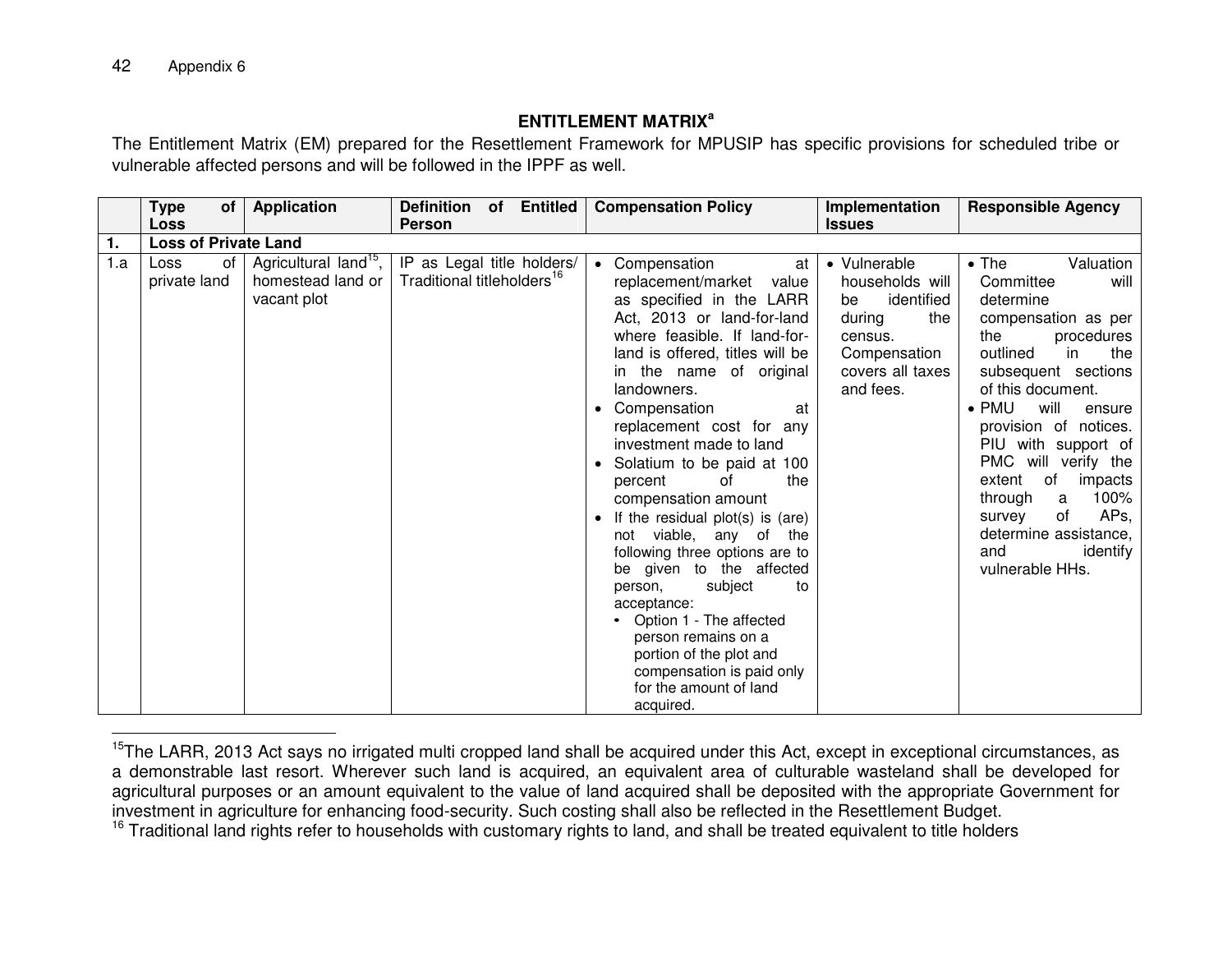## ENTITLEMENT MATRIX[a]

The Entitlement Matrix (EM) prepared for the Resettlement Framework for MPUSIP has specific provisions for scheduled tribe or vulnerable affected persons and will be followed in the IPPF as well.

| | Type of Loss | Application | Definition of Entitled Person | Compensation Policy | Implementation Issues | Responsible Agency |
|---|---|---|---|---|---|---|
| 1. | Loss of Private Land | | | | | |
| 1.a | Loss of private land | Agricultural land[15], homestead land or vacant plot | IP as Legal title holders/ Traditional titleholders[16] | • Compensation at replacement/market value as specified in the LARR Act, 2013 or land-for-land where feasible. If land-for-land is offered, titles will be in the name of original landowners.<br>• Compensation at replacement cost for any investment made to land<br>• Solatium to be paid at 100 percent of the compensation amount<br>• If the residual plot(s) is (are) not viable, any of the following three options are to be given to the affected person, subject to acceptance:<br>  • Option 1 - The affected person remains on a portion of the plot and compensation is paid only for the amount of land acquired. | • Vulnerable households will be identified during the census. Compensation covers all taxes and fees. | • The Valuation Committee will determine compensation as per the procedures outlined in the subsequent sections of this document.<br>• PMU will ensure provision of notices. PIU with support of PMC will verify the extent of impacts through a 100% survey of APs, determine assistance, and identify vulnerable HHs. |

[15] The LARR, 2013 Act says no irrigated multi cropped land shall be acquired under this Act, except in exceptional circumstances, as a demonstrable last resort. Wherever such land is acquired, an equivalent area of culturable wasteland shall be developed for agricultural purposes or an amount equivalent to the value of land acquired shall be deposited with the appropriate Government for investment in agriculture for enhancing food-security. Such costing shall also be reflected in the Resettlement Budget.

[16] Traditional land rights refer to households with customary rights to land, and shall be treated equivalent to title holders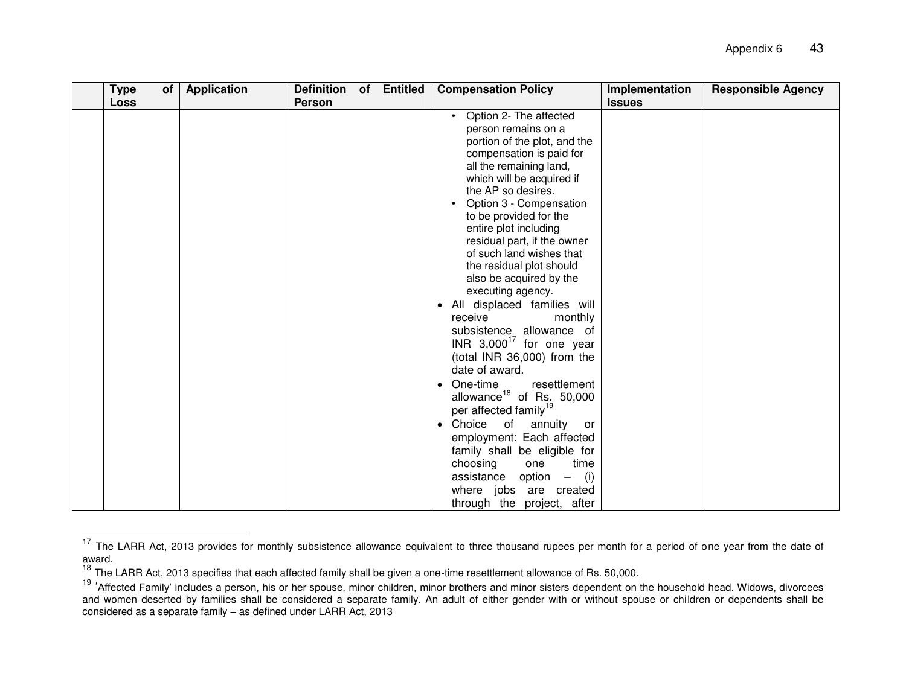| | Type of Loss | Application | Definition of Entitled Person | Compensation Policy | Implementation Issues | Responsible Agency |
|---|---|---|---|---|---|---|
| | | | | • Option 2- The affected person remains on a portion of the plot, and the compensation is paid for all the remaining land, which will be acquired if the AP so desires.<br>• Option 3 - Compensation to be provided for the entire plot including residual part, if the owner of such land wishes that the residual plot should also be acquired by the executing agency.<br>• All displaced families will receive monthly subsistence allowance of INR 3,000[17] for one year (total INR 36,000) from the date of award.<br>• One-time resettlement allowance[18] of Rs. 50,000 per affected family[19]<br>• Choice of annuity or employment: Each affected family shall be eligible for choosing one time assistance option – (i) where jobs are created through the project, after | | |

[17] The LARR Act, 2013 provides for monthly subsistence allowance equivalent to three thousand rupees per month for a period of one year from the date of award.

[18] The LARR Act, 2013 specifies that each affected family shall be given a one-time resettlement allowance of Rs. 50,000.

[19] 'Affected Family' includes a person, his or her spouse, minor children, minor brothers and minor sisters dependent on the household head. Widows, divorcees and women deserted by families shall be considered a separate family. An adult of either gender with or without spouse or children or dependents shall be considered as a separate family – as defined under LARR Act, 2013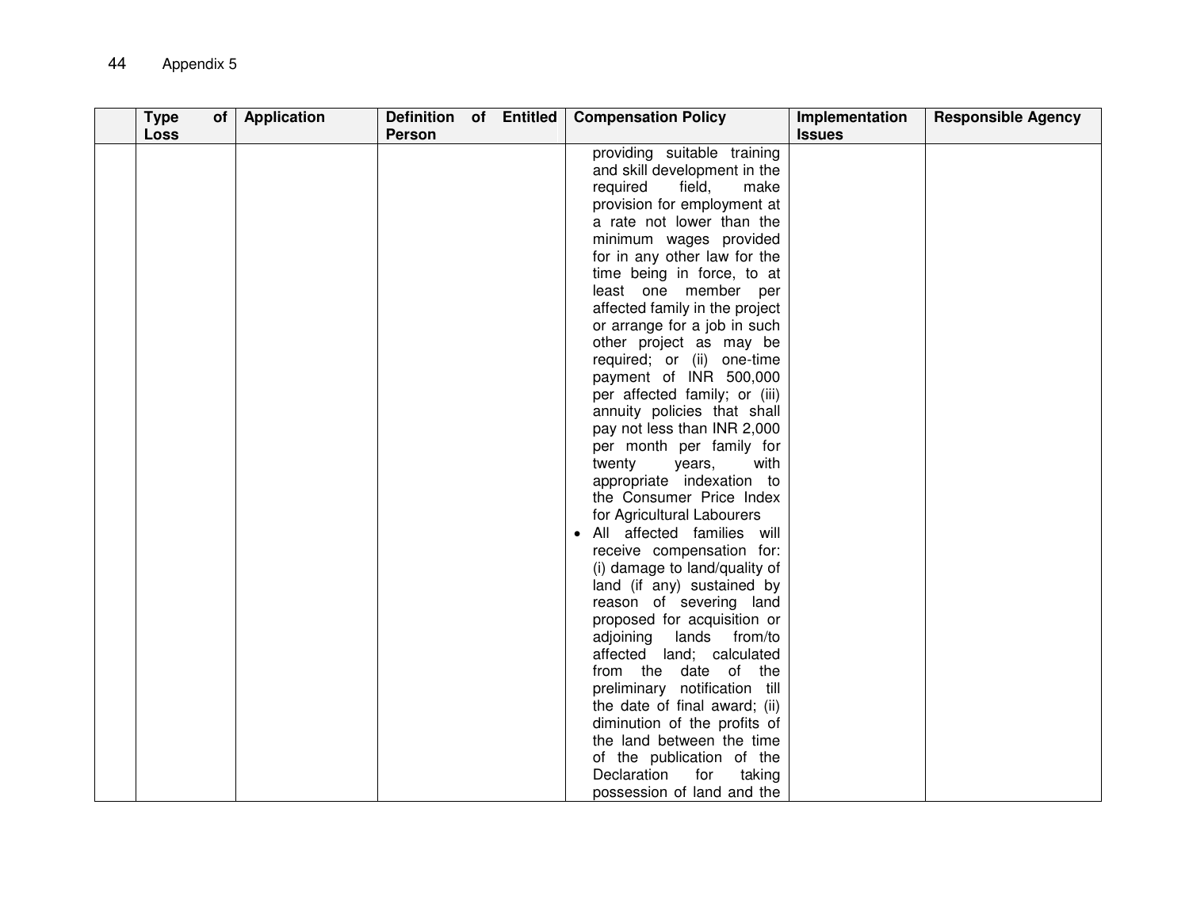|  | Type of Loss | Application | Definition of Entitled Person | Compensation Policy | Implementation Issues | Responsible Agency |
|---|---|---|---|---|---|---|
|  |  |  |  | providing suitable training and skill development in the required field, make provision for employment at a rate not lower than the minimum wages provided for in any other law for the time being in force, to at least one member per affected family in the project or arrange for a job in such other project as may be required; or (ii) one-time payment of INR 500,000 per affected family; or (iii) annuity policies that shall pay not less than INR 2,000 per month per family for twenty years, with appropriate indexation to the Consumer Price Index for Agricultural Labourers<br>• All affected families will receive compensation for: (i) damage to land/quality of land (if any) sustained by reason of severing land proposed for acquisition or adjoining lands from/to affected land; calculated from the date of the preliminary notification till the date of final award; (ii) diminution of the profits of the land between the time of the publication of the Declaration for taking possession of land and the |  |  |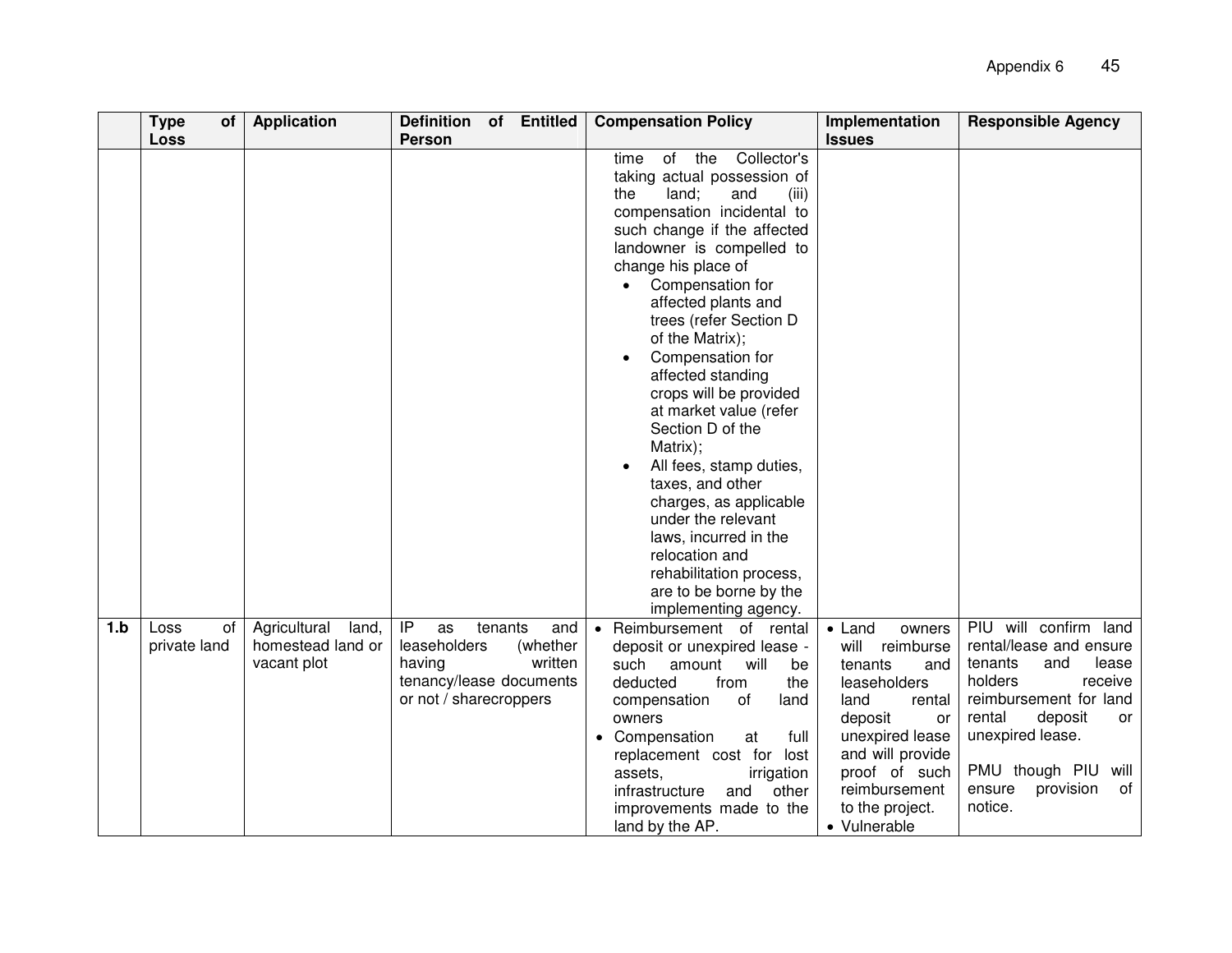| | Type of Loss | Application | Definition of Entitled Person | Compensation Policy | Implementation Issues | Responsible Agency |
|---|---|---|---|---|---|---|
| | | | | time of the Collector's taking actual possession of the land; and (iii) compensation incidental to such change if the affected landowner is compelled to change his place of <br>• Compensation for affected plants and trees (refer Section D of the Matrix); <br>• Compensation for affected standing crops will be provided at market value (refer Section D of the Matrix); <br>• All fees, stamp duties, taxes, and other charges, as applicable under the relevant laws, incurred in the relocation and rehabilitation process, are to be borne by the implementing agency. | | |
| **1.b** | Loss of private land | Agricultural land, homestead land or vacant plot | IP as tenants and leaseholders (whether having written tenancy/lease documents or not / sharecroppers | • Reimbursement of rental deposit or unexpired lease - such amount will be deducted from the compensation of land owners <br>• Compensation at full replacement cost for lost assets, irrigation infrastructure and other improvements made to the land by the AP. | • Land owners will reimburse tenants and leaseholders land rental deposit or unexpired lease and will provide proof of such reimbursement to the project. <br>• Vulnerable | PIU will confirm land rental/lease and ensure tenants and lease holders receive reimbursement for land rental deposit or unexpired lease. <br><br>PMU though PIU will ensure provision of notice. |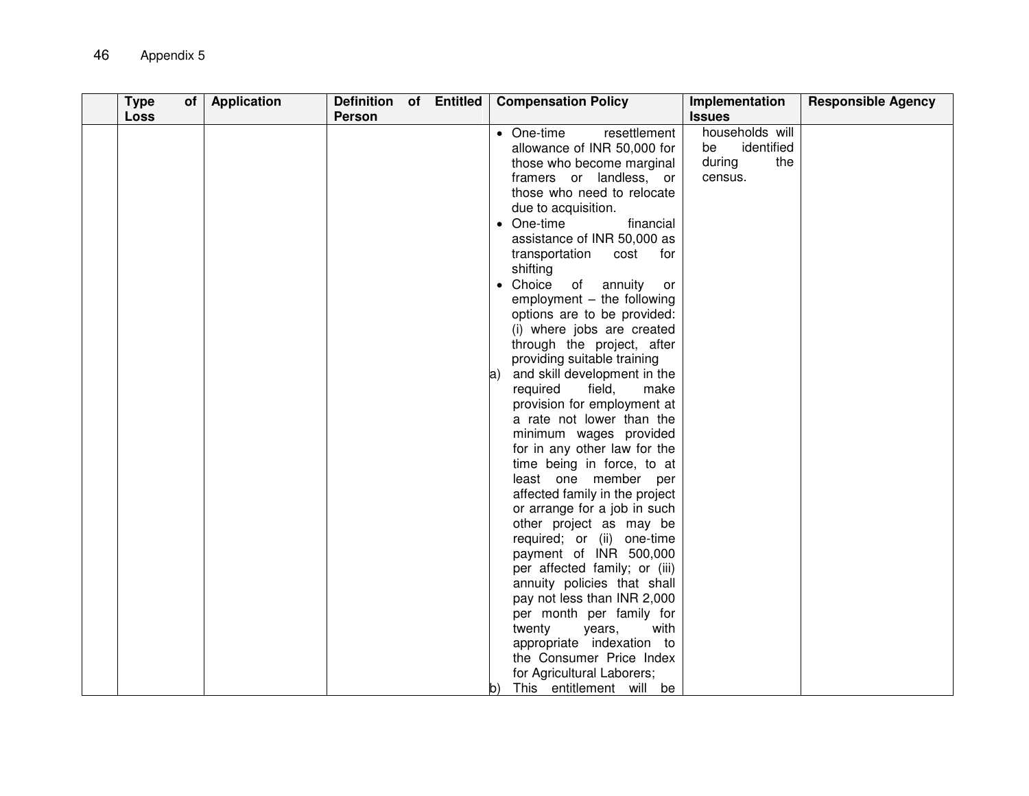|  | Type of Loss | Application | Definition of Entitled Person | Compensation Policy | Implementation Issues | Responsible Agency |
|---|---|---|---|---|---|---|
|  |  |  |  | • One-time resettlement allowance of INR 50,000 for those who become marginal framers or landless, or those who need to relocate due to acquisition.<br>• One-time financial assistance of INR 50,000 as transportation cost for shifting<br>• Choice of annuity or employment – the following options are to be provided: (i) where jobs are created through the project, after providing suitable training<br>a) and skill development in the required field, make provision for employment at a rate not lower than the minimum wages provided for in any other law for the time being in force, to at least one member per affected family in the project or arrange for a job in such other project as may be required; or (ii) one-time payment of INR 500,000 per affected family; or (iii) annuity policies that shall pay not less than INR 2,000 per month per family for twenty years, with appropriate indexation to the Consumer Price Index for Agricultural Laborers;<br>b) This entitlement will be | households will be identified during the census. |  |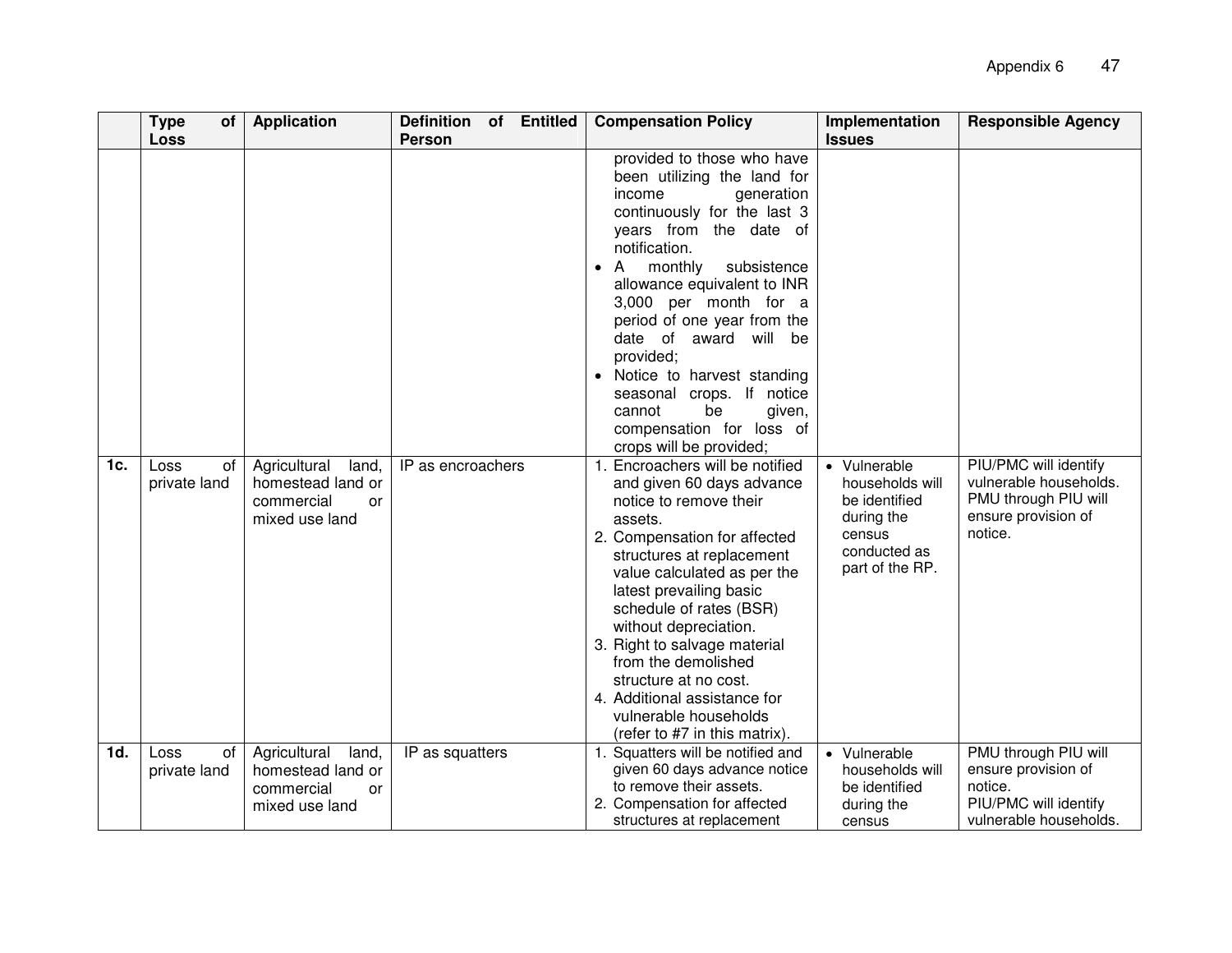| | Type of Loss | Application | Definition of Entitled Person | Compensation Policy | Implementation Issues | Responsible Agency |
|---|---|---|---|---|---|---|
| | | | | provided to those who have been utilizing the land for income generation continuously for the last 3 years from the date of notification.<br>• A monthly subsistence allowance equivalent to INR 3,000 per month for a period of one year from the date of award will be provided;<br>• Notice to harvest standing seasonal crops. If notice cannot be given, compensation for loss of crops will be provided; | | |
| **1c.** | Loss of private land | Agricultural land, homestead land or commercial or mixed use land | IP as encroachers | 1. Encroachers will be notified and given 60 days advance notice to remove their assets.<br>2. Compensation for affected structures at replacement value calculated as per the latest prevailing basic schedule of rates (BSR) without depreciation.<br>3. Right to salvage material from the demolished structure at no cost.<br>4. Additional assistance for vulnerable households (refer to #7 in this matrix). | • Vulnerable households will be identified during the census conducted as part of the RP. | PIU/PMC will identify vulnerable households. PMU through PIU will ensure provision of notice. |
| **1d.** | Loss of private land | Agricultural land, homestead land or commercial or mixed use land | IP as squatters | 1. Squatters will be notified and given 60 days advance notice to remove their assets.<br>2. Compensation for affected structures at replacement | • Vulnerable households will be identified during the census | PMU through PIU will ensure provision of notice.<br>PIU/PMC will identify vulnerable households. |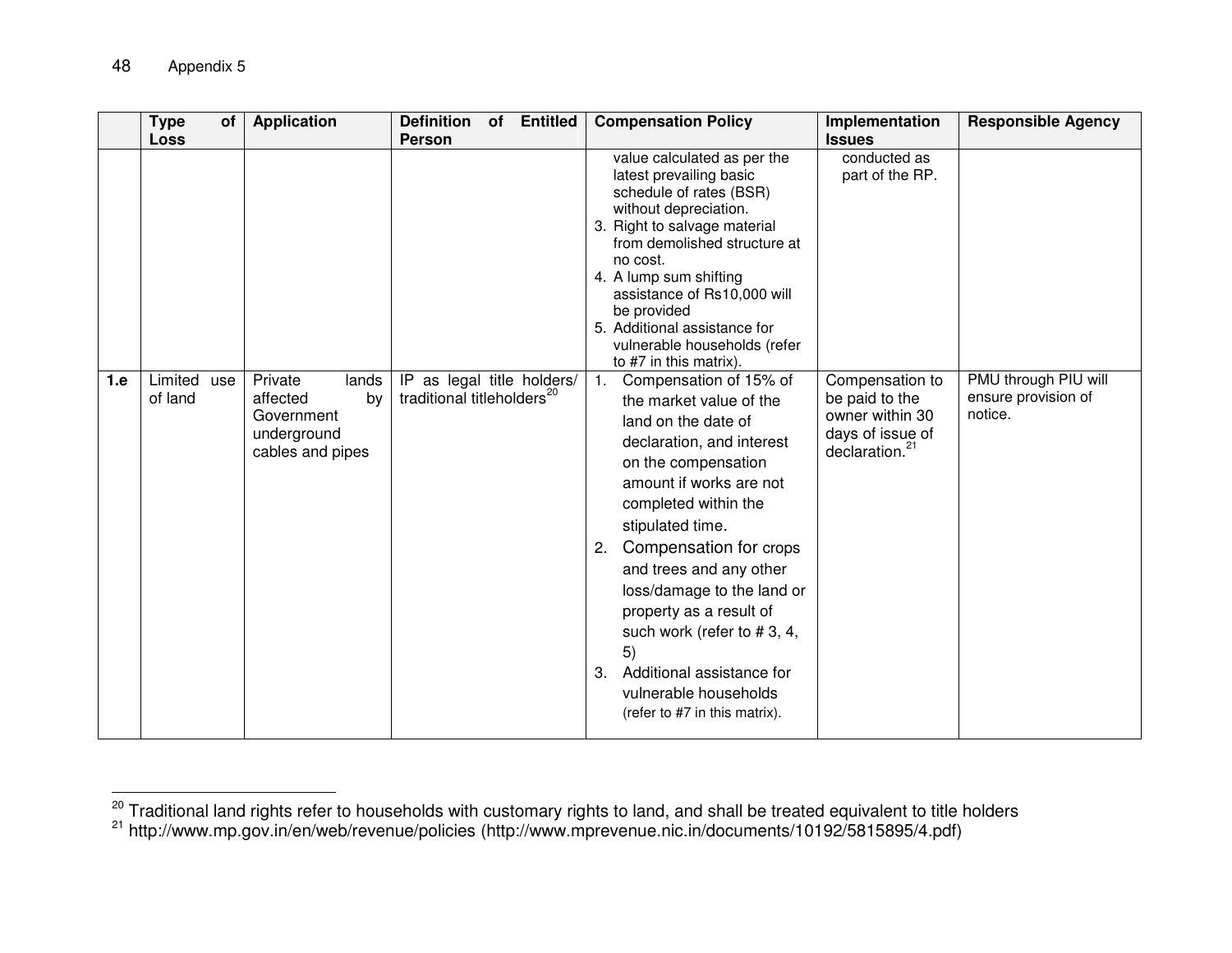| | Type of Loss | Application | Definition of Entitled Person | Compensation Policy | Implementation Issues | Responsible Agency |
|---|---|---|---|---|---|---|
| | | | | value calculated as per the latest prevailing basic schedule of rates (BSR) without depreciation.<br>3. Right to salvage material from demolished structure at no cost.<br>4. A lump sum shifting assistance of Rs10,000 will be provided<br>5. Additional assistance for vulnerable households (refer to #7 in this matrix). | conducted as part of the RP. | |
| **1.e** | Limited use of land | Private lands affected by Government underground cables and pipes | IP as legal title holders/ traditional titleholders[20] | 1. Compensation of 15% of the market value of the land on the date of declaration, and interest on the compensation amount if works are not completed within the stipulated time.<br>2. Compensation for crops and trees and any other loss/damage to the land or property as a result of such work (refer to # 3, 4, 5)<br>3. Additional assistance for vulnerable households (refer to #7 in this matrix). | Compensation to be paid to the owner within 30 days of issue of declaration.[21] | PMU through PIU will ensure provision of notice. |

[20] Traditional land rights refer to households with customary rights to land, and shall be treated equivalent to title holders

[21] http://www.mp.gov.in/en/web/revenue/policies (http://www.mprevenue.nic.in/documents/10192/5815895/4.pdf)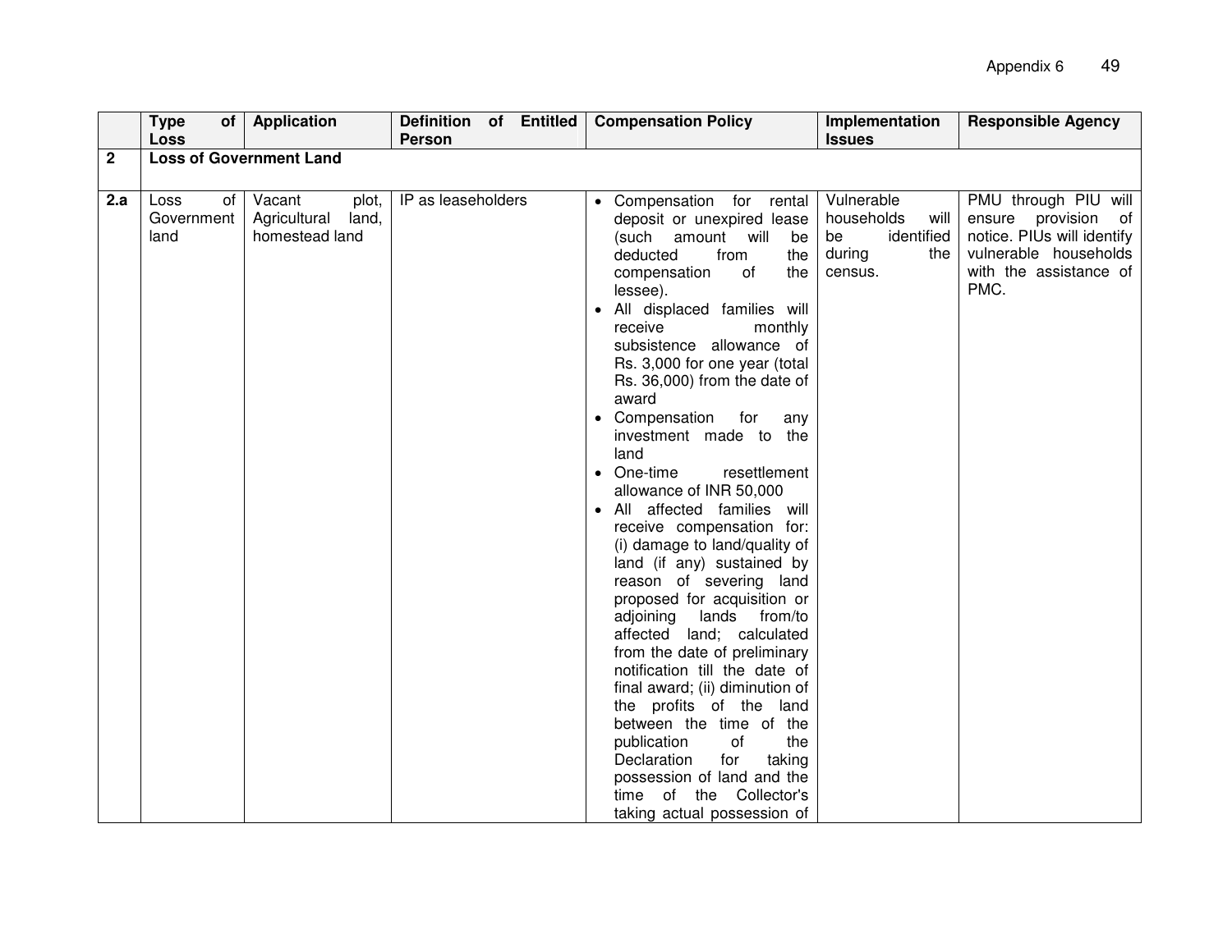|  | Type of Loss | Application | Definition of Entitled Person | Compensation Policy | Implementation Issues | Responsible Agency |
|---|---|---|---|---|---|---|
| **2** | **Loss of Government Land** | | | | | |
| **2.a** | Loss of Government land | Vacant plot, Agricultural land, homestead land | IP as leaseholders | • Compensation for rental deposit or unexpired lease (such amount will be deducted from the compensation of the lessee).<br>• All displaced families will receive monthly subsistence allowance of Rs. 3,000 for one year (total Rs. 36,000) from the date of award<br>• Compensation for any investment made to the land<br>• One-time resettlement allowance of INR 50,000<br>• All affected families will receive compensation for: (i) damage to land/quality of land (if any) sustained by reason of severing land proposed for acquisition or adjoining lands from/to affected land; calculated from the date of preliminary notification till the date of final award; (ii) diminution of the profits of the land between the time of the publication of the Declaration for taking possession of land and the time of the Collector's taking actual possession of | Vulnerable households will be identified during the census. | PMU through PIU will ensure provision of notice. PIUs will identify vulnerable households with the assistance of PMC. |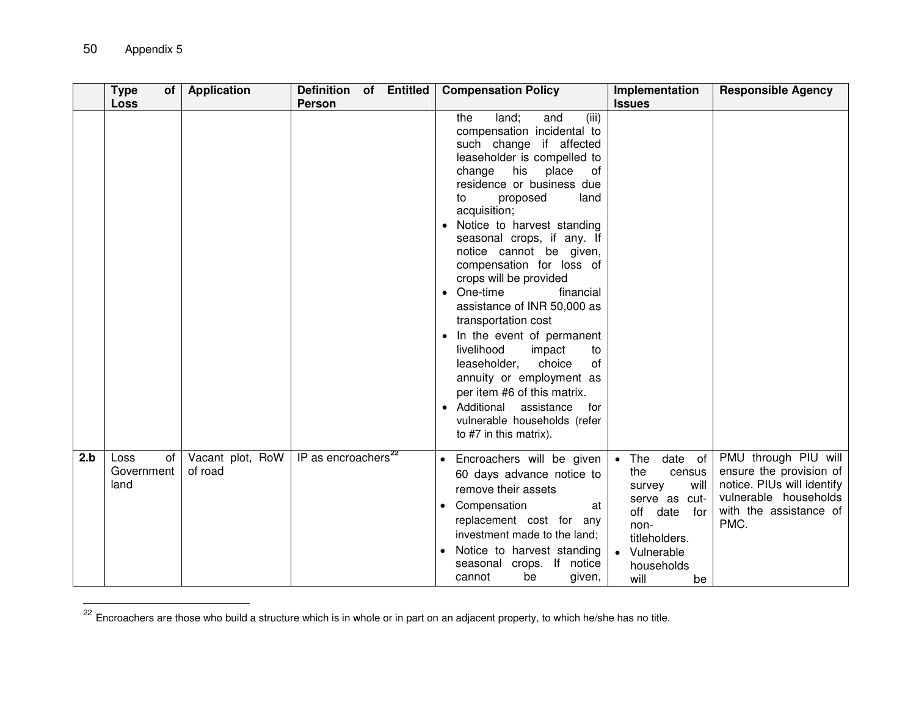| | Type of Loss | Application | Definition of Entitled Person | Compensation Policy | Implementation Issues | Responsible Agency |
|---|---|---|---|---|---|---|
| | | | | the land; and (iii) compensation incidental to such change if affected leaseholder is compelled to change his place of residence or business due to proposed land acquisition;<br>• Notice to harvest standing seasonal crops, if any. If notice cannot be given, compensation for loss of crops will be provided<br>• One-time financial assistance of INR 50,000 as transportation cost<br>• In the event of permanent livelihood impact to leaseholder, choice of annuity or employment as per item #6 of this matrix.<br>• Additional assistance for vulnerable households (refer to #7 in this matrix). | | |
| **2.b** | Loss of Government land | Vacant plot, RoW of road | IP as encroachers[22] | • Encroachers will be given 60 days advance notice to remove their assets<br>• Compensation at replacement cost for any investment made to the land;<br>• Notice to harvest standing seasonal crops. If notice cannot be given, | • The date of the census survey will serve as cut-off date for non-titleholders.<br>• Vulnerable households will be | PMU through PIU will ensure the provision of notice. PIUs will identify vulnerable households with the assistance of PMC. |

[22] Encroachers are those who build a structure which is in whole or in part on an adjacent property, to which he/she has no title.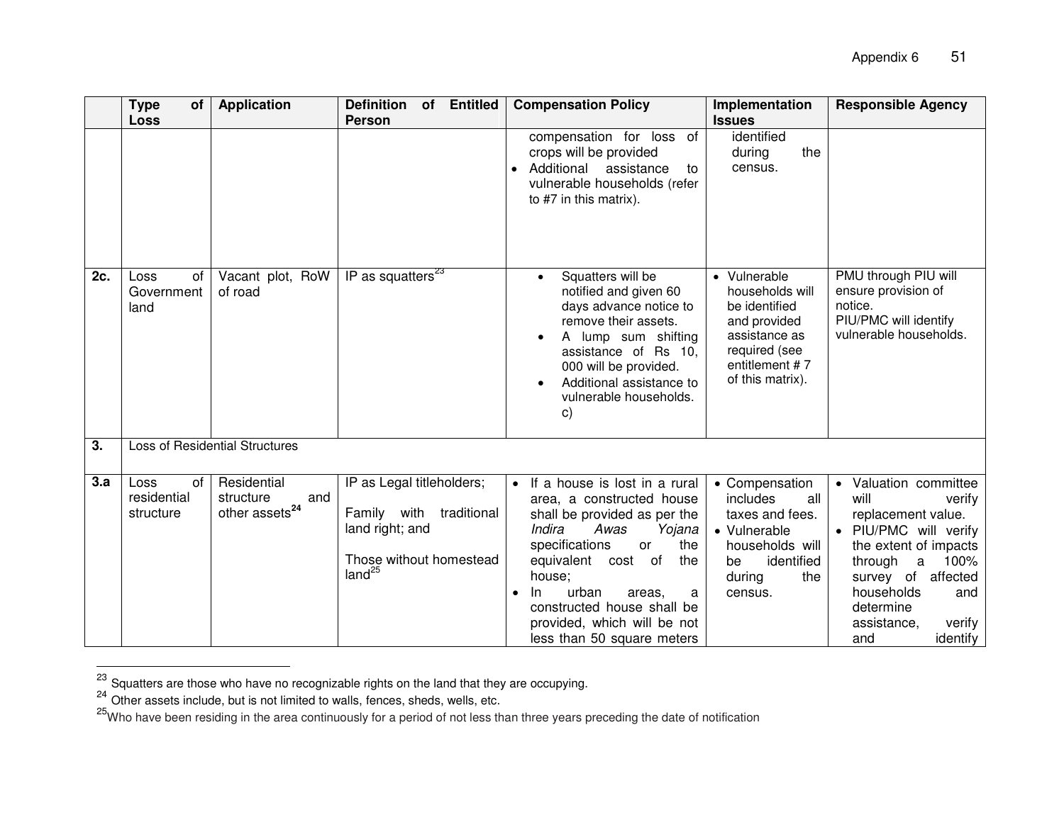| | Type of Loss | Application | Definition of Entitled Person | Compensation Policy | Implementation Issues | Responsible Agency |
|---|---|---|---|---|---|---|
| | | | | compensation for loss of crops will be provided<br>• Additional assistance to vulnerable households (refer to #7 in this matrix). | identified during the census. | |
| 2c. | Loss of Government land | Vacant plot, RoW of road | IP as squatters[23] | • Squatters will be notified and given 60 days advance notice to remove their assets.<br>• A lump sum shifting assistance of Rs 10, 000 will be provided.<br>• Additional assistance to vulnerable households. c) | • Vulnerable households will be identified and provided assistance as required (see entitlement # 7 of this matrix). | PMU through PIU will ensure provision of notice.<br>PIU/PMC will identify vulnerable households. |
| 3. | Loss of Residential Structures | | | | | |
| 3.a | Loss of residential structure | Residential structure and other assets[24] | IP as Legal titleholders;<br><br>Family with traditional land right; and<br><br>Those without homestead land[25] | • If a house is lost in a rural area, a constructed house shall be provided as per the *Indira Awas Yojana* specifications or the equivalent cost of the house;<br>• In urban areas, a constructed house shall be provided, which will be not less than 50 square meters | • Compensation includes all taxes and fees.<br>• Vulnerable households will be identified during the census. | • Valuation committee will verify replacement value.<br>• PIU/PMC will verify the extent of impacts through a 100% survey of affected households and determine assistance, verify and identify |

[23] Squatters are those who have no recognizable rights on the land that they are occupying.

[24] Other assets include, but is not limited to walls, fences, sheds, wells, etc.

[25] Who have been residing in the area continuously for a period of not less than three years preceding the date of notification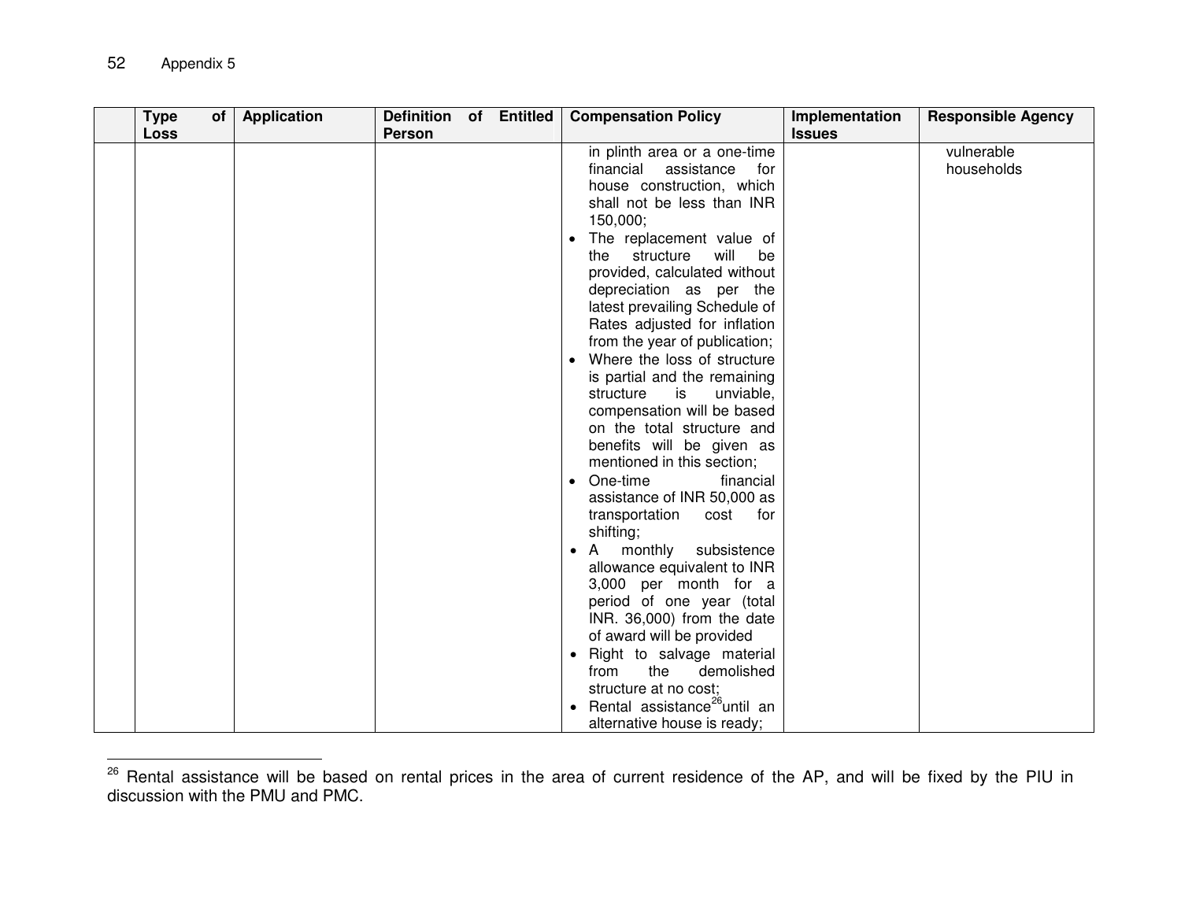| | Type of Loss | Application | Definition of Entitled Person | Compensation Policy | Implementation Issues | Responsible Agency |
|---|---|---|---|---|---|---|
| | | | | in plinth area or a one-time financial assistance for house construction, which shall not be less than INR 150,000;<br>• The replacement value of the structure will be provided, calculated without depreciation as per the latest prevailing Schedule of Rates adjusted for inflation from the year of publication;<br>• Where the loss of structure is partial and the remaining structure is unviable, compensation will be based on the total structure and benefits will be given as mentioned in this section;<br>• One-time financial assistance of INR 50,000 as transportation cost for shifting;<br>• A monthly subsistence allowance equivalent to INR 3,000 per month for a period of one year (total INR. 36,000) from the date of award will be provided<br>• Right to salvage material from the demolished structure at no cost;<br>• Rental assistance[26] until an alternative house is ready; | | vulnerable households |

[26] Rental assistance will be based on rental prices in the area of current residence of the AP, and will be fixed by the PIU in discussion with the PMU and PMC.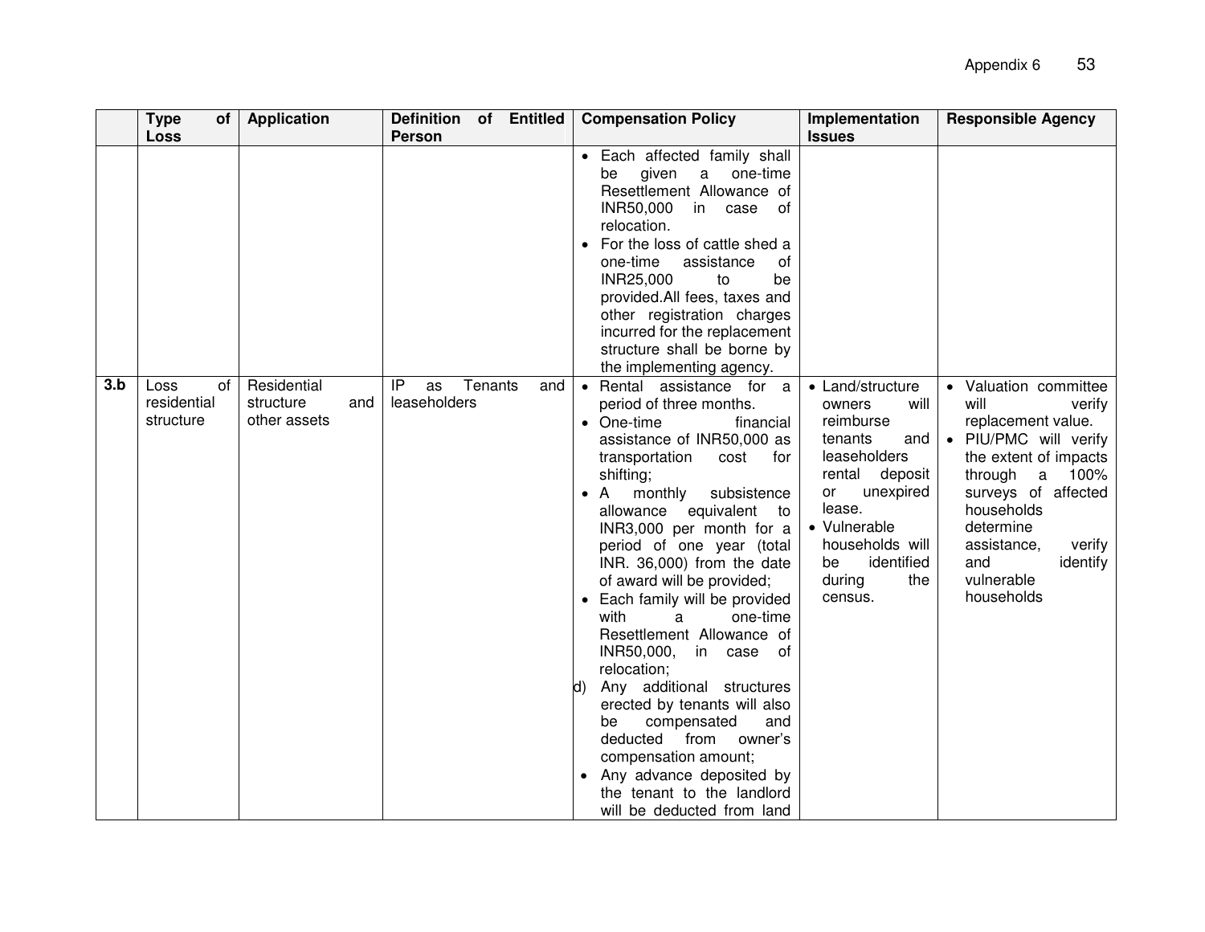|  | Type of Loss | Application | Definition of Entitled Person | Compensation Policy | Implementation Issues | Responsible Agency |
|---|---|---|---|---|---|---|
|  |  |  |  | • Each affected family shall be given a one-time Resettlement Allowance of INR50,000 in case of relocation.<br>• For the loss of cattle shed a one-time assistance of INR25,000 to be provided.All fees, taxes and other registration charges incurred for the replacement structure shall be borne by the implementing agency. |  |  |
| **3.b** | Loss of residential structure | Residential structure and other assets | IP as Tenants and leaseholders | • Rental assistance for a period of three months.<br>• One-time financial assistance of INR50,000 as transportation cost for shifting;<br>• A monthly subsistence allowance equivalent to INR3,000 per month for a period of one year (total INR. 36,000) from the date of award will be provided;<br>• Each family will be provided with a one-time Resettlement Allowance of INR50,000, in case of relocation;<br>d) Any additional structures erected by tenants will also be compensated and deducted from owner's compensation amount;<br>• Any advance deposited by the tenant to the landlord will be deducted from land | • Land/structure owners will reimburse tenants and leaseholders rental deposit or unexpired lease.<br>• Vulnerable households will be identified during the census. | • Valuation committee will verify replacement value.<br>• PIU/PMC will verify the extent of impacts through a 100% surveys of affected households determine assistance, verify and identify vulnerable households |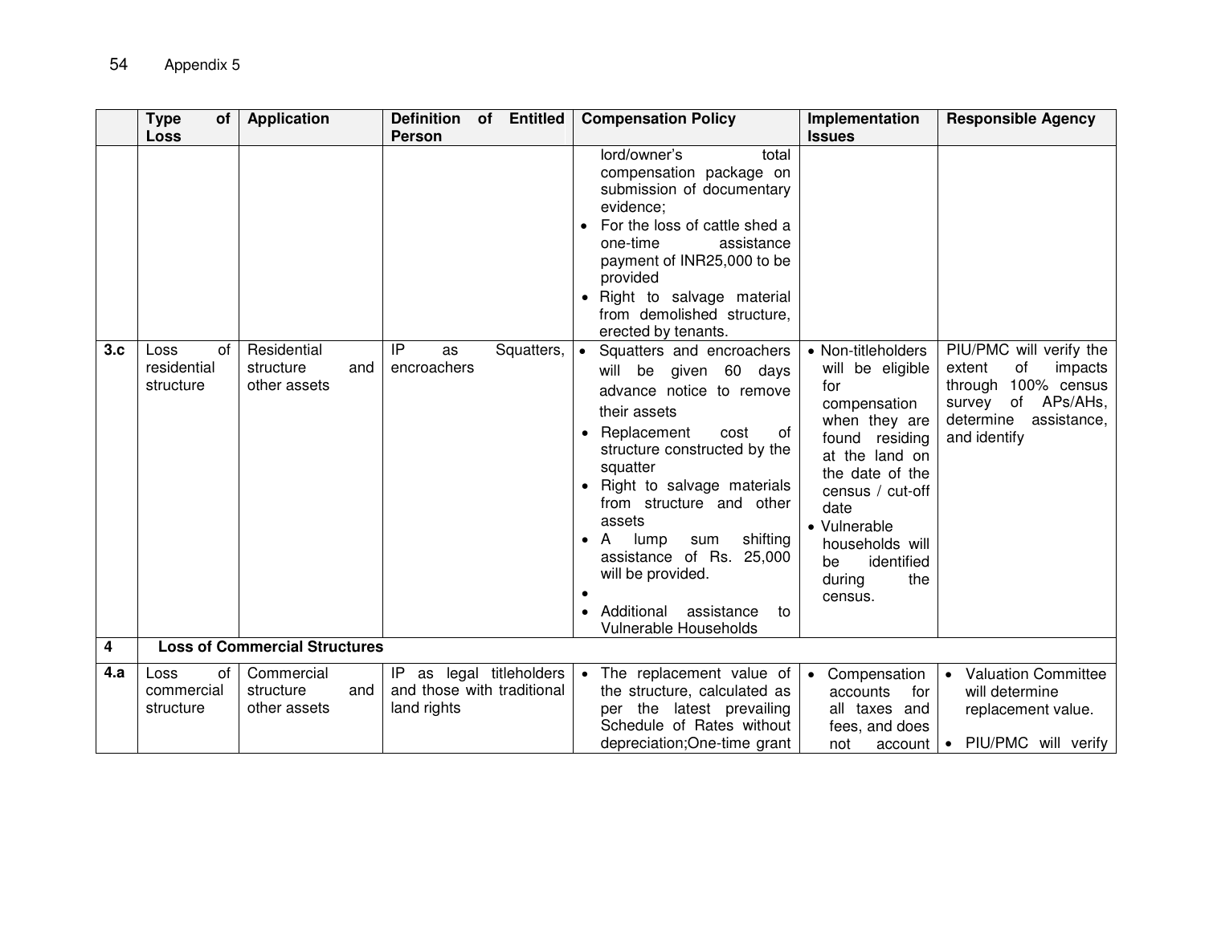|  | Type of Loss | Application | Definition of Entitled Person | Compensation Policy | Implementation Issues | Responsible Agency |
|---|---|---|---|---|---|---|
|  |  |  |  | lord/owner's total compensation package on submission of documentary evidence; <br>• For the loss of cattle shed a one-time assistance payment of INR25,000 to be provided <br>• Right to salvage material from demolished structure, erected by tenants. |  |  |
| 3.c | Loss of residential structure | Residential structure and other assets | IP as Squatters, encroachers | • Squatters and encroachers will be given 60 days advance notice to remove their assets <br>• Replacement cost of structure constructed by the squatter <br>• Right to salvage materials from structure and other assets <br>• A lump sum shifting assistance of Rs. 25,000 will be provided. <br>• <br>• Additional assistance to Vulnerable Households | • Non-titleholders will be eligible for compensation when they are found residing at the land on the date of the census / cut-off date <br>• Vulnerable households will be identified during the census. | PIU/PMC will verify the extent of impacts through 100% census survey of APs/AHs, determine assistance, and identify |
| 4 | **Loss of Commercial Structures** |  |  |  |  |  |
| 4.a | Loss of commercial structure | Commercial structure and other assets | IP as legal titleholders and those with traditional land rights | • The replacement value of the structure, calculated as per the latest prevailing Schedule of Rates without depreciation;One-time grant | • Compensation accounts for all taxes and fees, and does not account | • Valuation Committee will determine replacement value. <br>• PIU/PMC will verify |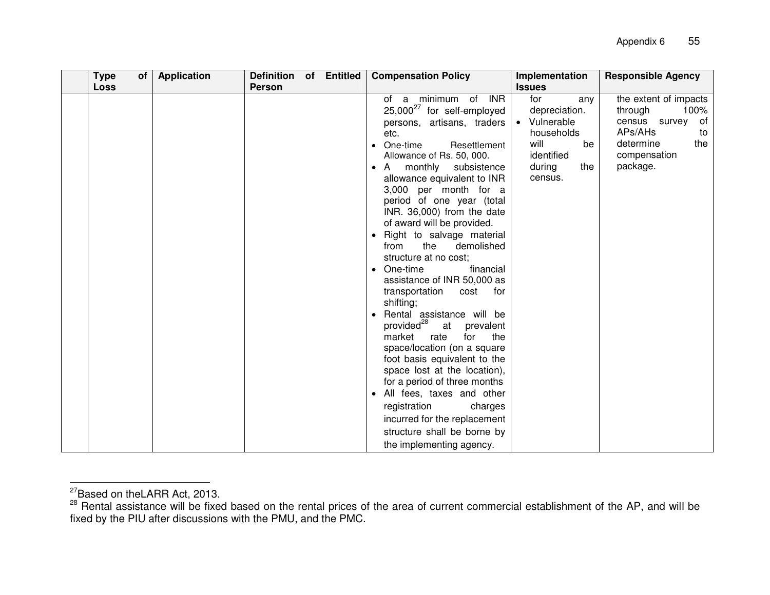| | Type of Loss | Application | Definition of Entitled Person | Compensation Policy | Implementation Issues | Responsible Agency |
|---|---|---|---|---|---|---|
| | | | | of a minimum of INR 25,000[27] for self-employed persons, artisans, traders etc.<br>• One-time Resettlement Allowance of Rs. 50, 000.<br>• A monthly subsistence allowance equivalent to INR 3,000 per month for a period of one year (total INR. 36,000) from the date of award will be provided.<br>• Right to salvage material from the demolished structure at no cost;<br>• One-time financial assistance of INR 50,000 as transportation cost for shifting;<br>• Rental assistance will be provided[28] at prevalent market rate for the space/location (on a square foot basis equivalent to the space lost at the location), for a period of three months<br>• All fees, taxes and other registration charges incurred for the replacement structure shall be borne by the implementing agency. | for any depreciation.<br>• Vulnerable households will be identified during the census. | the extent of impacts through 100% census survey of APs/AHs to determine the compensation package. |

[27] Based on theLARR Act, 2013.

[28] Rental assistance will be fixed based on the rental prices of the area of current commercial establishment of the AP, and will be fixed by the PIU after discussions with the PMU, and the PMC.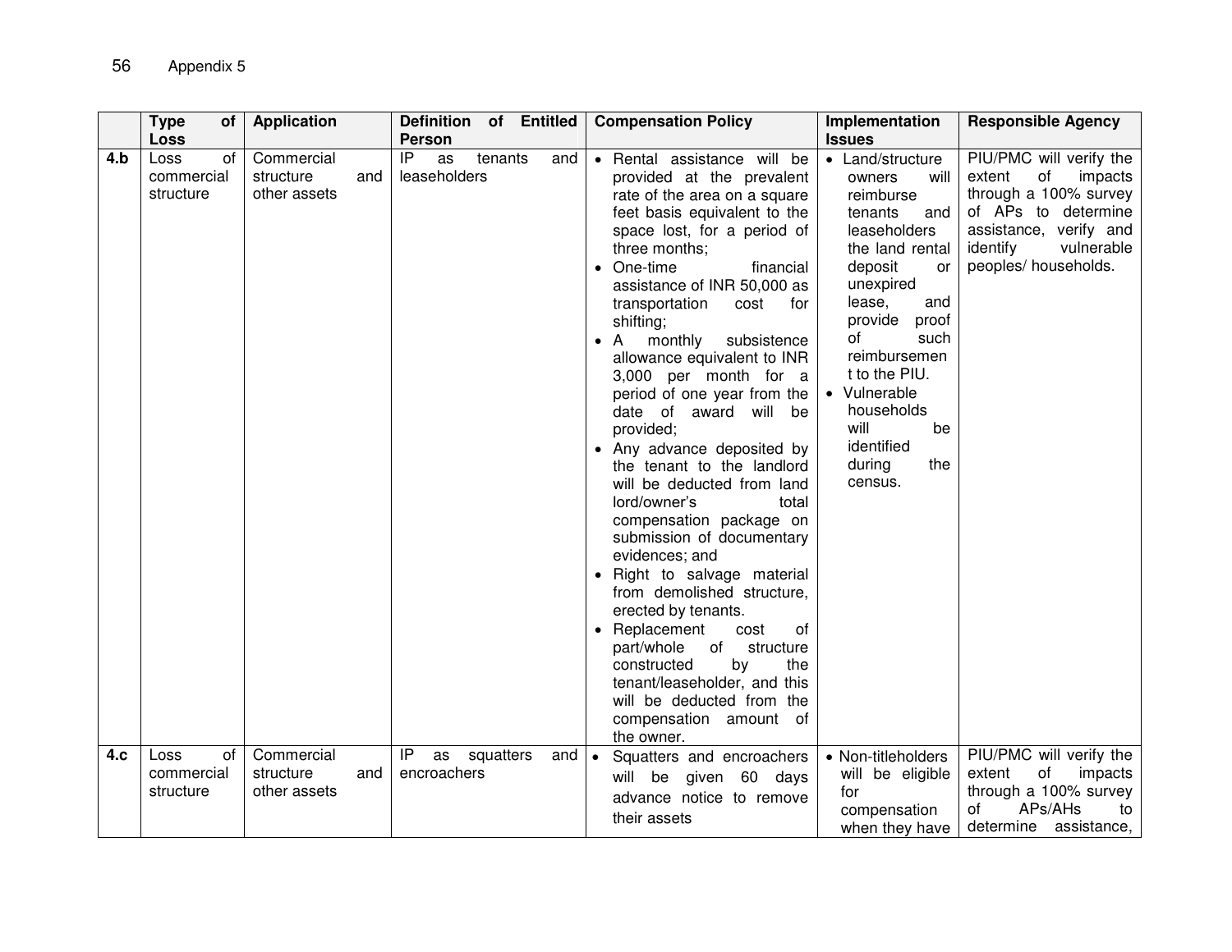|  | Type of Loss | Application | Definition of Entitled Person | Compensation Policy | Implementation Issues | Responsible Agency |
|---|---|---|---|---|---|---|
| **4.b** | Loss of commercial structure | Commercial structure and other assets | IP as tenants and leaseholders | • Rental assistance will be provided at the prevalent rate of the area on a square feet basis equivalent to the space lost, for a period of three months;<br>• One-time financial assistance of INR 50,000 as transportation cost for shifting;<br>• A monthly subsistence allowance equivalent to INR 3,000 per month for a period of one year from the date of award will be provided;<br>• Any advance deposited by the tenant to the landlord will be deducted from land lord/owner's total compensation package on submission of documentary evidences; and<br>• Right to salvage material from demolished structure, erected by tenants.<br>• Replacement cost of part/whole of structure constructed by the tenant/leaseholder, and this will be deducted from the compensation amount of the owner. | • Land/structure owners will reimburse tenants and leaseholders the land rental deposit or unexpired lease, and provide proof of such reimbursement to the PIU.<br>• Vulnerable households will be identified during the census. | PIU/PMC will verify the extent of impacts through a 100% survey of APs to determine assistance, verify and identify vulnerable peoples/ households. |
| **4.c** | Loss of commercial structure | Commercial structure and other assets | IP as squatters and encroachers | • Squatters and encroachers will be given 60 days advance notice to remove their assets | • Non-titleholders will be eligible for compensation when they have | PIU/PMC will verify the extent of impacts through a 100% survey of APs/AHs to determine assistance, |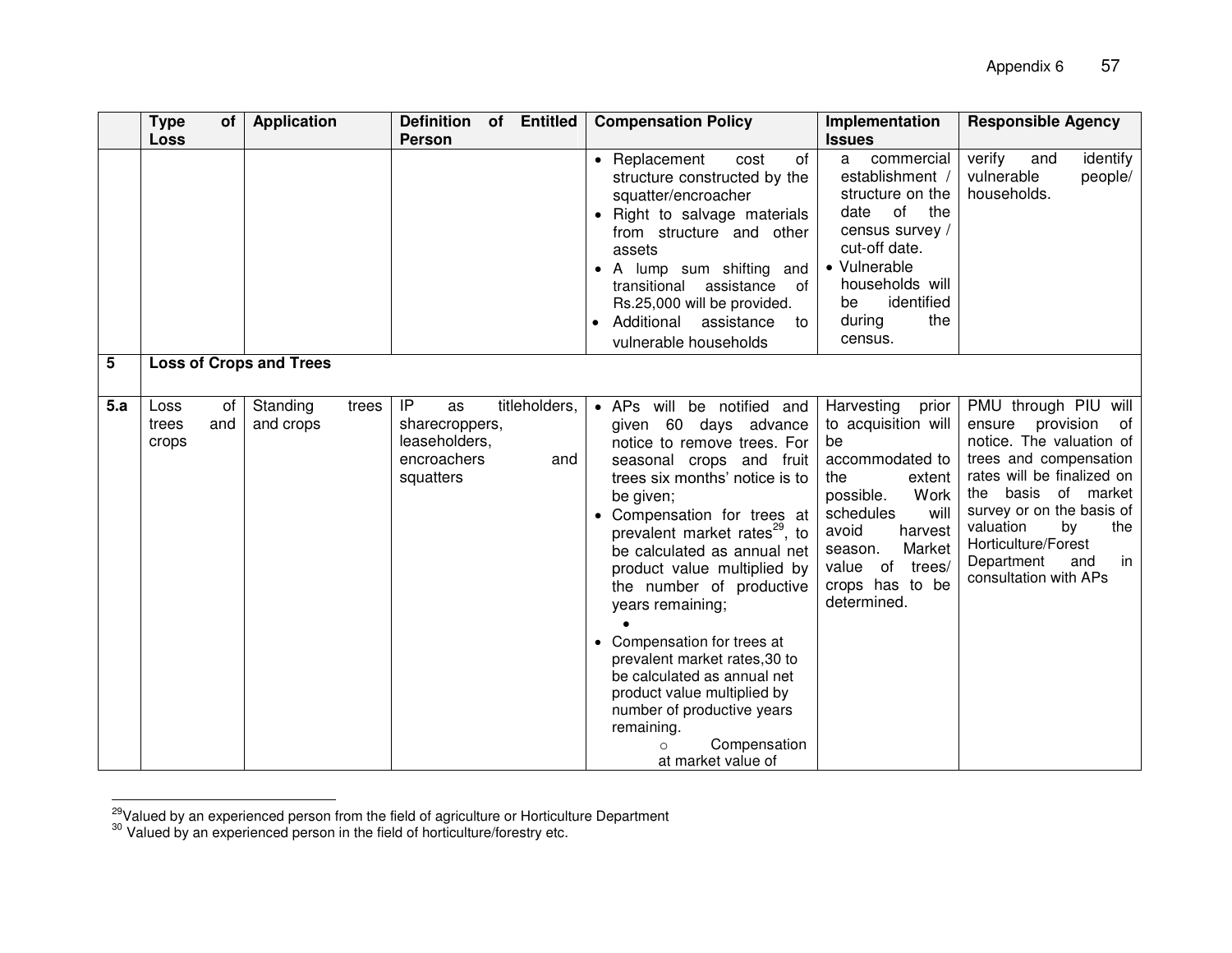| | Type of Loss | Application | Definition of Entitled Person | Compensation Policy | Implementation Issues | Responsible Agency |
|---|---|---|---|---|---|---|
| | | | | • Replacement cost of structure constructed by the squatter/encroacher<br>• Right to salvage materials from structure and other assets<br>• A lump sum shifting and transitional assistance of Rs.25,000 will be provided.<br>• Additional assistance to vulnerable households | a commercial establishment / structure on the date of the census survey / cut-off date.<br>• Vulnerable households will be identified during the census. | verify and identify vulnerable people/ households. |
| **5** | **Loss of Crops and Trees** | | | | | |
| **5.a** | Loss of trees and crops | Standing trees and crops | IP as titleholders, sharecroppers, leaseholders, encroachers and squatters | • APs will be notified and given 60 days advance notice to remove trees. For seasonal crops and fruit trees six months' notice is to be given;<br>• Compensation for trees at prevalent market rates[29], to be calculated as annual net product value multiplied by the number of productive years remaining;<br>•<br>• Compensation for trees at prevalent market rates,30 to be calculated as annual net product value multiplied by number of productive years remaining.<br>○ Compensation at market value of | Harvesting prior to acquisition will be accommodated to the extent possible. Work schedules will avoid harvest season. Market value of trees/ crops has to be determined. | PMU through PIU will ensure provision of notice. The valuation of trees and compensation rates will be finalized on the basis of market survey or on the basis of valuation by the Horticulture/Forest Department and in consultation with APs |

[29]Valued by an experienced person from the field of agriculture or Horticulture Department

[30] Valued by an experienced person in the field of horticulture/forestry etc.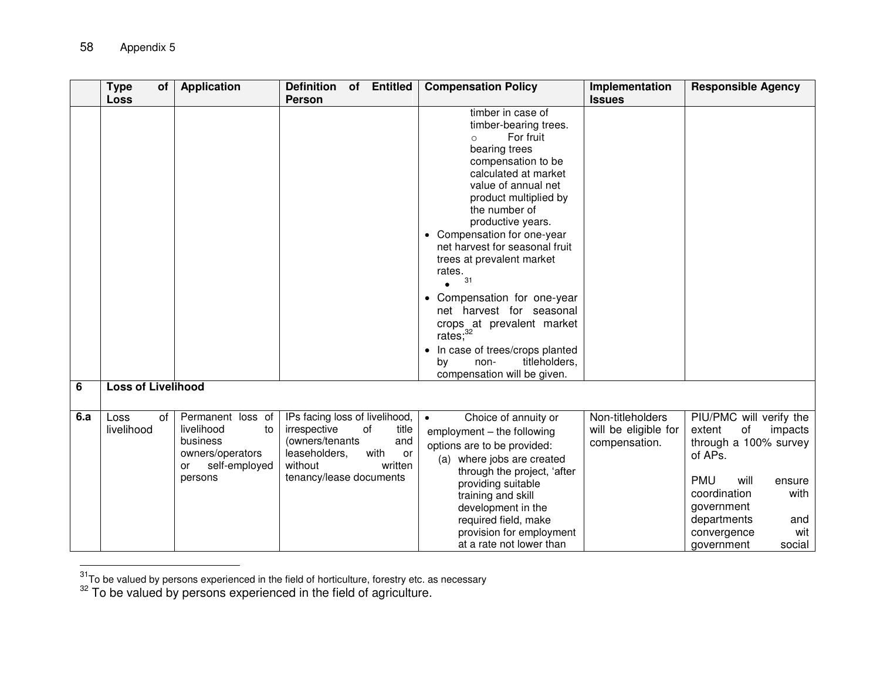| | Type of Loss | Application | Definition of Entitled Person | Compensation Policy | Implementation Issues | Responsible Agency |
|---|---|---|---|---|---|---|
| | | | | timber in case of timber-bearing trees.<br>○ For fruit bearing trees compensation to be calculated at market value of annual net product multiplied by the number of productive years.<br>• Compensation for one-year net harvest for seasonal fruit trees at prevalent market rates.<br>• [31]<br>• Compensation for one-year net harvest for seasonal crops at prevalent market rates;[32]<br>• In case of trees/crops planted by non- titleholders, compensation will be given. | | |
| 6 | **Loss of Livelihood** | | | | | |
| 6.a | Loss of livelihood | Permanent loss of livelihood to business owners/operators or self-employed persons | IPs facing loss of livelihood, irrespective of title (owners/tenants and leaseholders, with or without written tenancy/lease documents | • Choice of annuity or employment – the following options are to be provided:<br>(a) where jobs are created through the project, 'after providing suitable training and skill development in the required field, make provision for employment at a rate not lower than | Non-titleholders will be eligible for compensation. | PIU/PMC will verify the extent of impacts through a 100% survey of APs.<br><br>PMU will ensure coordination with government departments and convergence wit government social |

[31] To be valued by persons experienced in the field of horticulture, forestry etc. as necessary

[32] To be valued by persons experienced in the field of agriculture.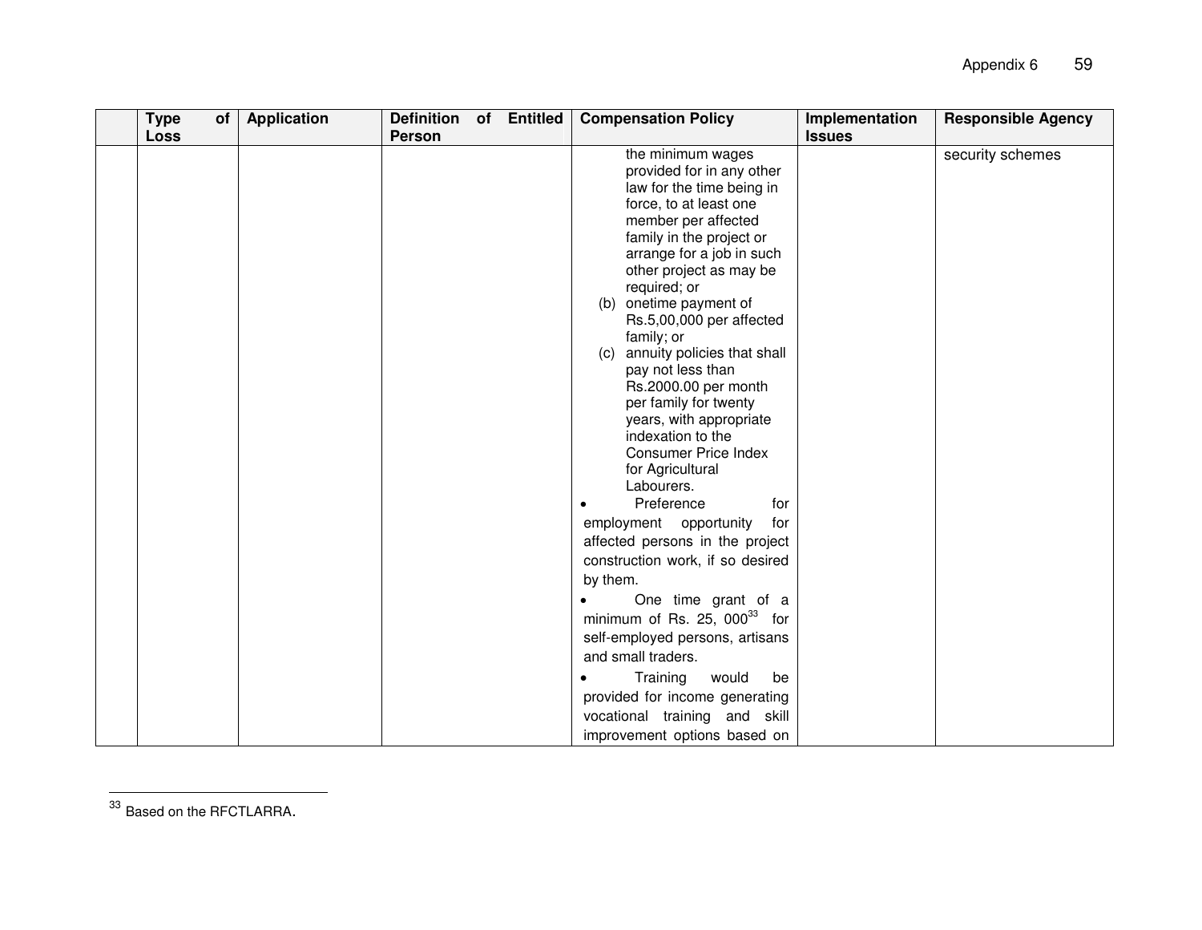|  | Type of Loss | Application | Definition of Entitled Person | Compensation Policy | Implementation Issues | Responsible Agency |
|---|---|---|---|---|---|---|
|  |  |  |  | the minimum wages provided for in any other law for the time being in force, to at least one member per affected family in the project or arrange for a job in such other project as may be required; or<br>(b) onetime payment of Rs.5,00,000 per affected family; or<br>(c) annuity policies that shall pay not less than Rs.2000.00 per month per family for twenty years, with appropriate indexation to the Consumer Price Index for Agricultural Labourers.<br>• Preference for employment opportunity for affected persons in the project construction work, if so desired by them.<br>• One time grant of a minimum of Rs. 25, 000[33] for self-employed persons, artisans and small traders.<br>• Training would be provided for income generating vocational training and skill improvement options based on |  | security schemes |

[33] Based on the RFCTLARRA.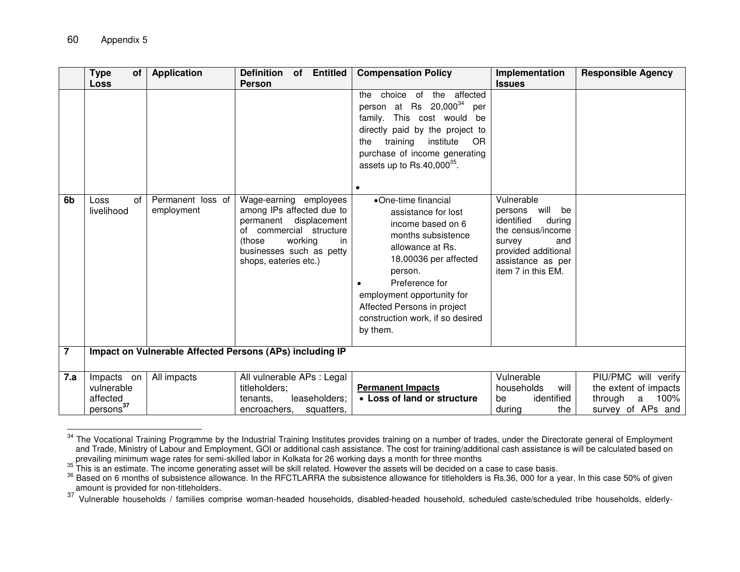| | Type of Loss | Application | Definition of Entitled Person | Compensation Policy | Implementation Issues | Responsible Agency |
|---|---|---|---|---|---|---|
| | | | | the choice of the affected person at Rs 20,000[34] per family. This cost would be directly paid by the project to the training institute OR purchase of income generating assets up to Rs.40,000[35]. • | | |
| 6b | Loss of livelihood | Permanent loss of employment | Wage-earning employees among IPs affected due to permanent displacement of commercial structure (those working in businesses such as petty shops, eateries etc.) | • One-time financial assistance for lost income based on 6 months subsistence allowance at Rs. 18,00036 per affected person. • Preference for employment opportunity for Affected Persons in project construction work, if so desired by them. | Vulnerable persons will be identified during the census/income survey and provided additional assistance as per item 7 in this EM. | |
| 7 | **Impact on Vulnerable Affected Persons (APs) including IP** | | | | | |
| 7.a | Impacts on vulnerable affected persons[37] | All impacts | All vulnerable APs : Legal titleholders; tenants, leaseholders; encroachers, squatters, | **Permanent Impacts** • **Loss of land or structure** | Vulnerable households will be identified during the | PIU/PMC will verify the extent of impacts through a 100% survey of APs and |

[34] The Vocational Training Programme by the Industrial Training Institutes provides training on a number of trades, under the Directorate general of Employment and Trade, Ministry of Labour and Employment, GOI or additional cash assistance. The cost for training/additional cash assistance is will be calculated based on prevailing minimum wage rates for semi-skilled labor in Kolkata for 26 working days a month for three months

[35] This is an estimate. The income generating asset will be skill related. However the assets will be decided on a case to case basis.

[36] Based on 6 months of subsistence allowance. In the RFCTLARRA the subsistence allowance for titleholders is Rs.36, 000 for a year. In this case 50% of given amount is provided for non-titleholders.

[37] Vulnerable households / families comprise woman-headed households, disabled-headed household, scheduled caste/scheduled tribe households, elderly-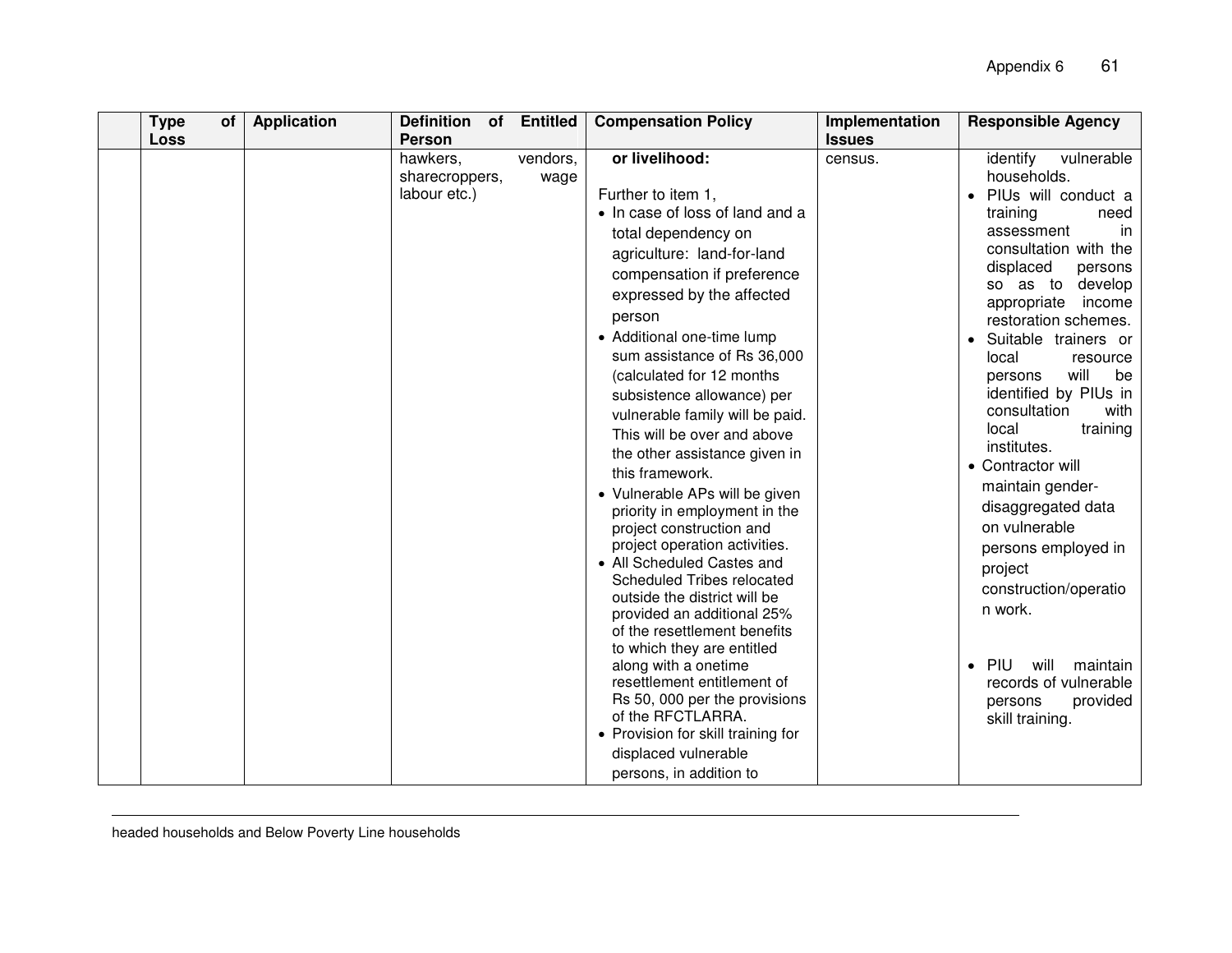| | Type of Loss | Application | Definition of Entitled Person | Compensation Policy | Implementation Issues | Responsible Agency |
|---|---|---|---|---|---|---|
| | | | hawkers, vendors, sharecroppers, wage labour etc.) | **or livelihood:**<br><br>Further to item 1,<br>• In case of loss of land and a total dependency on agriculture: land-for-land compensation if preference expressed by the affected person<br>• Additional one-time lump sum assistance of Rs 36,000 (calculated for 12 months subsistence allowance) per vulnerable family will be paid. This will be over and above the other assistance given in this framework.<br>• Vulnerable APs will be given priority in employment in the project construction and project operation activities.<br>• All Scheduled Castes and Scheduled Tribes relocated outside the district will be provided an additional 25% of the resettlement benefits to which they are entitled along with a onetime resettlement entitlement of Rs 50, 000 per the provisions of the RFCTLARRA.<br>• Provision for skill training for displaced vulnerable persons, in addition to | census. | identify vulnerable households.<br>• PIUs will conduct a training need assessment in consultation with the displaced persons so as to develop appropriate income restoration schemes.<br>• Suitable trainers or local resource persons will be identified by PIUs in consultation with local training institutes.<br>• Contractor will maintain gender-disaggregated data on vulnerable persons employed in project construction/operation work.<br><br>• PIU will maintain records of vulnerable persons provided skill training. |

---

headed households and Below Poverty Line households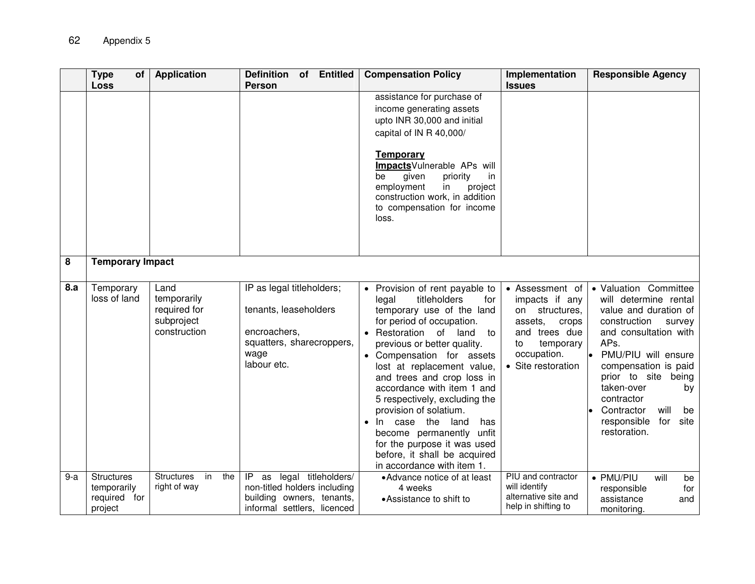| | Type of Loss | Application | Definition of Entitled Person | Compensation Policy | Implementation Issues | Responsible Agency |
|---|---|---|---|---|---|---|
| | | | | assistance for purchase of income generating assets upto INR 30,000 and initial capital of IN R 40,000/<br><br>**Temporary Impacts** Vulnerable APs will be given priority in employment in project construction work, in addition to compensation for income loss. | | |
| 8 | **Temporary Impact** | | | | | |
| 8.a | Temporary loss of land | Land temporarily required for subproject construction | IP as legal titleholders;<br><br>tenants, leaseholders<br><br>encroachers, squatters, sharecroppers, wage labour etc. | • Provision of rent payable to legal titleholders for temporary use of the land for period of occupation.<br>• Restoration of land to previous or better quality.<br>• Compensation for assets lost at replacement value, and trees and crop loss in accordance with item 1 and 5 respectively, excluding the provision of solatium.<br>• In case the land has become permanently unfit for the purpose it was used before, it shall be acquired in accordance with item 1. | • Assessment of impacts if any on structures, assets, crops and trees due to temporary occupation.<br>• Site restoration | • Valuation Committee will determine rental value and duration of construction survey and consultation with APs.<br>• PMU/PIU will ensure compensation is paid prior to site being taken-over by contractor<br>• Contractor will be responsible for site restoration. |
| 9-a | Structures temporarily required for project | Structures in the right of way | IP as legal titleholders/ non-titled holders including building owners, tenants, informal settlers, licenced | • Advance notice of at least 4 weeks<br>• Assistance to shift to | PIU and contractor will identify alternative site and help in shifting to | • PMU/PIU will be responsible for assistance and monitoring. |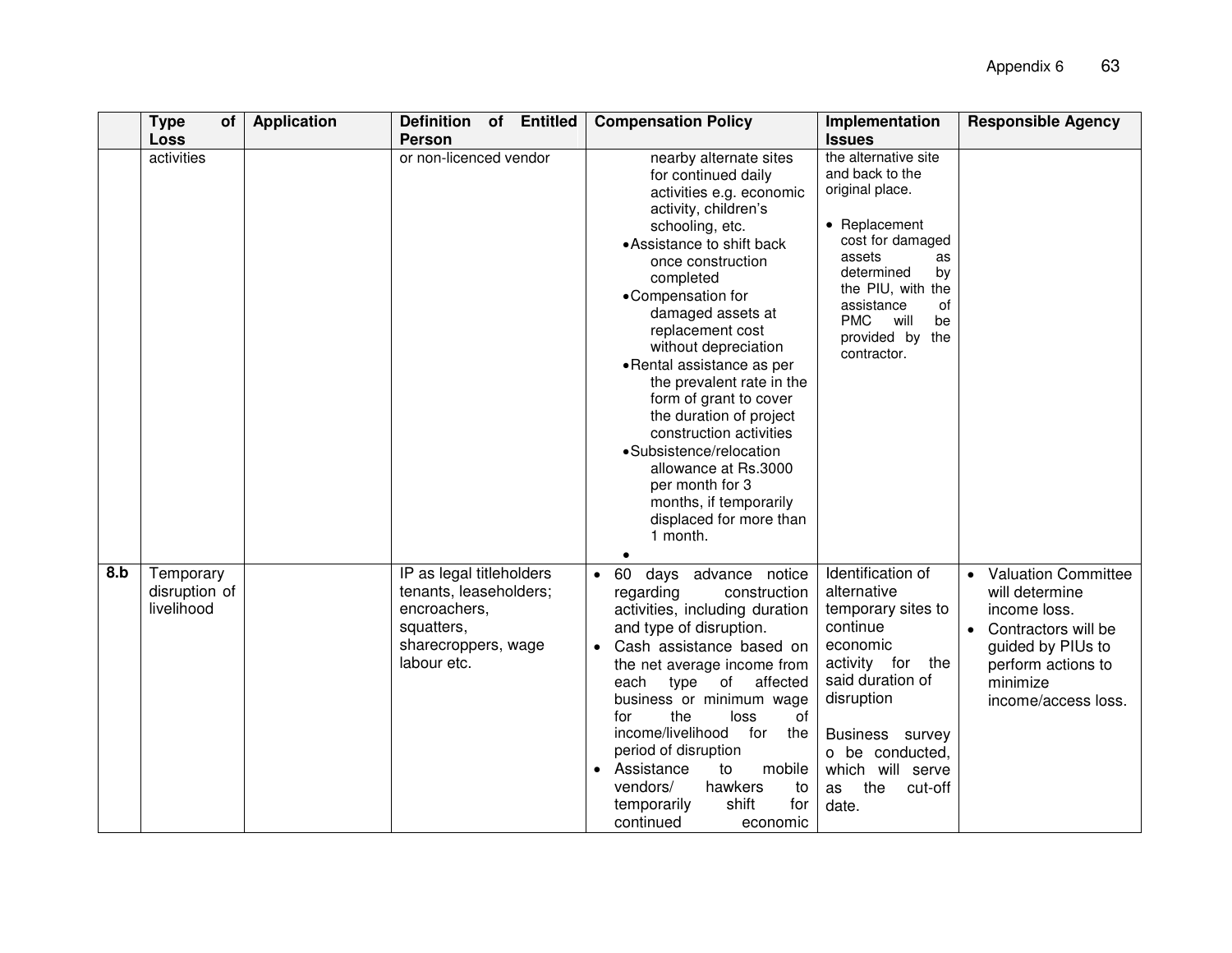|  | Type of Loss | Application | Definition of Entitled Person | Compensation Policy | Implementation Issues | Responsible Agency |
|---|---|---|---|---|---|---|
|  | activities |  | or non-licenced vendor | nearby alternate sites for continued daily activities e.g. economic activity, children's schooling, etc.<br>• Assistance to shift back once construction completed<br>• Compensation for damaged assets at replacement cost without depreciation<br>• Rental assistance as per the prevalent rate in the form of grant to cover the duration of project construction activities<br>• Subsistence/relocation allowance at Rs.3000 per month for 3 months, if temporarily displaced for more than 1 month.<br>• | the alternative site and back to the original place.<br><br>• Replacement cost for damaged assets as determined by the PIU, with the assistance of PMC will be provided by the contractor. |  |
| **8.b** | Temporary disruption of livelihood |  | IP as legal titleholders tenants, leaseholders; encroachers, squatters, sharecroppers, wage labour etc. | • 60 days advance notice regarding construction activities, including duration and type of disruption.<br>• Cash assistance based on the net average income from each type of affected business or minimum wage for the loss of income/livelihood for the period of disruption<br>• Assistance to mobile vendors/ hawkers to temporarily shift for continued economic | Identification of alternative temporary sites to continue economic activity for the said duration of disruption<br><br>Business survey o be conducted, which will serve as the cut-off date. | • Valuation Committee will determine income loss.<br>• Contractors will be guided by PIUs to perform actions to minimize income/access loss. |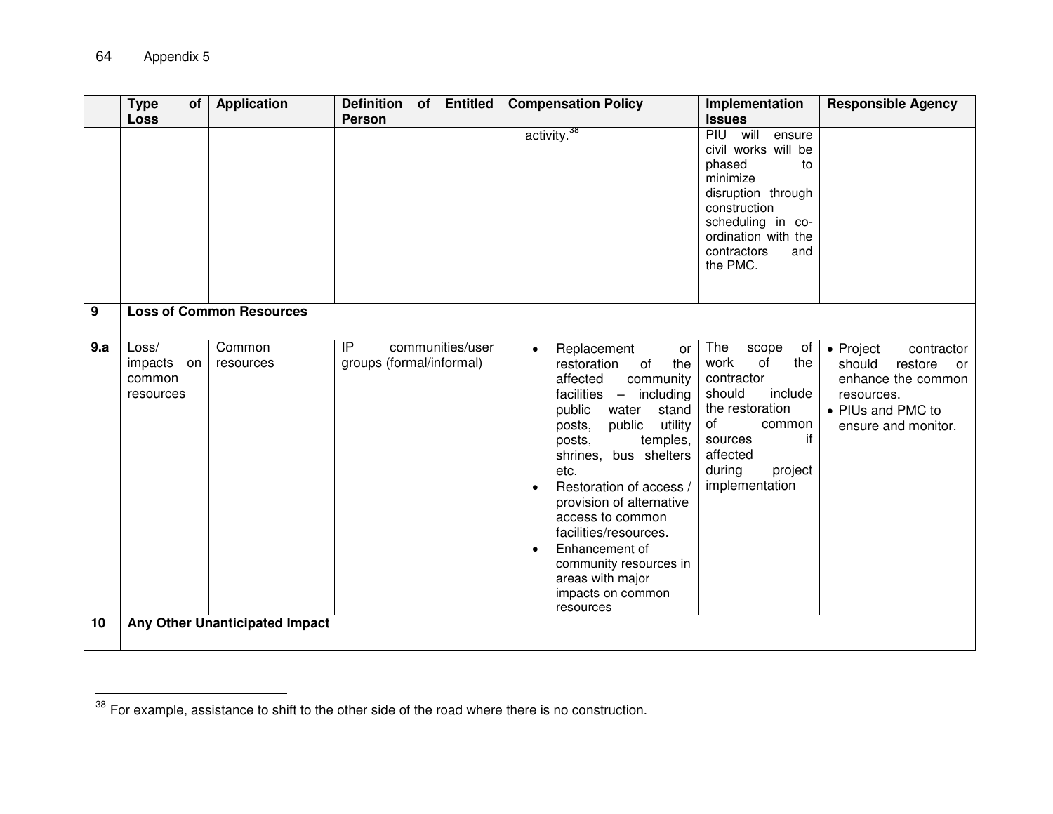| | Type of Loss | Application | Definition of Entitled Person | Compensation Policy | Implementation Issues | Responsible Agency |
|---|---|---|---|---|---|---|
| | | | | activity.[38] | PIU will ensure civil works will be phased to minimize disruption through construction scheduling in co-ordination with the contractors and the PMC. | |
| **9** | **Loss of Common Resources** | | | | | |
| **9.a** | Loss/ impacts on common resources | Common resources | IP communities/user groups (formal/informal) | • Replacement or restoration of the affected community facilities – including public water stand posts, public utility posts, temples, shrines, bus shelters etc.<br>• Restoration of access / provision of alternative access to common facilities/resources.<br>• Enhancement of community resources in areas with major impacts on common resources | The scope of work of the contractor should include the restoration of common sources if affected during project implementation | • Project contractor should restore or enhance the common resources.<br>• PIUs and PMC to ensure and monitor. |
| **10** | **Any Other Unanticipated Impact** | | | | | |

[38] For example, assistance to shift to the other side of the road where there is no construction.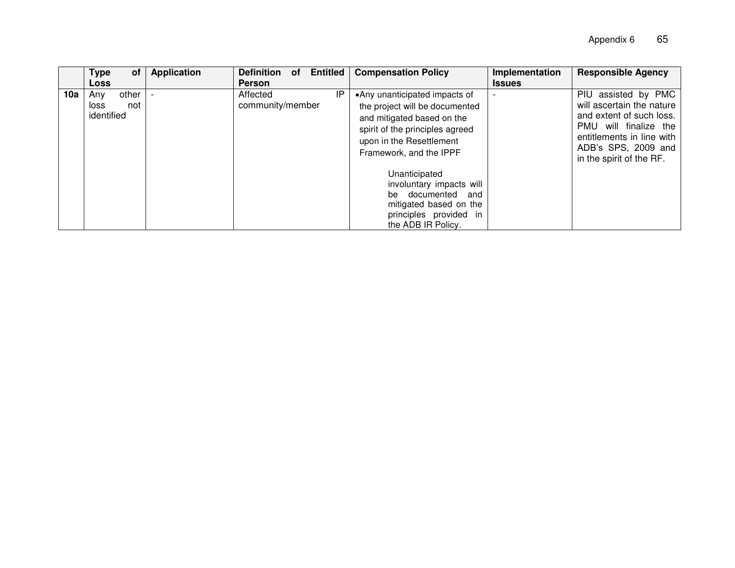|  | Type of Loss | Application | Definition of Entitled Person | Compensation Policy | Implementation Issues | Responsible Agency |
|---|---|---|---|---|---|---|
| **10a** | Any other loss not identified | - | Affected IP community/member | • Any unanticipated impacts of the project will be documented and mitigated based on the spirit of the principles agreed upon in the Resettlement Framework, and the IPPF<br><br>Unanticipated involuntary impacts will be documented and mitigated based on the principles provided in the ADB IR Policy. | - | PIU assisted by PMC will ascertain the nature and extent of such loss. PMU will finalize the entitlements in line with ADB's SPS, 2009 and in the spirit of the RF. |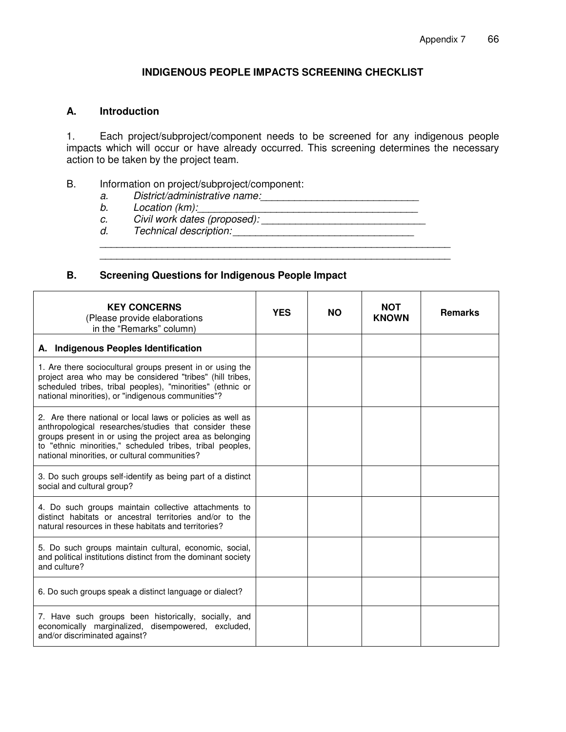## INDIGENOUS PEOPLE IMPACTS SCREENING CHECKLIST

### A. Introduction

1. Each project/subproject/component needs to be screened for any indigenous people impacts which will occur or have already occurred. This screening determines the necessary action to be taken by the project team.

B. Information on project/subproject/component:

   a. *District/administrative name:___________________________*
   b. *Location (km):_______________________________________*
   c. *Civil work dates (proposed): ____________________________*
   d. *Technical description:_______________________________*

   _________________________________________________________________
   _________________________________________________________________

### B. Screening Questions for Indigenous People Impact

| **KEY CONCERNS** (Please provide elaborations in the "Remarks" column) | **YES** | **NO** | **NOT KNOWN** | **Remarks** |
|---|---|---|---|---|
| **A. Indigenous Peoples Identification** | | | | |
| 1. Are there sociocultural groups present in or using the project area who may be considered "tribes" (hill tribes, scheduled tribes, tribal peoples), "minorities" (ethnic or national minorities), or "indigenous communities"? | | | | |
| 2. Are there national or local laws or policies as well as anthropological researches/studies that consider these groups present in or using the project area as belonging to "ethnic minorities," scheduled tribes, tribal peoples, national minorities, or cultural communities? | | | | |
| 3. Do such groups self-identify as being part of a distinct social and cultural group? | | | | |
| 4. Do such groups maintain collective attachments to distinct habitats or ancestral territories and/or to the natural resources in these habitats and territories? | | | | |
| 5. Do such groups maintain cultural, economic, social, and political institutions distinct from the dominant society and culture? | | | | |
| 6. Do such groups speak a distinct language or dialect? | | | | |
| 7. Have such groups been historically, socially, and economically marginalized, disempowered, excluded, and/or discriminated against? | | | | |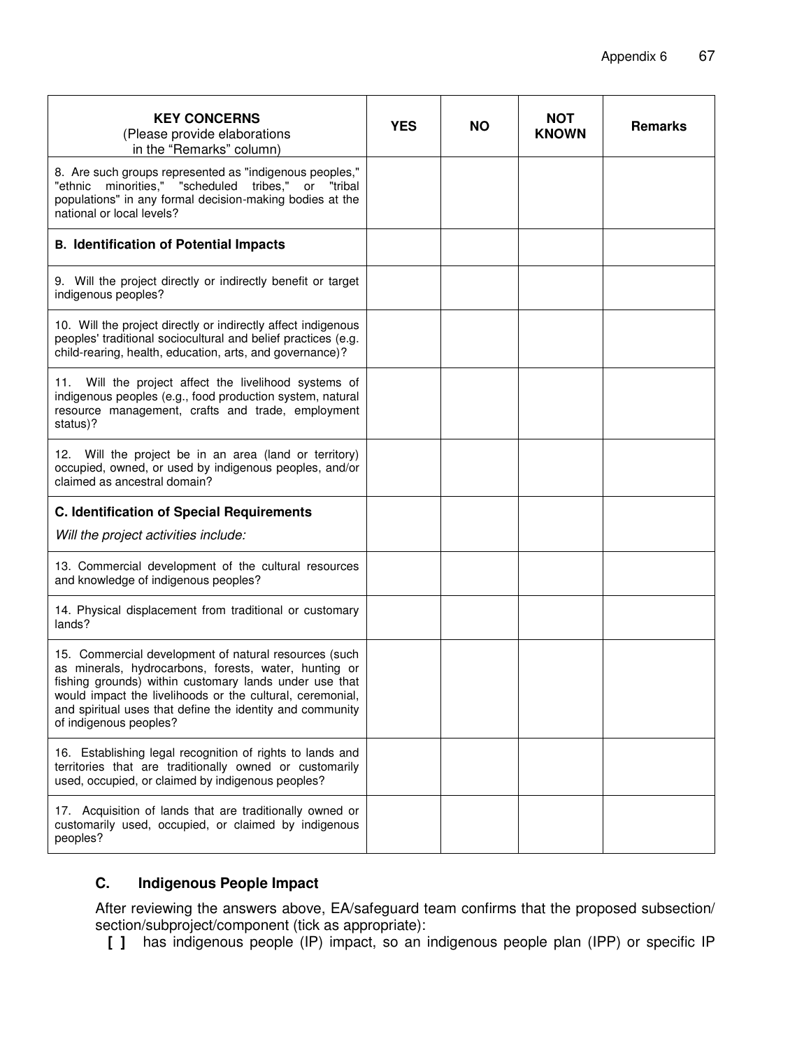| **KEY CONCERNS** (Please provide elaborations in the "Remarks" column) | **YES** | **NO** | **NOT KNOWN** | **Remarks** |
|---|---|---|---|---|
| 8. Are such groups represented as "indigenous peoples," "ethnic minorities," "scheduled tribes," or "tribal populations" in any formal decision-making bodies at the national or local levels? | | | | |
| **B. Identification of Potential Impacts** | | | | |
| 9. Will the project directly or indirectly benefit or target indigenous peoples? | | | | |
| 10. Will the project directly or indirectly affect indigenous peoples' traditional sociocultural and belief practices (e.g. child-rearing, health, education, arts, and governance)? | | | | |
| 11. Will the project affect the livelihood systems of indigenous peoples (e.g., food production system, natural resource management, crafts and trade, employment status)? | | | | |
| 12. Will the project be in an area (land or territory) occupied, owned, or used by indigenous peoples, and/or claimed as ancestral domain? | | | | |
| **C. Identification of Special Requirements** *Will the project activities include:* | | | | |
| 13. Commercial development of the cultural resources and knowledge of indigenous peoples? | | | | |
| 14. Physical displacement from traditional or customary lands? | | | | |
| 15. Commercial development of natural resources (such as minerals, hydrocarbons, forests, water, hunting or fishing grounds) within customary lands under use that would impact the livelihoods or the cultural, ceremonial, and spiritual uses that define the identity and community of indigenous peoples? | | | | |
| 16. Establishing legal recognition of rights to lands and territories that are traditionally owned or customarily used, occupied, or claimed by indigenous peoples? | | | | |
| 17. Acquisition of lands that are traditionally owned or customarily used, occupied, or claimed by indigenous peoples? | | | | |

## C. Indigenous People Impact

After reviewing the answers above, EA/safeguard team confirms that the proposed subsection/ section/subproject/component (tick as appropriate):

**[ ]** has indigenous people (IP) impact, so an indigenous people plan (IPP) or specific IP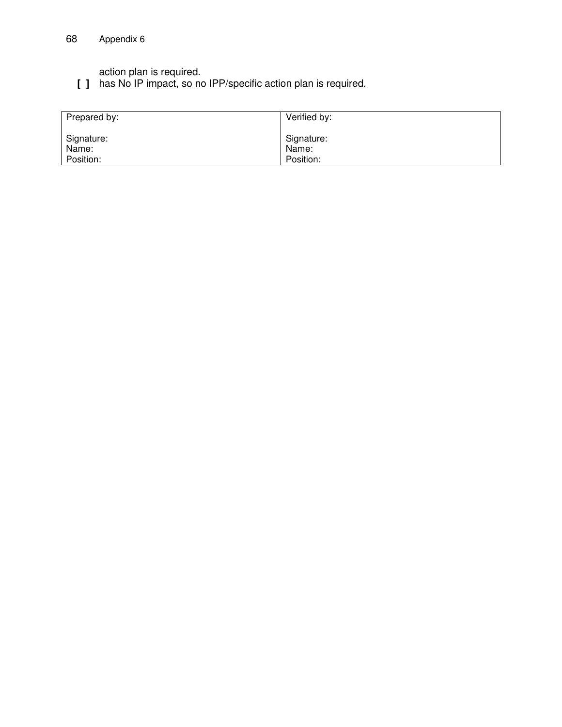action plan is required.

**[ ]** has No IP impact, so no IPP/specific action plan is required.

| Prepared by:<br><br>Signature:<br>Name:<br>Position: | Verified by:<br><br>Signature:<br>Name:<br>Position: |
|---|---|